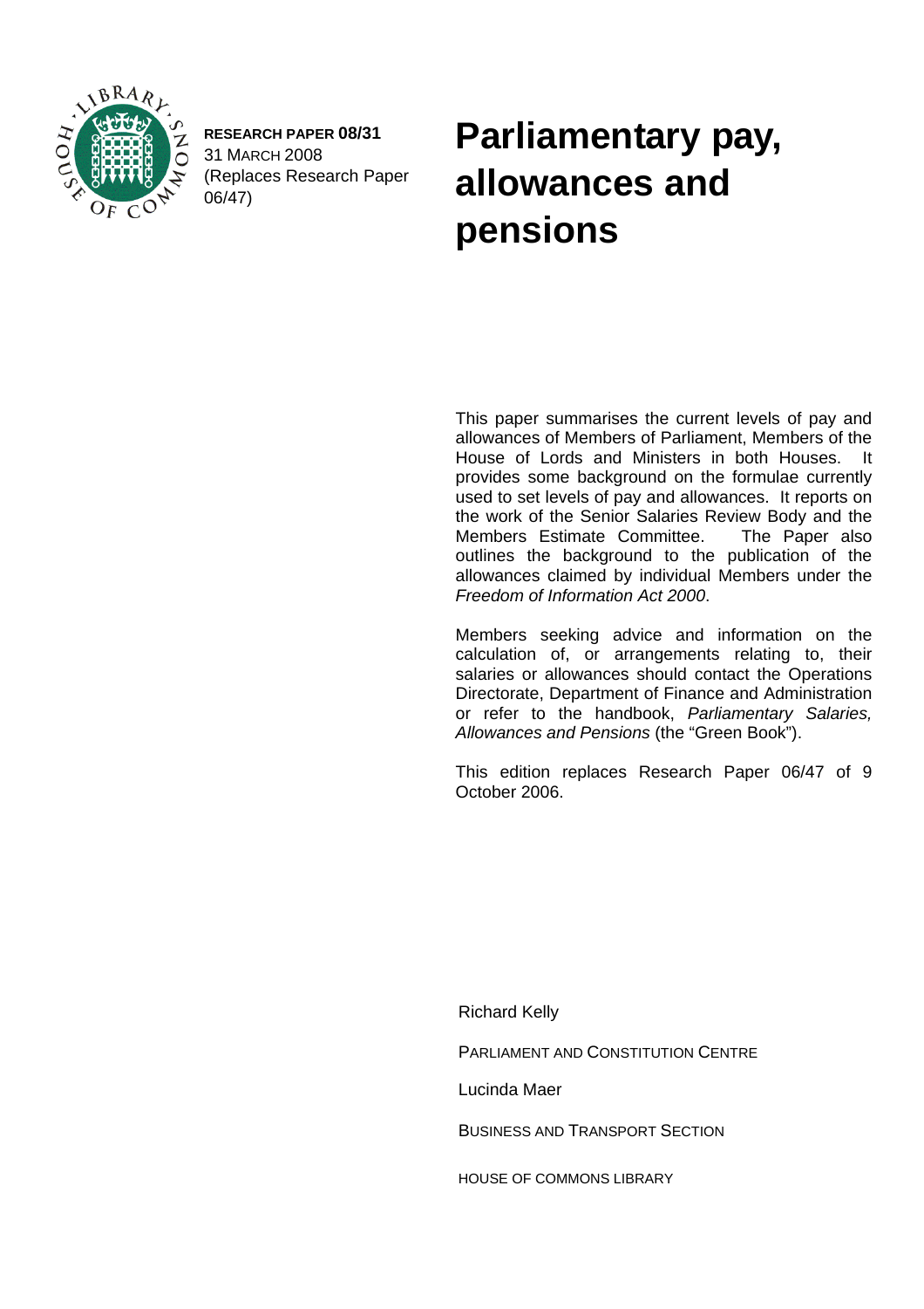**RESEARCH PAPER 08/31**
31 MARCH 2008
(Replaces Research Paper 06/47)

# Parliamentary pay, allowances and pensions

This paper summarises the current levels of pay and allowances of Members of Parliament, Members of the House of Lords and Ministers in both Houses. It provides some background on the formulae currently used to set levels of pay and allowances. It reports on the work of the Senior Salaries Review Body and the Members Estimate Committee. The Paper also outlines the background to the publication of the allowances claimed by individual Members under the *Freedom of Information Act 2000*.

Members seeking advice and information on the calculation of, or arrangements relating to, their salaries or allowances should contact the Operations Directorate, Department of Finance and Administration or refer to the handbook, *Parliamentary Salaries, Allowances and Pensions* (the "Green Book").

This edition replaces Research Paper 06/47 of 9 October 2006.

Richard Kelly

PARLIAMENT AND CONSTITUTION CENTRE

Lucinda Maer

BUSINESS AND TRANSPORT SECTION

HOUSE OF COMMONS LIBRARY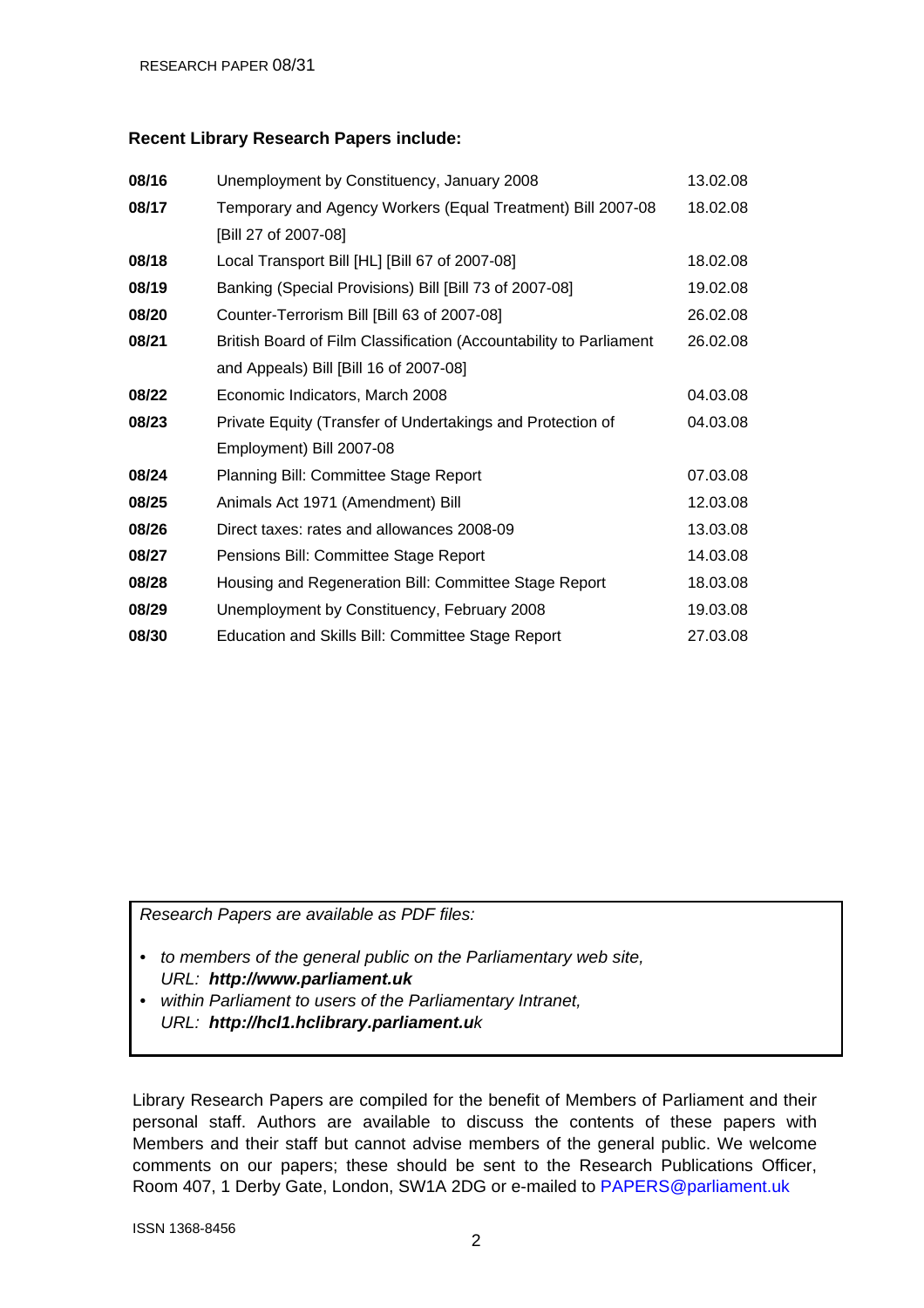**Recent Library Research Papers include:**

| | | |
|---|---|---|
| **08/16** | Unemployment by Constituency, January 2008 | 13.02.08 |
| **08/17** | Temporary and Agency Workers (Equal Treatment) Bill 2007-08 [Bill 27 of 2007-08] | 18.02.08 |
| **08/18** | Local Transport Bill [HL] [Bill 67 of 2007-08] | 18.02.08 |
| **08/19** | Banking (Special Provisions) Bill [Bill 73 of 2007-08] | 19.02.08 |
| **08/20** | Counter-Terrorism Bill [Bill 63 of 2007-08] | 26.02.08 |
| **08/21** | British Board of Film Classification (Accountability to Parliament and Appeals) Bill [Bill 16 of 2007-08] | 26.02.08 |
| **08/22** | Economic Indicators, March 2008 | 04.03.08 |
| **08/23** | Private Equity (Transfer of Undertakings and Protection of Employment) Bill 2007-08 | 04.03.08 |
| **08/24** | Planning Bill: Committee Stage Report | 07.03.08 |
| **08/25** | Animals Act 1971 (Amendment) Bill | 12.03.08 |
| **08/26** | Direct taxes: rates and allowances 2008-09 | 13.03.08 |
| **08/27** | Pensions Bill: Committee Stage Report | 14.03.08 |
| **08/28** | Housing and Regeneration Bill: Committee Stage Report | 18.03.08 |
| **08/29** | Unemployment by Constituency, February 2008 | 19.03.08 |
| **08/30** | Education and Skills Bill: Committee Stage Report | 27.03.08 |

*Research Papers are available as PDF files:*

- *to members of the general public on the Parliamentary web site,*
  *URL:* ***http://www.parliament.uk***
- *within Parliament to users of the Parliamentary Intranet,*
  *URL:* ***http://hcl1.hclibrary.parliament.uk***

Library Research Papers are compiled for the benefit of Members of Parliament and their personal staff. Authors are available to discuss the contents of these papers with Members and their staff but cannot advise members of the general public. We welcome comments on our papers; these should be sent to the Research Publications Officer, Room 407, 1 Derby Gate, London, SW1A 2DG or e-mailed to PAPERS@parliament.uk

ISSN 1368-8456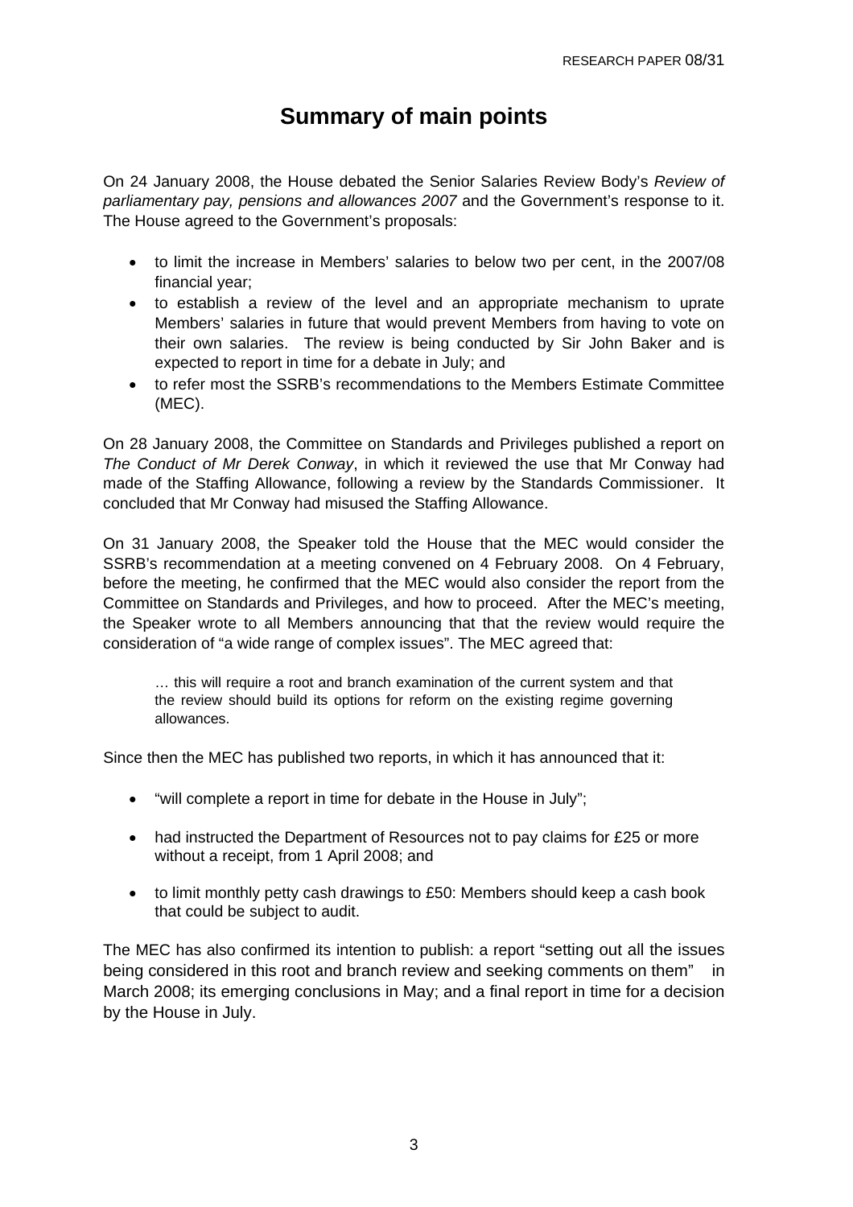# Summary of main points

On 24 January 2008, the House debated the Senior Salaries Review Body's *Review of parliamentary pay, pensions and allowances 2007* and the Government's response to it. The House agreed to the Government's proposals:

- to limit the increase in Members' salaries to below two per cent, in the 2007/08 financial year;
- to establish a review of the level and an appropriate mechanism to uprate Members' salaries in future that would prevent Members from having to vote on their own salaries. The review is being conducted by Sir John Baker and is expected to report in time for a debate in July; and
- to refer most the SSRB's recommendations to the Members Estimate Committee (MEC).

On 28 January 2008, the Committee on Standards and Privileges published a report on *The Conduct of Mr Derek Conway*, in which it reviewed the use that Mr Conway had made of the Staffing Allowance, following a review by the Standards Commissioner. It concluded that Mr Conway had misused the Staffing Allowance.

On 31 January 2008, the Speaker told the House that the MEC would consider the SSRB's recommendation at a meeting convened on 4 February 2008. On 4 February, before the meeting, he confirmed that the MEC would also consider the report from the Committee on Standards and Privileges, and how to proceed. After the MEC's meeting, the Speaker wrote to all Members announcing that that the review would require the consideration of "a wide range of complex issues". The MEC agreed that:

> … this will require a root and branch examination of the current system and that the review should build its options for reform on the existing regime governing allowances.

Since then the MEC has published two reports, in which it has announced that it:

- "will complete a report in time for debate in the House in July";
- had instructed the Department of Resources not to pay claims for £25 or more without a receipt, from 1 April 2008; and
- to limit monthly petty cash drawings to £50: Members should keep a cash book that could be subject to audit.

The MEC has also confirmed its intention to publish: a report "setting out all the issues being considered in this root and branch review and seeking comments on them" in March 2008; its emerging conclusions in May; and a final report in time for a decision by the House in July.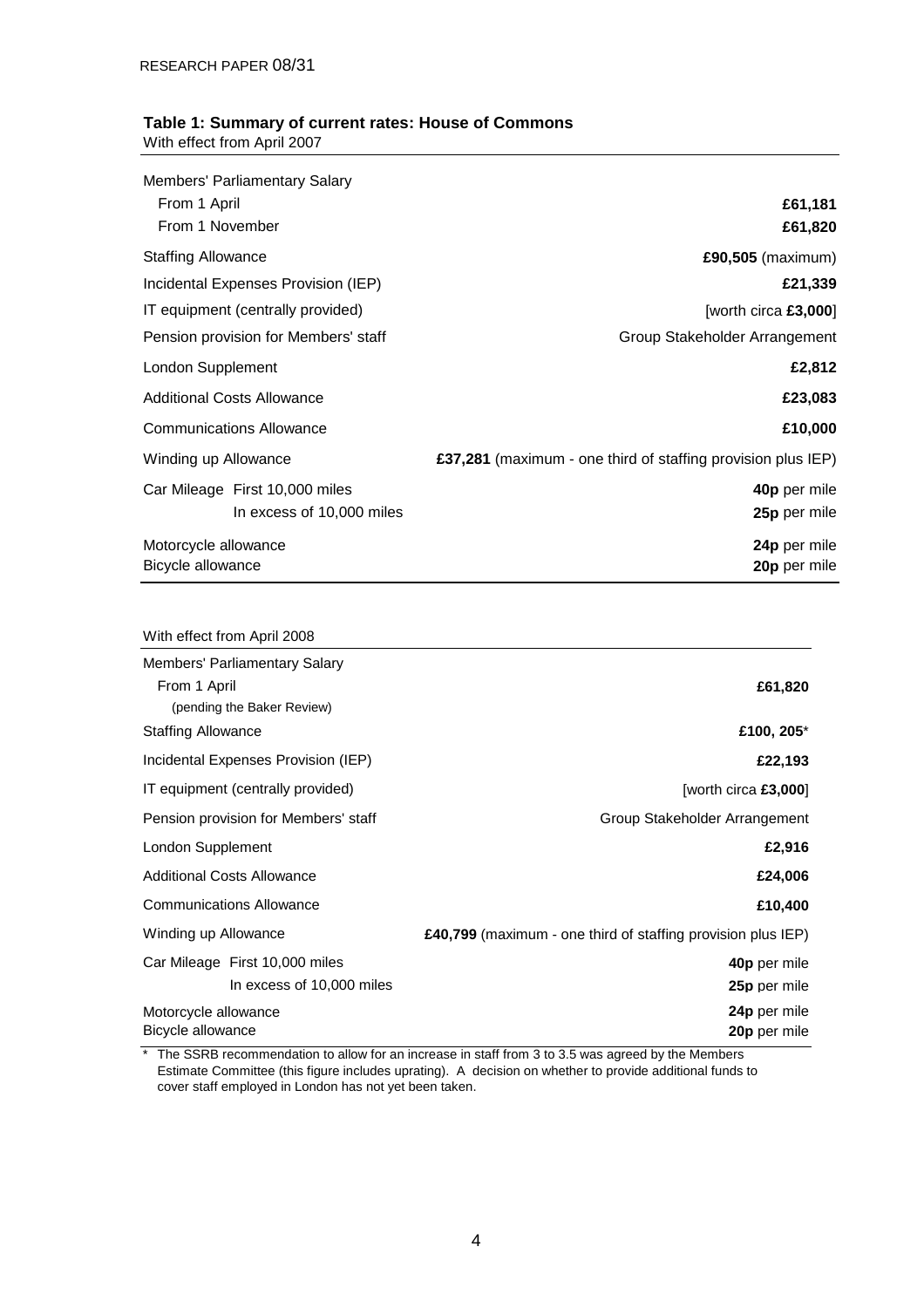**Table 1: Summary of current rates: House of Commons**

With effect from April 2007

| | |
|---|---|
| Members' Parliamentary Salary | |
| From 1 April | **£61,181** |
| From 1 November | **£61,820** |
| Staffing Allowance | **£90,505** (maximum) |
| Incidental Expenses Provision (IEP) | **£21,339** |
| IT equipment (centrally provided) | [worth circa **£3,000**] |
| Pension provision for Members' staff | Group Stakeholder Arrangement |
| London Supplement | **£2,812** |
| Additional Costs Allowance | **£23,083** |
| Communications Allowance | **£10,000** |
| Winding up Allowance | **£37,281** (maximum - one third of staffing provision plus IEP) |
| Car Mileage First 10,000 miles | **40p** per mile |
| In excess of 10,000 miles | **25p** per mile |
| Motorcycle allowance | **24p** per mile |
| Bicycle allowance | **20p** per mile |

With effect from April 2008

| | |
|---|---|
| Members' Parliamentary Salary | |
| From 1 April (pending the Baker Review) | **£61,820** |
| Staffing Allowance | **£100, 205***|
| Incidental Expenses Provision (IEP) | **£22,193** |
| IT equipment (centrally provided) | [worth circa **£3,000**] |
| Pension provision for Members' staff | Group Stakeholder Arrangement |
| London Supplement | **£2,916** |
| Additional Costs Allowance | **£24,006** |
| Communications Allowance | **£10,400** |
| Winding up Allowance | **£40,799** (maximum - one third of staffing provision plus IEP) |
| Car Mileage First 10,000 miles | **40p** per mile |
| In excess of 10,000 miles | **25p** per mile |
| Motorcycle allowance | **24p** per mile |
| Bicycle allowance | **20p** per mile |

\* The SSRB recommendation to allow for an increase in staff from 3 to 3.5 was agreed by the Members Estimate Committee (this figure includes uprating). A decision on whether to provide additional funds to cover staff employed in London has not yet been taken.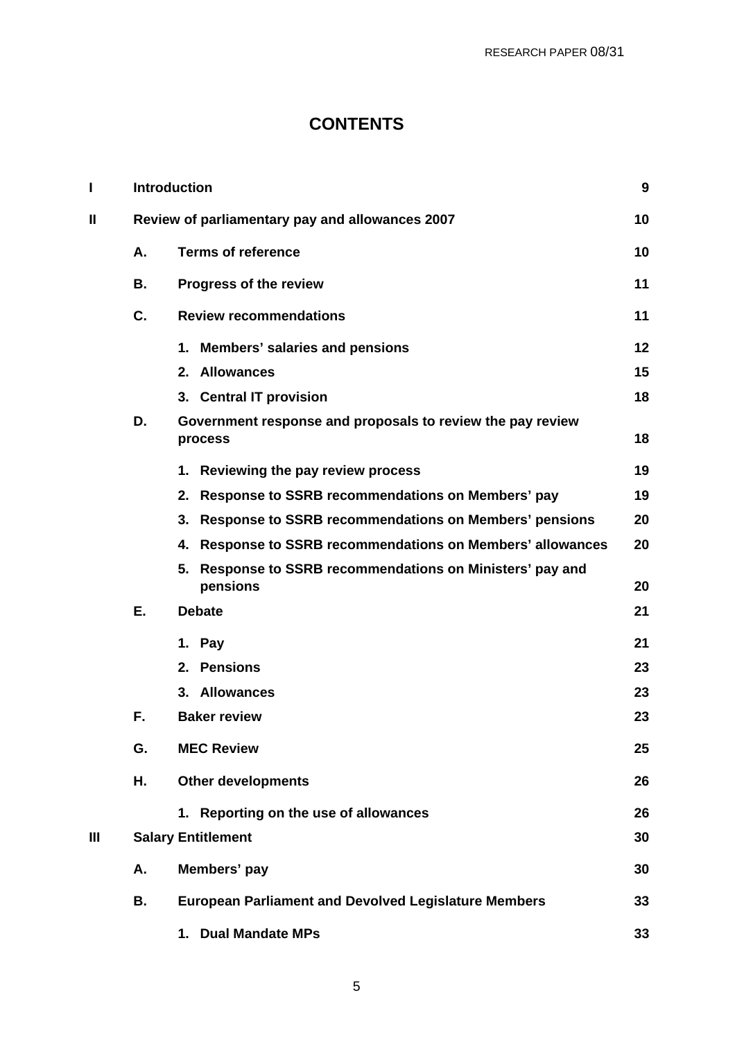# CONTENTS

| | | | |
|---|---|---|---|
| **I** | **Introduction** | | **9** |
| **II** | **Review of parliamentary pay and allowances 2007** | | **10** |
| | **A.** | **Terms of reference** | **10** |
| | **B.** | **Progress of the review** | **11** |
| | **C.** | **Review recommendations** | **11** |
| | | **1. Members' salaries and pensions** | **12** |
| | | **2. Allowances** | **15** |
| | | **3. Central IT provision** | **18** |
| | **D.** | **Government response and proposals to review the pay review process** | **18** |
| | | **1. Reviewing the pay review process** | **19** |
| | | **2. Response to SSRB recommendations on Members' pay** | **19** |
| | | **3. Response to SSRB recommendations on Members' pensions** | **20** |
| | | **4. Response to SSRB recommendations on Members' allowances** | **20** |
| | | **5. Response to SSRB recommendations on Ministers' pay and pensions** | **20** |
| | **E.** | **Debate** | **21** |
| | | **1. Pay** | **21** |
| | | **2. Pensions** | **23** |
| | | **3. Allowances** | **23** |
| | **F.** | **Baker review** | **23** |
| | **G.** | **MEC Review** | **25** |
| | **H.** | **Other developments** | **26** |
| | | **1. Reporting on the use of allowances** | **26** |
| **III** | **Salary Entitlement** | | **30** |
| | **A.** | **Members' pay** | **30** |
| | **B.** | **European Parliament and Devolved Legislature Members** | **33** |
| | | **1. Dual Mandate MPs** | **33** |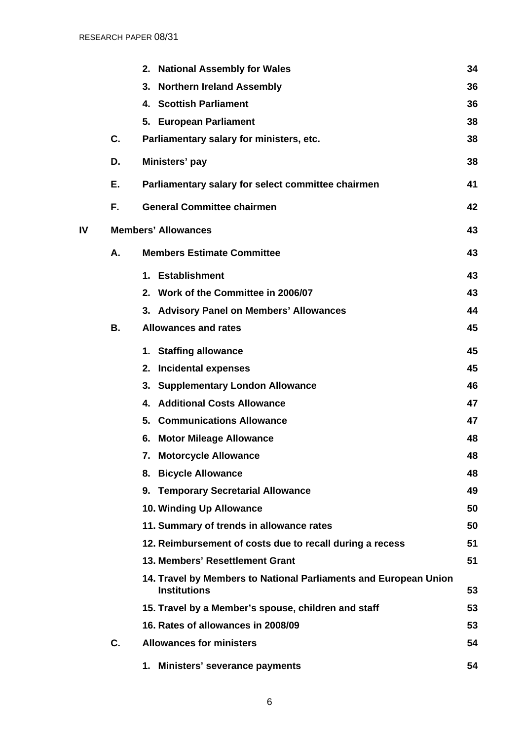| | | | |
|---|---|---|---|
| | | 2. National Assembly for Wales | 34 |
| | | 3. Northern Ireland Assembly | 36 |
| | | 4. Scottish Parliament | 36 |
| | | 5. European Parliament | 38 |
| | C. | Parliamentary salary for ministers, etc. | 38 |
| | D. | Ministers' pay | 38 |
| | E. | Parliamentary salary for select committee chairmen | 41 |
| | F. | General Committee chairmen | 42 |
| IV | | Members' Allowances | 43 |
| | A. | Members Estimate Committee | 43 |
| | | 1. Establishment | 43 |
| | | 2. Work of the Committee in 2006/07 | 43 |
| | | 3. Advisory Panel on Members' Allowances | 44 |
| | B. | Allowances and rates | 45 |
| | | 1. Staffing allowance | 45 |
| | | 2. Incidental expenses | 45 |
| | | 3. Supplementary London Allowance | 46 |
| | | 4. Additional Costs Allowance | 47 |
| | | 5. Communications Allowance | 47 |
| | | 6. Motor Mileage Allowance | 48 |
| | | 7. Motorcycle Allowance | 48 |
| | | 8. Bicycle Allowance | 48 |
| | | 9. Temporary Secretarial Allowance | 49 |
| | | 10. Winding Up Allowance | 50 |
| | | 11. Summary of trends in allowance rates | 50 |
| | | 12. Reimbursement of costs due to recall during a recess | 51 |
| | | 13. Members' Resettlement Grant | 51 |
| | | 14. Travel by Members to National Parliaments and European Union Institutions | 53 |
| | | 15. Travel by a Member's spouse, children and staff | 53 |
| | | 16. Rates of allowances in 2008/09 | 53 |
| | C. | Allowances for ministers | 54 |
| | | 1. Ministers' severance payments | 54 |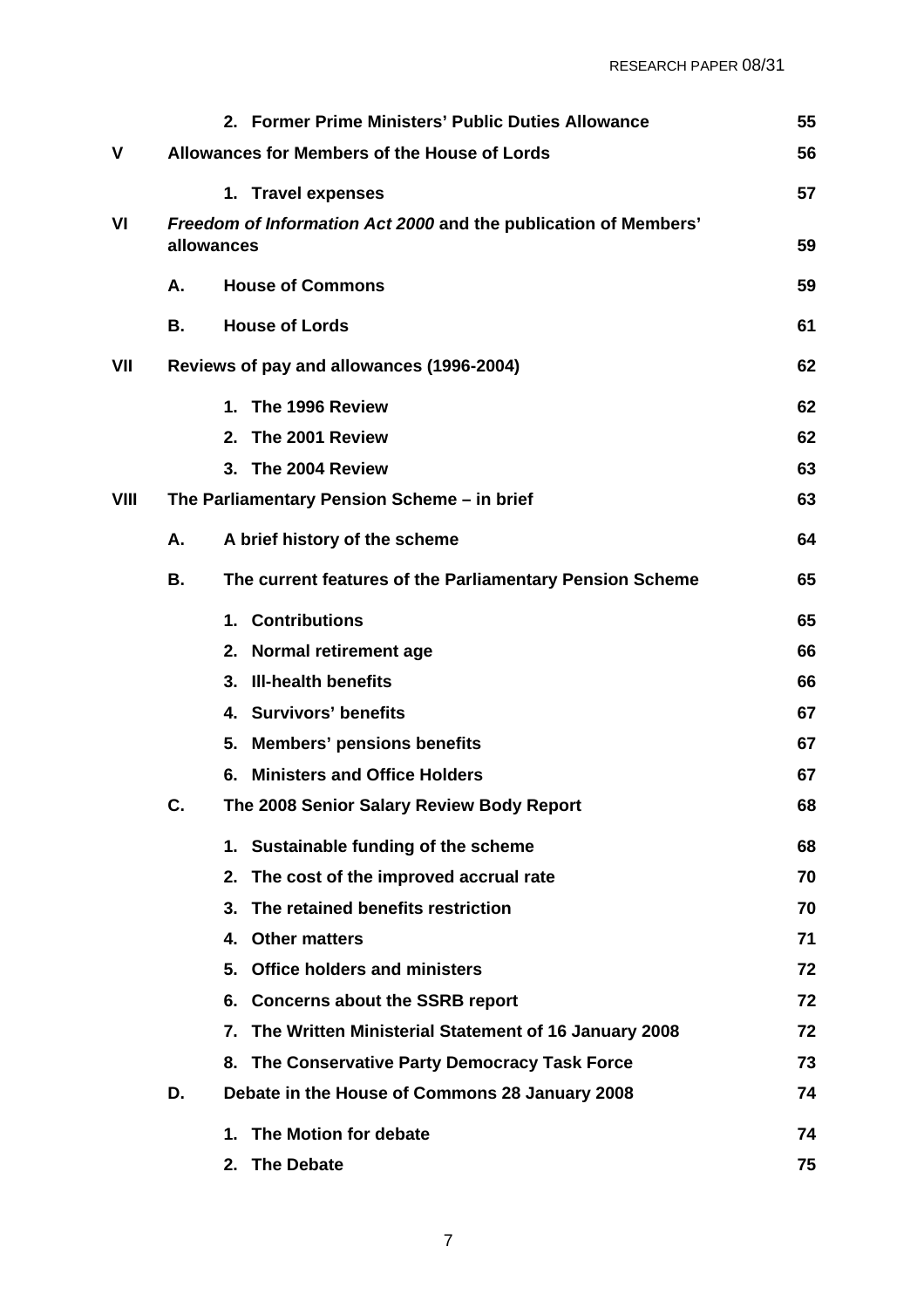| | | | |
|---|---|---|---|
| | | 2. Former Prime Ministers' Public Duties Allowance | 55 |
| **V** | **Allowances for Members of the House of Lords** | | **56** |
| | | 1. Travel expenses | 57 |
| **VI** | ***Freedom of Information Act 2000* and the publication of Members' allowances** | | **59** |
| | **A.** | **House of Commons** | **59** |
| | **B.** | **House of Lords** | **61** |
| **VII** | **Reviews of pay and allowances (1996-2004)** | | **62** |
| | | 1. The 1996 Review | 62 |
| | | 2. The 2001 Review | 62 |
| | | 3. The 2004 Review | 63 |
| **VIII** | **The Parliamentary Pension Scheme – in brief** | | **63** |
| | **A.** | **A brief history of the scheme** | **64** |
| | **B.** | **The current features of the Parliamentary Pension Scheme** | **65** |
| | | 1. Contributions | 65 |
| | | 2. Normal retirement age | 66 |
| | | 3. Ill-health benefits | 66 |
| | | 4. Survivors' benefits | 67 |
| | | 5. Members' pensions benefits | 67 |
| | | 6. Ministers and Office Holders | 67 |
| | **C.** | **The 2008 Senior Salary Review Body Report** | **68** |
| | | 1. Sustainable funding of the scheme | 68 |
| | | 2. The cost of the improved accrual rate | 70 |
| | | 3. The retained benefits restriction | 70 |
| | | 4. Other matters | 71 |
| | | 5. Office holders and ministers | 72 |
| | | 6. Concerns about the SSRB report | 72 |
| | | 7. The Written Ministerial Statement of 16 January 2008 | 72 |
| | | 8. The Conservative Party Democracy Task Force | 73 |
| | **D.** | **Debate in the House of Commons 28 January 2008** | **74** |
| | | 1. The Motion for debate | 74 |
| | | 2. The Debate | 75 |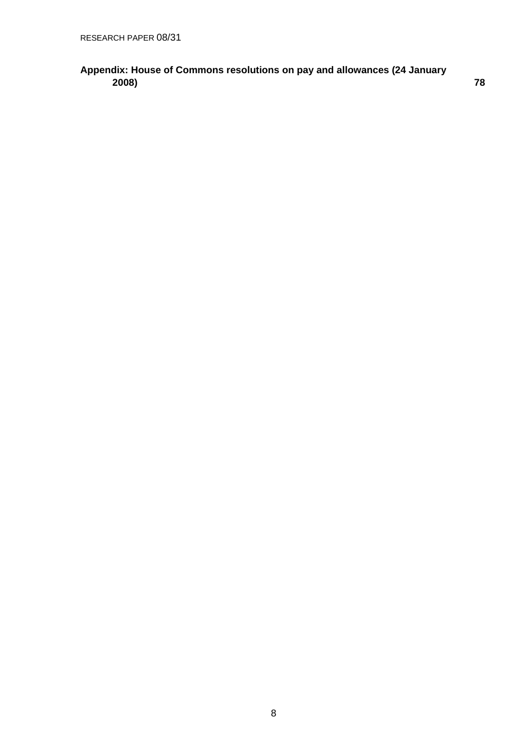**Appendix: House of Commons resolutions on pay and allowances (24 January 2008)** **78**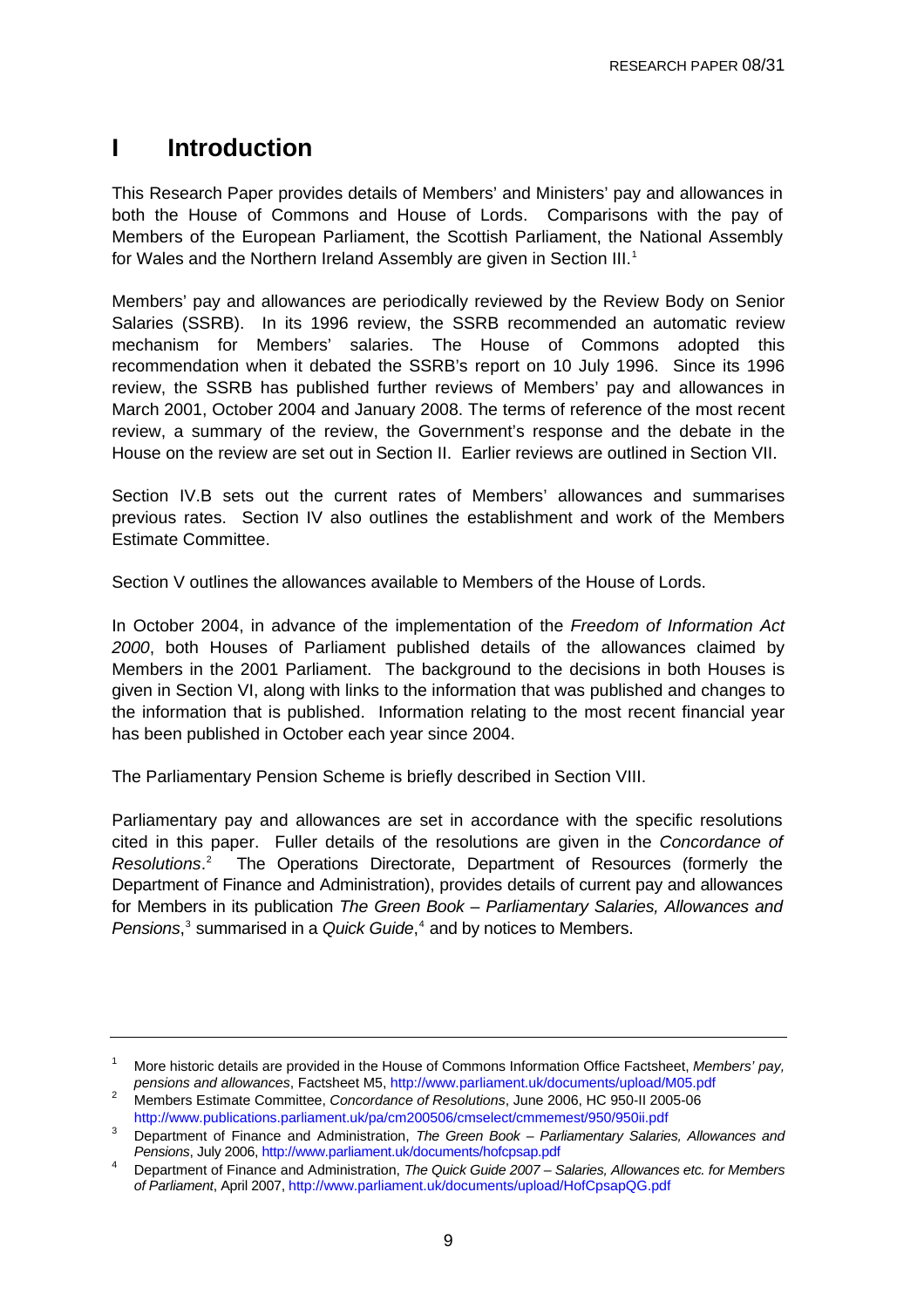# I Introduction

This Research Paper provides details of Members' and Ministers' pay and allowances in both the House of Commons and House of Lords. Comparisons with the pay of Members of the European Parliament, the Scottish Parliament, the National Assembly for Wales and the Northern Ireland Assembly are given in Section III.[1]

Members' pay and allowances are periodically reviewed by the Review Body on Senior Salaries (SSRB). In its 1996 review, the SSRB recommended an automatic review mechanism for Members' salaries. The House of Commons adopted this recommendation when it debated the SSRB's report on 10 July 1996. Since its 1996 review, the SSRB has published further reviews of Members' pay and allowances in March 2001, October 2004 and January 2008. The terms of reference of the most recent review, a summary of the review, the Government's response and the debate in the House on the review are set out in Section II. Earlier reviews are outlined in Section VII.

Section IV.B sets out the current rates of Members' allowances and summarises previous rates. Section IV also outlines the establishment and work of the Members Estimate Committee.

Section V outlines the allowances available to Members of the House of Lords.

In October 2004, in advance of the implementation of the *Freedom of Information Act 2000*, both Houses of Parliament published details of the allowances claimed by Members in the 2001 Parliament. The background to the decisions in both Houses is given in Section VI, along with links to the information that was published and changes to the information that is published. Information relating to the most recent financial year has been published in October each year since 2004.

The Parliamentary Pension Scheme is briefly described in Section VIII.

Parliamentary pay and allowances are set in accordance with the specific resolutions cited in this paper. Fuller details of the resolutions are given in the *Concordance of Resolutions*.[2] The Operations Directorate, Department of Resources (formerly the Department of Finance and Administration), provides details of current pay and allowances for Members in its publication *The Green Book – Parliamentary Salaries, Allowances and Pensions*,[3] summarised in a *Quick Guide*,[4] and by notices to Members.

---

[1] More historic details are provided in the House of Commons Information Office Factsheet, *Members' pay, pensions and allowances*, Factsheet M5, http://www.parliament.uk/documents/upload/M05.pdf

[2] Members Estimate Committee, *Concordance of Resolutions*, June 2006, HC 950-II 2005-06 http://www.publications.parliament.uk/pa/cm200506/cmselect/cmmemest/950/950ii.pdf

[3] Department of Finance and Administration, *The Green Book – Parliamentary Salaries, Allowances and Pensions*, July 2006, http://www.parliament.uk/documents/hofcpsap.pdf

[4] Department of Finance and Administration, *The Quick Guide 2007 – Salaries, Allowances etc. for Members of Parliament*, April 2007, http://www.parliament.uk/documents/upload/HofCpsapQG.pdf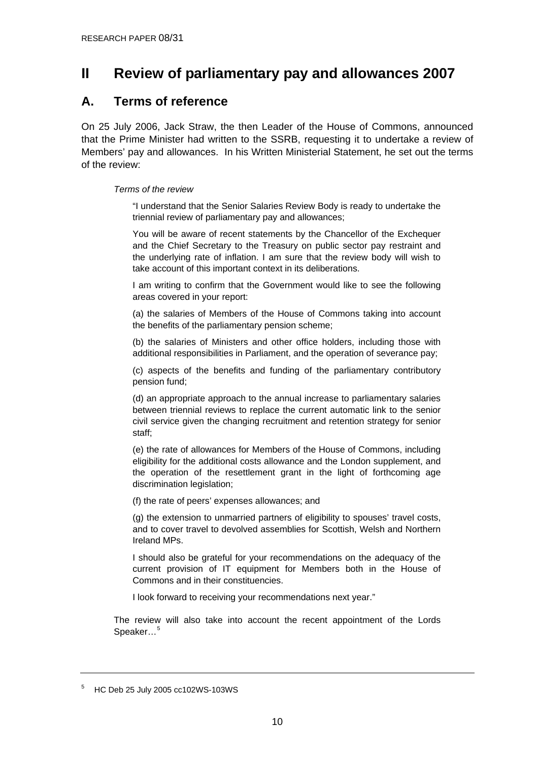# II Review of parliamentary pay and allowances 2007

## A. Terms of reference

On 25 July 2006, Jack Straw, the then Leader of the House of Commons, announced that the Prime Minister had written to the SSRB, requesting it to undertake a review of Members' pay and allowances. In his Written Ministerial Statement, he set out the terms of the review:

> *Terms of the review*
>
> "I understand that the Senior Salaries Review Body is ready to undertake the triennial review of parliamentary pay and allowances;
>
> You will be aware of recent statements by the Chancellor of the Exchequer and the Chief Secretary to the Treasury on public sector pay restraint and the underlying rate of inflation. I am sure that the review body will wish to take account of this important context in its deliberations.
>
> I am writing to confirm that the Government would like to see the following areas covered in your report:
>
> (a) the salaries of Members of the House of Commons taking into account the benefits of the parliamentary pension scheme;
>
> (b) the salaries of Ministers and other office holders, including those with additional responsibilities in Parliament, and the operation of severance pay;
>
> (c) aspects of the benefits and funding of the parliamentary contributory pension fund;
>
> (d) an appropriate approach to the annual increase to parliamentary salaries between triennial reviews to replace the current automatic link to the senior civil service given the changing recruitment and retention strategy for senior staff;
>
> (e) the rate of allowances for Members of the House of Commons, including eligibility for the additional costs allowance and the London supplement, and the operation of the resettlement grant in the light of forthcoming age discrimination legislation;
>
> (f) the rate of peers' expenses allowances; and
>
> (g) the extension to unmarried partners of eligibility to spouses' travel costs, and to cover travel to devolved assemblies for Scottish, Welsh and Northern Ireland MPs.
>
> I should also be grateful for your recommendations on the adequacy of the current provision of IT equipment for Members both in the House of Commons and in their constituencies.
>
> I look forward to receiving your recommendations next year."
>
> The review will also take into account the recent appointment of the Lords Speaker…[5]

---

[5] HC Deb 25 July 2005 cc102WS-103WS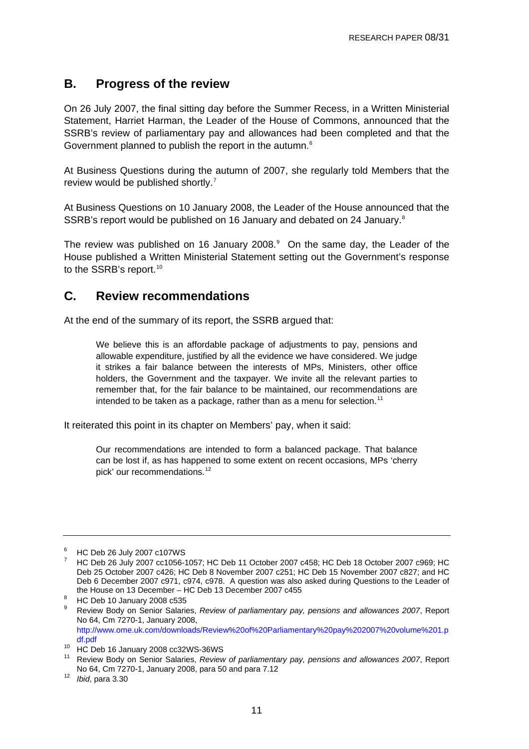## B. Progress of the review

On 26 July 2007, the final sitting day before the Summer Recess, in a Written Ministerial Statement, Harriet Harman, the Leader of the House of Commons, announced that the SSRB's review of parliamentary pay and allowances had been completed and that the Government planned to publish the report in the autumn.[6]

At Business Questions during the autumn of 2007, she regularly told Members that the review would be published shortly.[7]

At Business Questions on 10 January 2008, the Leader of the House announced that the SSRB's report would be published on 16 January and debated on 24 January.[8]

The review was published on 16 January 2008.[9] On the same day, the Leader of the House published a Written Ministerial Statement setting out the Government's response to the SSRB's report.[10]

## C. Review recommendations

At the end of the summary of its report, the SSRB argued that:

> We believe this is an affordable package of adjustments to pay, pensions and allowable expenditure, justified by all the evidence we have considered. We judge it strikes a fair balance between the interests of MPs, Ministers, other office holders, the Government and the taxpayer. We invite all the relevant parties to remember that, for the fair balance to be maintained, our recommendations are intended to be taken as a package, rather than as a menu for selection.[11]

It reiterated this point in its chapter on Members' pay, when it said:

> Our recommendations are intended to form a balanced package. That balance can be lost if, as has happened to some extent on recent occasions, MPs 'cherry pick' our recommendations.[12]

---

[6] HC Deb 26 July 2007 c107WS

[7] HC Deb 26 July 2007 cc1056-1057; HC Deb 11 October 2007 c458; HC Deb 18 October 2007 c969; HC Deb 25 October 2007 c426; HC Deb 8 November 2007 c251; HC Deb 15 November 2007 c827; and HC Deb 6 December 2007 c971, c974, c978. A question was also asked during Questions to the Leader of the House on 13 December – HC Deb 13 December 2007 c455

[8] HC Deb 10 January 2008 c535

[9] Review Body on Senior Salaries, *Review of parliamentary pay, pensions and allowances 2007*, Report No 64, Cm 7270-1, January 2008, http://www.ome.uk.com/downloads/Review%20of%20Parliamentary%20pay%202007%20volume%201.pdf.pdf

[10] HC Deb 16 January 2008 cc32WS-36WS

[11] Review Body on Senior Salaries, *Review of parliamentary pay, pensions and allowances 2007*, Report No 64, Cm 7270-1, January 2008, para 50 and para 7.12

[12] *Ibid*, para 3.30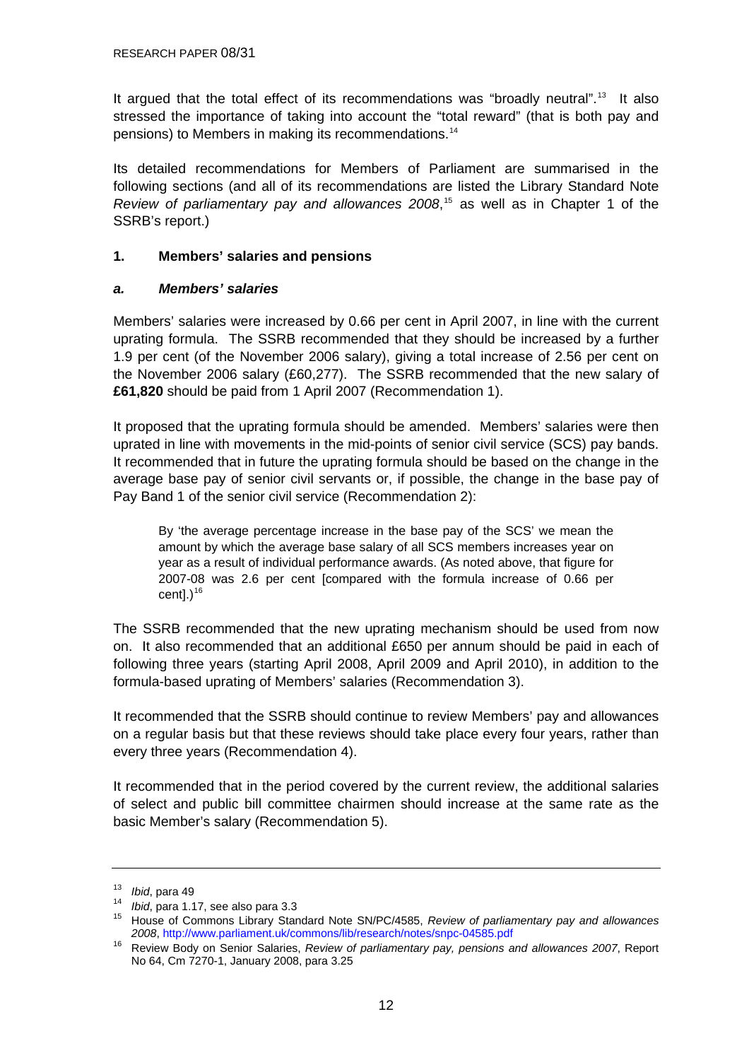It argued that the total effect of its recommendations was "broadly neutral".[13] It also stressed the importance of taking into account the "total reward" (that is both pay and pensions) to Members in making its recommendations.[14]

Its detailed recommendations for Members of Parliament are summarised in the following sections (and all of its recommendations are listed the Library Standard Note *Review of parliamentary pay and allowances 2008*,[15] as well as in Chapter 1 of the SSRB's report.)

## 1. Members' salaries and pensions

### *a. Members' salaries*

Members' salaries were increased by 0.66 per cent in April 2007, in line with the current uprating formula. The SSRB recommended that they should be increased by a further 1.9 per cent (of the November 2006 salary), giving a total increase of 2.56 per cent on the November 2006 salary (£60,277). The SSRB recommended that the new salary of **£61,820** should be paid from 1 April 2007 (Recommendation 1).

It proposed that the uprating formula should be amended. Members' salaries were then uprated in line with movements in the mid-points of senior civil service (SCS) pay bands. It recommended that in future the uprating formula should be based on the change in the average base pay of senior civil servants or, if possible, the change in the base pay of Pay Band 1 of the senior civil service (Recommendation 2):

> By 'the average percentage increase in the base pay of the SCS' we mean the amount by which the average base salary of all SCS members increases year on year as a result of individual performance awards. (As noted above, that figure for 2007-08 was 2.6 per cent [compared with the formula increase of 0.66 per cent].)[16]

The SSRB recommended that the new uprating mechanism should be used from now on. It also recommended that an additional £650 per annum should be paid in each of following three years (starting April 2008, April 2009 and April 2010), in addition to the formula-based uprating of Members' salaries (Recommendation 3).

It recommended that the SSRB should continue to review Members' pay and allowances on a regular basis but that these reviews should take place every four years, rather than every three years (Recommendation 4).

It recommended that in the period covered by the current review, the additional salaries of select and public bill committee chairmen should increase at the same rate as the basic Member's salary (Recommendation 5).

---

[13] *Ibid*, para 49

[14] *Ibid*, para 1.17, see also para 3.3

[15] House of Commons Library Standard Note SN/PC/4585, *Review of parliamentary pay and allowances 2008*, http://www.parliament.uk/commons/lib/research/notes/snpc-04585.pdf

[16] Review Body on Senior Salaries, *Review of parliamentary pay, pensions and allowances 2007*, Report No 64, Cm 7270-1, January 2008, para 3.25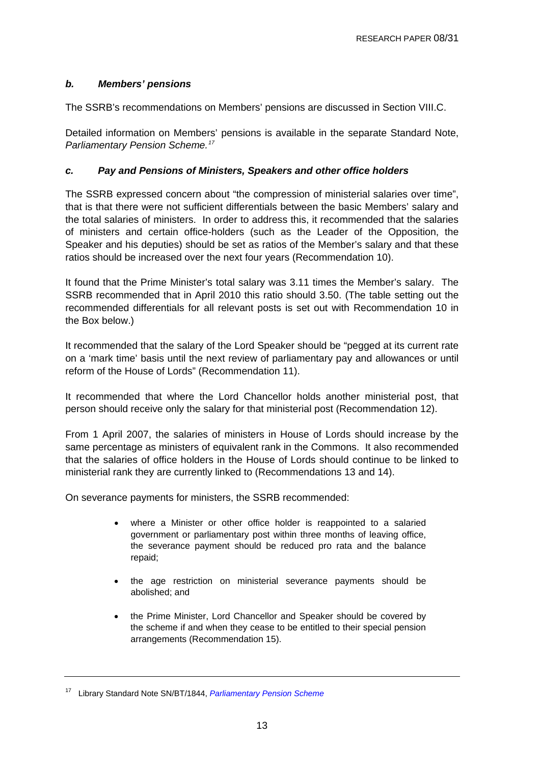### *b. Members' pensions*

The SSRB's recommendations on Members' pensions are discussed in Section VIII.C.

Detailed information on Members' pensions is available in the separate Standard Note, *Parliamentary Pension Scheme.*[17]

### *c. Pay and Pensions of Ministers, Speakers and other office holders*

The SSRB expressed concern about "the compression of ministerial salaries over time", that is that there were not sufficient differentials between the basic Members' salary and the total salaries of ministers. In order to address this, it recommended that the salaries of ministers and certain office-holders (such as the Leader of the Opposition, the Speaker and his deputies) should be set as ratios of the Member's salary and that these ratios should be increased over the next four years (Recommendation 10).

It found that the Prime Minister's total salary was 3.11 times the Member's salary. The SSRB recommended that in April 2010 this ratio should 3.50. (The table setting out the recommended differentials for all relevant posts is set out with Recommendation 10 in the Box below.)

It recommended that the salary of the Lord Speaker should be "pegged at its current rate on a 'mark time' basis until the next review of parliamentary pay and allowances or until reform of the House of Lords" (Recommendation 11).

It recommended that where the Lord Chancellor holds another ministerial post, that person should receive only the salary for that ministerial post (Recommendation 12).

From 1 April 2007, the salaries of ministers in House of Lords should increase by the same percentage as ministers of equivalent rank in the Commons. It also recommended that the salaries of office holders in the House of Lords should continue to be linked to ministerial rank they are currently linked to (Recommendations 13 and 14).

On severance payments for ministers, the SSRB recommended:

- where a Minister or other office holder is reappointed to a salaried government or parliamentary post within three months of leaving office, the severance payment should be reduced pro rata and the balance repaid;
- the age restriction on ministerial severance payments should be abolished; and
- the Prime Minister, Lord Chancellor and Speaker should be covered by the scheme if and when they cease to be entitled to their special pension arrangements (Recommendation 15).

---

[17] Library Standard Note SN/BT/1844, *Parliamentary Pension Scheme*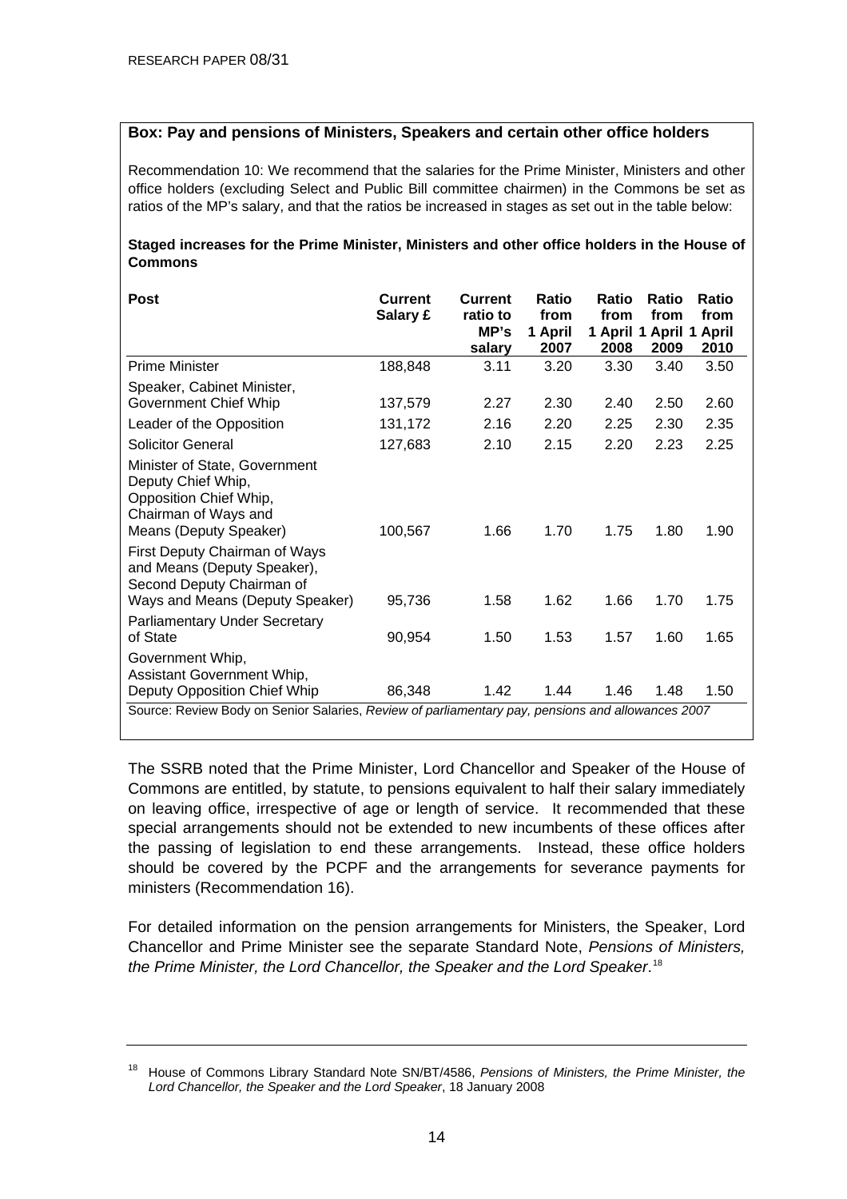**Box: Pay and pensions of Ministers, Speakers and certain other office holders**

Recommendation 10: We recommend that the salaries for the Prime Minister, Ministers and other office holders (excluding Select and Public Bill committee chairmen) in the Commons be set as ratios of the MP's salary, and that the ratios be increased in stages as set out in the table below:

**Staged increases for the Prime Minister, Ministers and other office holders in the House of Commons**

| Post | Current Salary £ | Current ratio to MP's salary | Ratio from 1 April 2007 | Ratio from 1 April 2008 | Ratio from 1 April 2009 | Ratio from 1 April 2010 |
|---|---|---|---|---|---|---|
| Prime Minister | 188,848 | 3.11 | 3.20 | 3.30 | 3.40 | 3.50 |
| Speaker, Cabinet Minister, Government Chief Whip | 137,579 | 2.27 | 2.30 | 2.40 | 2.50 | 2.60 |
| Leader of the Opposition | 131,172 | 2.16 | 2.20 | 2.25 | 2.30 | 2.35 |
| Solicitor General | 127,683 | 2.10 | 2.15 | 2.20 | 2.23 | 2.25 |
| Minister of State, Government Deputy Chief Whip, Opposition Chief Whip, Chairman of Ways and Means (Deputy Speaker) | 100,567 | 1.66 | 1.70 | 1.75 | 1.80 | 1.90 |
| First Deputy Chairman of Ways and Means (Deputy Speaker), Second Deputy Chairman of Ways and Means (Deputy Speaker) | 95,736 | 1.58 | 1.62 | 1.66 | 1.70 | 1.75 |
| Parliamentary Under Secretary of State | 90,954 | 1.50 | 1.53 | 1.57 | 1.60 | 1.65 |
| Government Whip, Assistant Government Whip, Deputy Opposition Chief Whip | 86,348 | 1.42 | 1.44 | 1.46 | 1.48 | 1.50 |

Source: Review Body on Senior Salaries, *Review of parliamentary pay, pensions and allowances 2007*

The SSRB noted that the Prime Minister, Lord Chancellor and Speaker of the House of Commons are entitled, by statute, to pensions equivalent to half their salary immediately on leaving office, irrespective of age or length of service. It recommended that these special arrangements should not be extended to new incumbents of these offices after the passing of legislation to end these arrangements. Instead, these office holders should be covered by the PCPF and the arrangements for severance payments for ministers (Recommendation 16).

For detailed information on the pension arrangements for Ministers, the Speaker, Lord Chancellor and Prime Minister see the separate Standard Note, *Pensions of Ministers, the Prime Minister, the Lord Chancellor, the Speaker and the Lord Speaker*.[18]

---

[18] House of Commons Library Standard Note SN/BT/4586, *Pensions of Ministers, the Prime Minister, the Lord Chancellor, the Speaker and the Lord Speaker*, 18 January 2008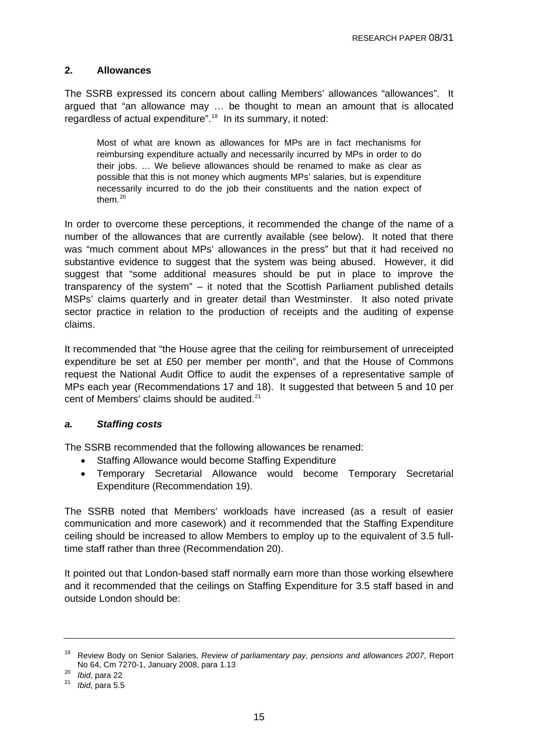## 2. Allowances

The SSRB expressed its concern about calling Members' allowances "allowances". It argued that "an allowance may … be thought to mean an amount that is allocated regardless of actual expenditure".[19] In its summary, it noted:

> Most of what are known as allowances for MPs are in fact mechanisms for reimbursing expenditure actually and necessarily incurred by MPs in order to do their jobs. … We believe allowances should be renamed to make as clear as possible that this is not money which augments MPs' salaries, but is expenditure necessarily incurred to do the job their constituents and the nation expect of them.[20]

In order to overcome these perceptions, it recommended the change of the name of a number of the allowances that are currently available (see below). It noted that there was "much comment about MPs' allowances in the press" but that it had received no substantive evidence to suggest that the system was being abused. However, it did suggest that "some additional measures should be put in place to improve the transparency of the system" – it noted that the Scottish Parliament published details MSPs' claims quarterly and in greater detail than Westminster. It also noted private sector practice in relation to the production of receipts and the auditing of expense claims.

It recommended that "the House agree that the ceiling for reimbursement of unreceipted expenditure be set at £50 per member per month", and that the House of Commons request the National Audit Office to audit the expenses of a representative sample of MPs each year (Recommendations 17 and 18). It suggested that between 5 and 10 per cent of Members' claims should be audited.[21]

### *a. Staffing costs*

The SSRB recommended that the following allowances be renamed:

- Staffing Allowance would become Staffing Expenditure
- Temporary Secretarial Allowance would become Temporary Secretarial Expenditure (Recommendation 19).

The SSRB noted that Members' workloads have increased (as a result of easier communication and more casework) and it recommended that the Staffing Expenditure ceiling should be increased to allow Members to employ up to the equivalent of 3.5 full-time staff rather than three (Recommendation 20).

It pointed out that London-based staff normally earn more than those working elsewhere and it recommended that the ceilings on Staffing Expenditure for 3.5 staff based in and outside London should be:

---

[19] Review Body on Senior Salaries, *Review of parliamentary pay, pensions and allowances 2007*, Report No 64, Cm 7270-1, January 2008, para 1.13

[20] *Ibid*, para 22

[21] *Ibid*, para 5.5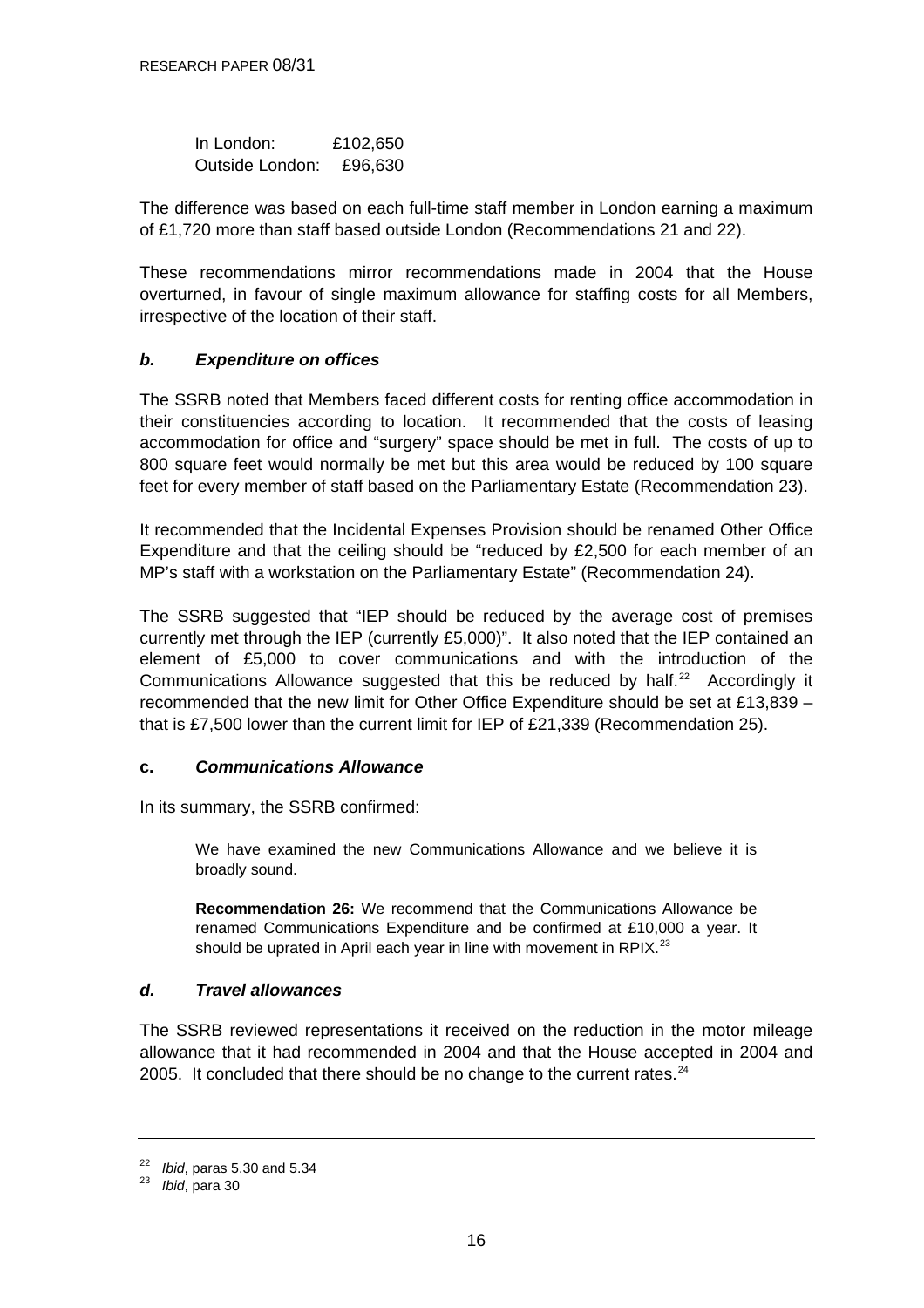In London: £102,650
Outside London: £96,630

The difference was based on each full-time staff member in London earning a maximum of £1,720 more than staff based outside London (Recommendations 21 and 22).

These recommendations mirror recommendations made in 2004 that the House overturned, in favour of single maximum allowance for staffing costs for all Members, irrespective of the location of their staff.

### *b. Expenditure on offices*

The SSRB noted that Members faced different costs for renting office accommodation in their constituencies according to location. It recommended that the costs of leasing accommodation for office and "surgery" space should be met in full. The costs of up to 800 square feet would normally be met but this area would be reduced by 100 square feet for every member of staff based on the Parliamentary Estate (Recommendation 23).

It recommended that the Incidental Expenses Provision should be renamed Other Office Expenditure and that the ceiling should be "reduced by £2,500 for each member of an MP's staff with a workstation on the Parliamentary Estate" (Recommendation 24).

The SSRB suggested that "IEP should be reduced by the average cost of premises currently met through the IEP (currently £5,000)". It also noted that the IEP contained an element of £5,000 to cover communications and with the introduction of the Communications Allowance suggested that this be reduced by half.[22] Accordingly it recommended that the new limit for Other Office Expenditure should be set at £13,839 – that is £7,500 lower than the current limit for IEP of £21,339 (Recommendation 25).

### **c.** *Communications Allowance*

In its summary, the SSRB confirmed:

> We have examined the new Communications Allowance and we believe it is broadly sound.
>
> **Recommendation 26:** We recommend that the Communications Allowance be renamed Communications Expenditure and be confirmed at £10,000 a year. It should be uprated in April each year in line with movement in RPIX.[23]

### *d. Travel allowances*

The SSRB reviewed representations it received on the reduction in the motor mileage allowance that it had recommended in 2004 and that the House accepted in 2004 and 2005. It concluded that there should be no change to the current rates.[24]

---

[22] *Ibid*, paras 5.30 and 5.34
[23] *Ibid*, para 30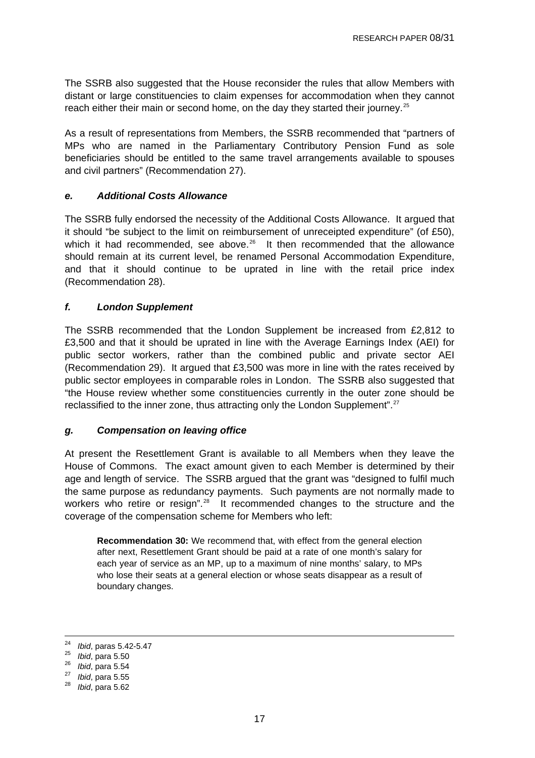The SSRB also suggested that the House reconsider the rules that allow Members with distant or large constituencies to claim expenses for accommodation when they cannot reach either their main or second home, on the day they started their journey.[25]

As a result of representations from Members, the SSRB recommended that "partners of MPs who are named in the Parliamentary Contributory Pension Fund as sole beneficiaries should be entitled to the same travel arrangements available to spouses and civil partners" (Recommendation 27).

### *e. Additional Costs Allowance*

The SSRB fully endorsed the necessity of the Additional Costs Allowance. It argued that it should "be subject to the limit on reimbursement of unreceipted expenditure" (of £50), which it had recommended, see above.[26] It then recommended that the allowance should remain at its current level, be renamed Personal Accommodation Expenditure, and that it should continue to be uprated in line with the retail price index (Recommendation 28).

### *f. London Supplement*

The SSRB recommended that the London Supplement be increased from £2,812 to £3,500 and that it should be uprated in line with the Average Earnings Index (AEI) for public sector workers, rather than the combined public and private sector AEI (Recommendation 29). It argued that £3,500 was more in line with the rates received by public sector employees in comparable roles in London. The SSRB also suggested that "the House review whether some constituencies currently in the outer zone should be reclassified to the inner zone, thus attracting only the London Supplement".[27]

### *g. Compensation on leaving office*

At present the Resettlement Grant is available to all Members when they leave the House of Commons. The exact amount given to each Member is determined by their age and length of service. The SSRB argued that the grant was "designed to fulfil much the same purpose as redundancy payments. Such payments are not normally made to workers who retire or resign".[28] It recommended changes to the structure and the coverage of the compensation scheme for Members who left:

> **Recommendation 30:** We recommend that, with effect from the general election after next, Resettlement Grant should be paid at a rate of one month's salary for each year of service as an MP, up to a maximum of nine months' salary, to MPs who lose their seats at a general election or whose seats disappear as a result of boundary changes.

---

[24] *Ibid*, paras 5.42-5.47
[25] *Ibid*, para 5.50
[26] *Ibid*, para 5.54
[27] *Ibid*, para 5.55
[28] *Ibid*, para 5.62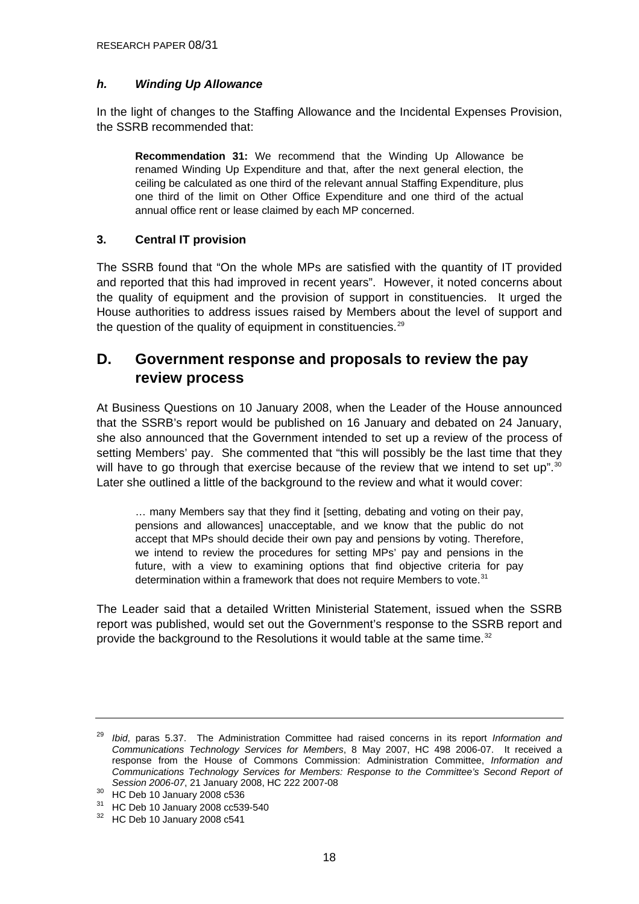### *h. Winding Up Allowance*

In the light of changes to the Staffing Allowance and the Incidental Expenses Provision, the SSRB recommended that:

> **Recommendation 31:** We recommend that the Winding Up Allowance be renamed Winding Up Expenditure and that, after the next general election, the ceiling be calculated as one third of the relevant annual Staffing Expenditure, plus one third of the limit on Other Office Expenditure and one third of the actual annual office rent or lease claimed by each MP concerned.

### 3. Central IT provision

The SSRB found that "On the whole MPs are satisfied with the quantity of IT provided and reported that this had improved in recent years". However, it noted concerns about the quality of equipment and the provision of support in constituencies. It urged the House authorities to address issues raised by Members about the level of support and the question of the quality of equipment in constituencies.[29]

## D. Government response and proposals to review the pay review process

At Business Questions on 10 January 2008, when the Leader of the House announced that the SSRB's report would be published on 16 January and debated on 24 January, she also announced that the Government intended to set up a review of the process of setting Members' pay. She commented that "this will possibly be the last time that they will have to go through that exercise because of the review that we intend to set up".[30] Later she outlined a little of the background to the review and what it would cover:

> … many Members say that they find it [setting, debating and voting on their pay, pensions and allowances] unacceptable, and we know that the public do not accept that MPs should decide their own pay and pensions by voting. Therefore, we intend to review the procedures for setting MPs' pay and pensions in the future, with a view to examining options that find objective criteria for pay determination within a framework that does not require Members to vote.[31]

The Leader said that a detailed Written Ministerial Statement, issued when the SSRB report was published, would set out the Government's response to the SSRB report and provide the background to the Resolutions it would table at the same time.[32]

---

[29] *Ibid*, paras 5.37. The Administration Committee had raised concerns in its report *Information and Communications Technology Services for Members*, 8 May 2007, HC 498 2006-07. It received a response from the House of Commons Commission: Administration Committee, *Information and Communications Technology Services for Members: Response to the Committee's Second Report of Session 2006-07*, 21 January 2008, HC 222 2007-08

[30] HC Deb 10 January 2008 c536

[31] HC Deb 10 January 2008 cc539-540

[32] HC Deb 10 January 2008 c541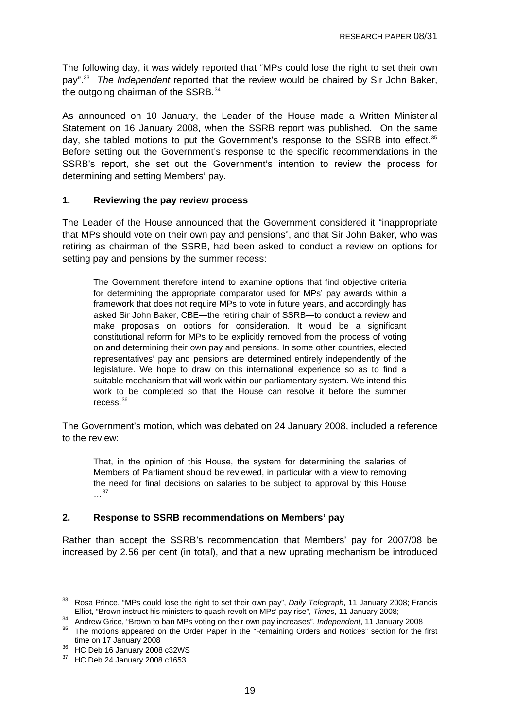The following day, it was widely reported that "MPs could lose the right to set their own pay".[33] *The Independent* reported that the review would be chaired by Sir John Baker, the outgoing chairman of the SSRB.[34]

As announced on 10 January, the Leader of the House made a Written Ministerial Statement on 16 January 2008, when the SSRB report was published. On the same day, she tabled motions to put the Government's response to the SSRB into effect.[35] Before setting out the Government's response to the specific recommendations in the SSRB's report, she set out the Government's intention to review the process for determining and setting Members' pay.

### 1. Reviewing the pay review process

The Leader of the House announced that the Government considered it "inappropriate that MPs should vote on their own pay and pensions", and that Sir John Baker, who was retiring as chairman of the SSRB, had been asked to conduct a review on options for setting pay and pensions by the summer recess:

> The Government therefore intend to examine options that find objective criteria for determining the appropriate comparator used for MPs' pay awards within a framework that does not require MPs to vote in future years, and accordingly has asked Sir John Baker, CBE—the retiring chair of SSRB—to conduct a review and make proposals on options for consideration. It would be a significant constitutional reform for MPs to be explicitly removed from the process of voting on and determining their own pay and pensions. In some other countries, elected representatives' pay and pensions are determined entirely independently of the legislature. We hope to draw on this international experience so as to find a suitable mechanism that will work within our parliamentary system. We intend this work to be completed so that the House can resolve it before the summer recess.[36]

The Government's motion, which was debated on 24 January 2008, included a reference to the review:

> That, in the opinion of this House, the system for determining the salaries of Members of Parliament should be reviewed, in particular with a view to removing the need for final decisions on salaries to be subject to approval by this House …[37]

### 2. Response to SSRB recommendations on Members' pay

Rather than accept the SSRB's recommendation that Members' pay for 2007/08 be increased by 2.56 per cent (in total), and that a new uprating mechanism be introduced

---

[33] Rosa Prince, "MPs could lose the right to set their own pay", *Daily Telegraph*, 11 January 2008; Francis Elliot, "Brown instruct his ministers to quash revolt on MPs' pay rise", *Times*, 11 January 2008;

[34] Andrew Grice, "Brown to ban MPs voting on their own pay increases", *Independent*, 11 January 2008

[35] The motions appeared on the Order Paper in the "Remaining Orders and Notices" section for the first time on 17 January 2008

[36] HC Deb 16 January 2008 c32WS

[37] HC Deb 24 January 2008 c1653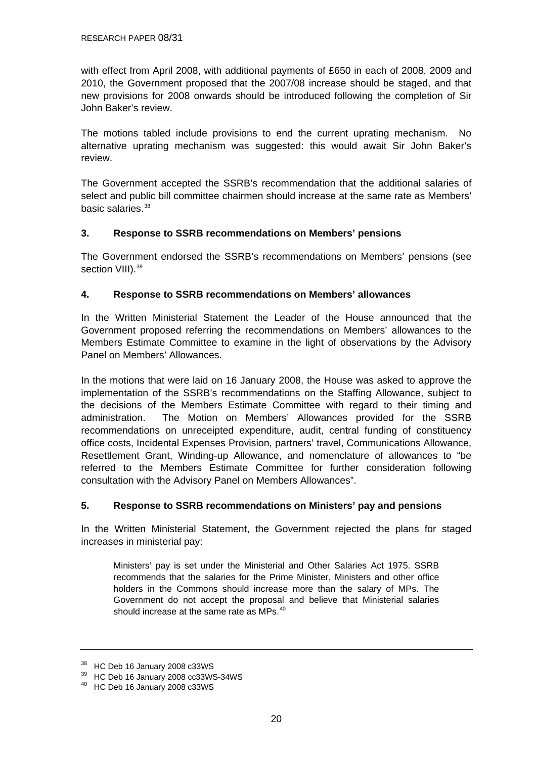with effect from April 2008, with additional payments of £650 in each of 2008, 2009 and 2010, the Government proposed that the 2007/08 increase should be staged, and that new provisions for 2008 onwards should be introduced following the completion of Sir John Baker's review.

The motions tabled include provisions to end the current uprating mechanism. No alternative uprating mechanism was suggested: this would await Sir John Baker's review.

The Government accepted the SSRB's recommendation that the additional salaries of select and public bill committee chairmen should increase at the same rate as Members' basic salaries.[38]

### 3. Response to SSRB recommendations on Members' pensions

The Government endorsed the SSRB's recommendations on Members' pensions (see section VIII).[39]

### 4. Response to SSRB recommendations on Members' allowances

In the Written Ministerial Statement the Leader of the House announced that the Government proposed referring the recommendations on Members' allowances to the Members Estimate Committee to examine in the light of observations by the Advisory Panel on Members' Allowances.

In the motions that were laid on 16 January 2008, the House was asked to approve the implementation of the SSRB's recommendations on the Staffing Allowance, subject to the decisions of the Members Estimate Committee with regard to their timing and administration. The Motion on Members' Allowances provided for the SSRB recommendations on unreceipted expenditure, audit, central funding of constituency office costs, Incidental Expenses Provision, partners' travel, Communications Allowance, Resettlement Grant, Winding-up Allowance, and nomenclature of allowances to "be referred to the Members Estimate Committee for further consideration following consultation with the Advisory Panel on Members Allowances".

### 5. Response to SSRB recommendations on Ministers' pay and pensions

In the Written Ministerial Statement, the Government rejected the plans for staged increases in ministerial pay:

> Ministers' pay is set under the Ministerial and Other Salaries Act 1975. SSRB recommends that the salaries for the Prime Minister, Ministers and other office holders in the Commons should increase more than the salary of MPs. The Government do not accept the proposal and believe that Ministerial salaries should increase at the same rate as MPs.[40]

---

[38] HC Deb 16 January 2008 c33WS

[39] HC Deb 16 January 2008 cc33WS-34WS

[40] HC Deb 16 January 2008 c33WS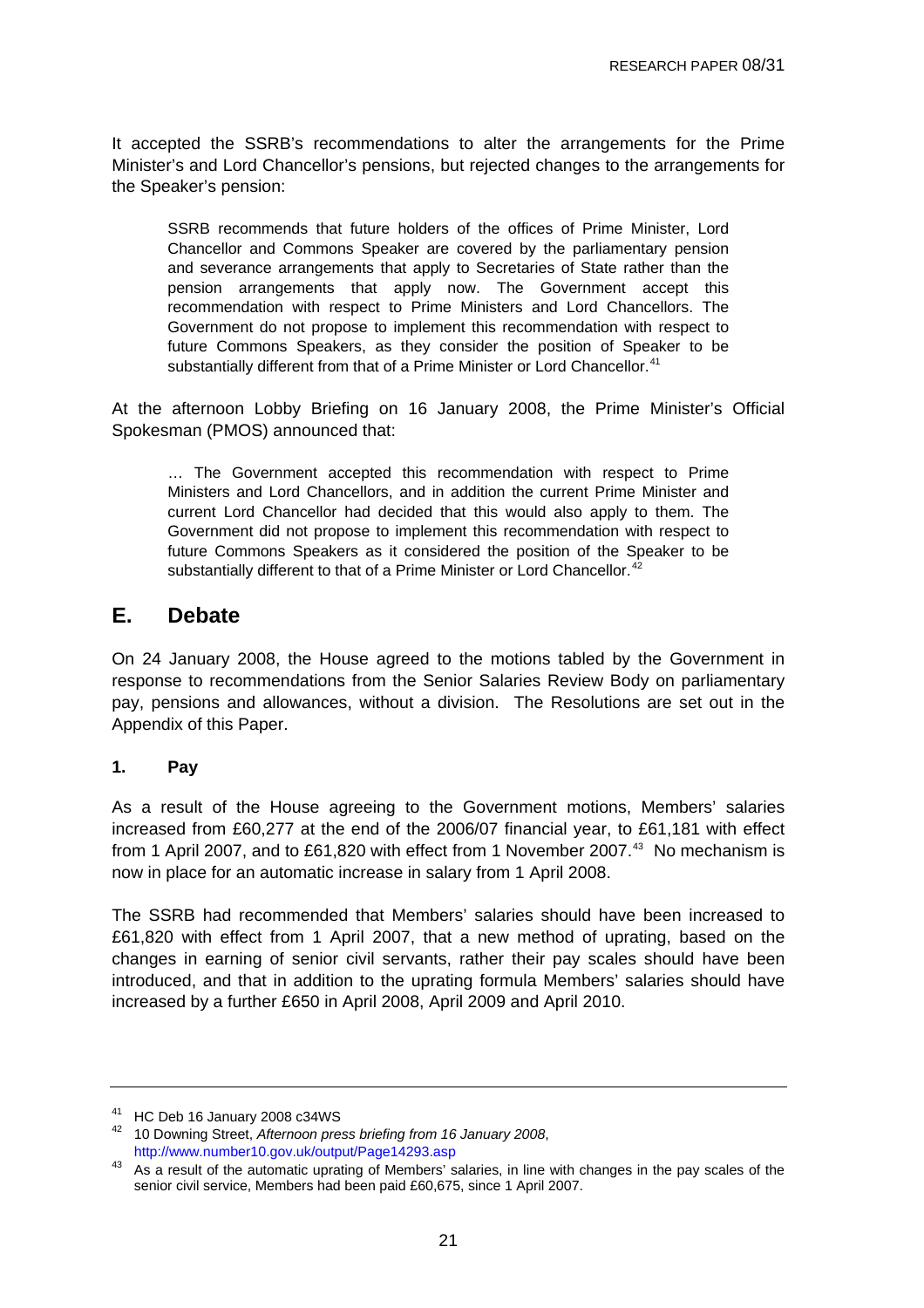It accepted the SSRB's recommendations to alter the arrangements for the Prime Minister's and Lord Chancellor's pensions, but rejected changes to the arrangements for the Speaker's pension:

> SSRB recommends that future holders of the offices of Prime Minister, Lord Chancellor and Commons Speaker are covered by the parliamentary pension and severance arrangements that apply to Secretaries of State rather than the pension arrangements that apply now. The Government accept this recommendation with respect to Prime Ministers and Lord Chancellors. The Government do not propose to implement this recommendation with respect to future Commons Speakers, as they consider the position of Speaker to be substantially different from that of a Prime Minister or Lord Chancellor.[41]

At the afternoon Lobby Briefing on 16 January 2008, the Prime Minister's Official Spokesman (PMOS) announced that:

> … The Government accepted this recommendation with respect to Prime Ministers and Lord Chancellors, and in addition the current Prime Minister and current Lord Chancellor had decided that this would also apply to them. The Government did not propose to implement this recommendation with respect to future Commons Speakers as it considered the position of the Speaker to be substantially different to that of a Prime Minister or Lord Chancellor.[42]

## E. Debate

On 24 January 2008, the House agreed to the motions tabled by the Government in response to recommendations from the Senior Salaries Review Body on parliamentary pay, pensions and allowances, without a division. The Resolutions are set out in the Appendix of this Paper.

### 1. Pay

As a result of the House agreeing to the Government motions, Members' salaries increased from £60,277 at the end of the 2006/07 financial year, to £61,181 with effect from 1 April 2007, and to £61,820 with effect from 1 November 2007.[43] No mechanism is now in place for an automatic increase in salary from 1 April 2008.

The SSRB had recommended that Members' salaries should have been increased to £61,820 with effect from 1 April 2007, that a new method of uprating, based on the changes in earning of senior civil servants, rather their pay scales should have been introduced, and that in addition to the uprating formula Members' salaries should have increased by a further £650 in April 2008, April 2009 and April 2010.

---

[41] HC Deb 16 January 2008 c34WS

[42] 10 Downing Street, *Afternoon press briefing from 16 January 2008*, http://www.number10.gov.uk/output/Page14293.asp

[43] As a result of the automatic uprating of Members' salaries, in line with changes in the pay scales of the senior civil service, Members had been paid £60,675, since 1 April 2007.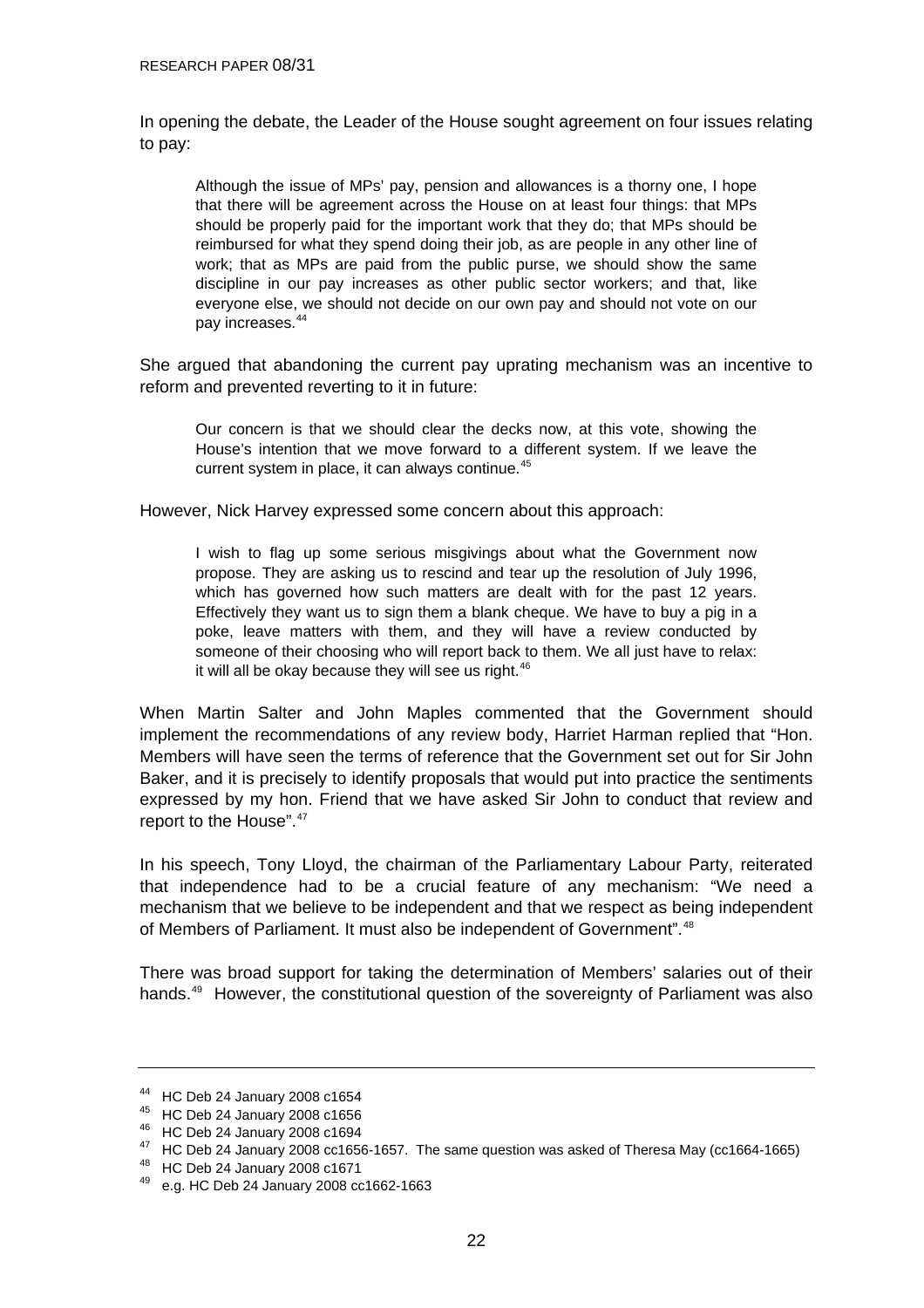In opening the debate, the Leader of the House sought agreement on four issues relating to pay:

> Although the issue of MPs' pay, pension and allowances is a thorny one, I hope that there will be agreement across the House on at least four things: that MPs should be properly paid for the important work that they do; that MPs should be reimbursed for what they spend doing their job, as are people in any other line of work; that as MPs are paid from the public purse, we should show the same discipline in our pay increases as other public sector workers; and that, like everyone else, we should not decide on our own pay and should not vote on our pay increases.[44]

She argued that abandoning the current pay uprating mechanism was an incentive to reform and prevented reverting to it in future:

> Our concern is that we should clear the decks now, at this vote, showing the House's intention that we move forward to a different system. If we leave the current system in place, it can always continue.[45]

However, Nick Harvey expressed some concern about this approach:

> I wish to flag up some serious misgivings about what the Government now propose. They are asking us to rescind and tear up the resolution of July 1996, which has governed how such matters are dealt with for the past 12 years. Effectively they want us to sign them a blank cheque. We have to buy a pig in a poke, leave matters with them, and they will have a review conducted by someone of their choosing who will report back to them. We all just have to relax: it will all be okay because they will see us right.[46]

When Martin Salter and John Maples commented that the Government should implement the recommendations of any review body, Harriet Harman replied that "Hon. Members will have seen the terms of reference that the Government set out for Sir John Baker, and it is precisely to identify proposals that would put into practice the sentiments expressed by my hon. Friend that we have asked Sir John to conduct that review and report to the House".[47]

In his speech, Tony Lloyd, the chairman of the Parliamentary Labour Party, reiterated that independence had to be a crucial feature of any mechanism: "We need a mechanism that we believe to be independent and that we respect as being independent of Members of Parliament. It must also be independent of Government".[48]

There was broad support for taking the determination of Members' salaries out of their hands.[49] However, the constitutional question of the sovereignty of Parliament was also

---

[44] HC Deb 24 January 2008 c1654
[45] HC Deb 24 January 2008 c1656
[46] HC Deb 24 January 2008 c1694
[47] HC Deb 24 January 2008 cc1656-1657. The same question was asked of Theresa May (cc1664-1665)
[48] HC Deb 24 January 2008 c1671
[49] e.g. HC Deb 24 January 2008 cc1662-1663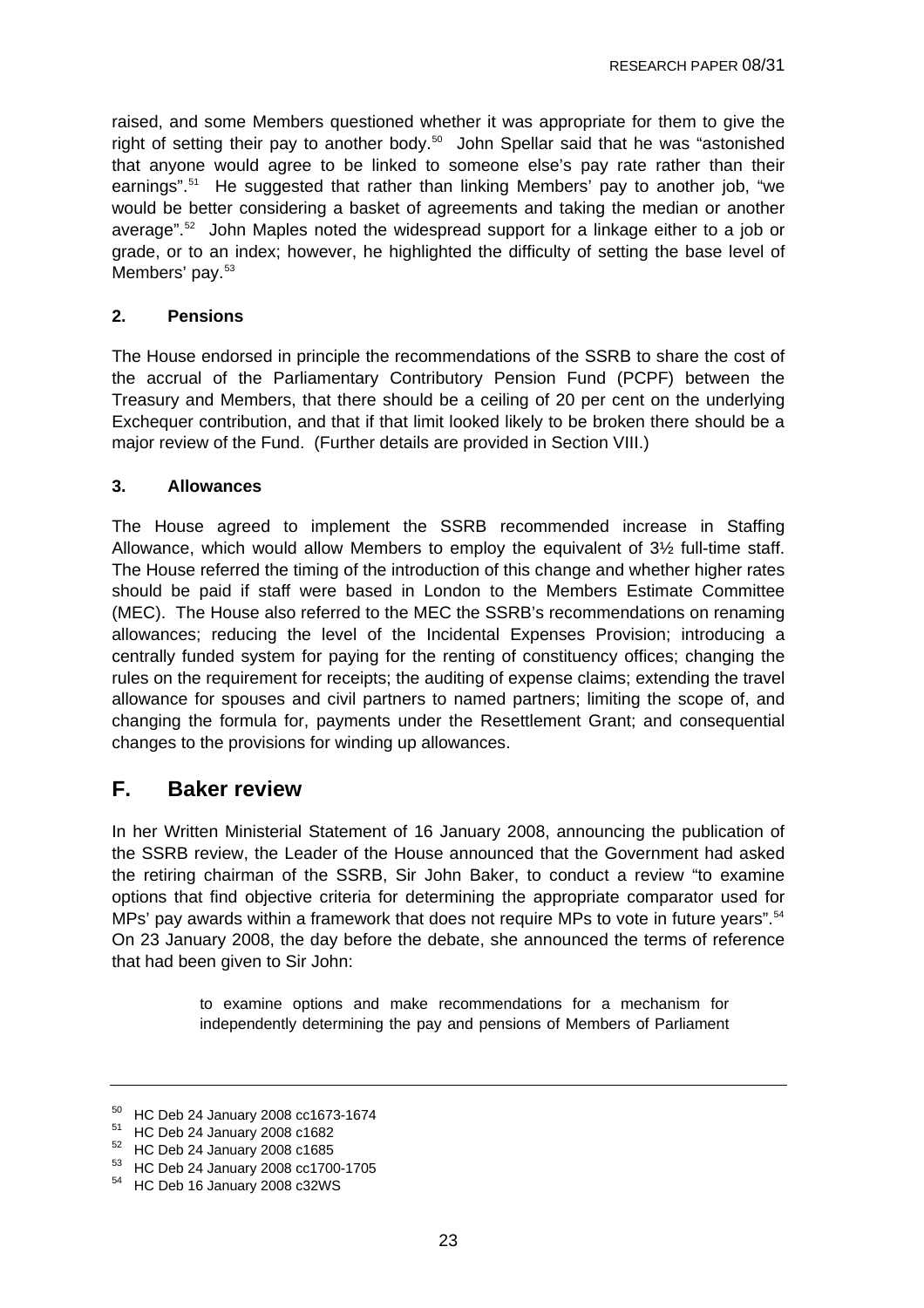raised, and some Members questioned whether it was appropriate for them to give the right of setting their pay to another body.[50] John Spellar said that he was "astonished that anyone would agree to be linked to someone else's pay rate rather than their earnings".[51] He suggested that rather than linking Members' pay to another job, "we would be better considering a basket of agreements and taking the median or another average".[52] John Maples noted the widespread support for a linkage either to a job or grade, or to an index; however, he highlighted the difficulty of setting the base level of Members' pay.[53]

### 2. Pensions

The House endorsed in principle the recommendations of the SSRB to share the cost of the accrual of the Parliamentary Contributory Pension Fund (PCPF) between the Treasury and Members, that there should be a ceiling of 20 per cent on the underlying Exchequer contribution, and that if that limit looked likely to be broken there should be a major review of the Fund. (Further details are provided in Section VIII.)

### 3. Allowances

The House agreed to implement the SSRB recommended increase in Staffing Allowance, which would allow Members to employ the equivalent of 3½ full-time staff. The House referred the timing of the introduction of this change and whether higher rates should be paid if staff were based in London to the Members Estimate Committee (MEC). The House also referred to the MEC the SSRB's recommendations on renaming allowances; reducing the level of the Incidental Expenses Provision; introducing a centrally funded system for paying for the renting of constituency offices; changing the rules on the requirement for receipts; the auditing of expense claims; extending the travel allowance for spouses and civil partners to named partners; limiting the scope of, and changing the formula for, payments under the Resettlement Grant; and consequential changes to the provisions for winding up allowances.

## F. Baker review

In her Written Ministerial Statement of 16 January 2008, announcing the publication of the SSRB review, the Leader of the House announced that the Government had asked the retiring chairman of the SSRB, Sir John Baker, to conduct a review "to examine options that find objective criteria for determining the appropriate comparator used for MPs' pay awards within a framework that does not require MPs to vote in future years".[54] On 23 January 2008, the day before the debate, she announced the terms of reference that had been given to Sir John:

> to examine options and make recommendations for a mechanism for independently determining the pay and pensions of Members of Parliament

---

[50] HC Deb 24 January 2008 cc1673-1674
[51] HC Deb 24 January 2008 c1682
[52] HC Deb 24 January 2008 c1685
[53] HC Deb 24 January 2008 cc1700-1705
[54] HC Deb 16 January 2008 c32WS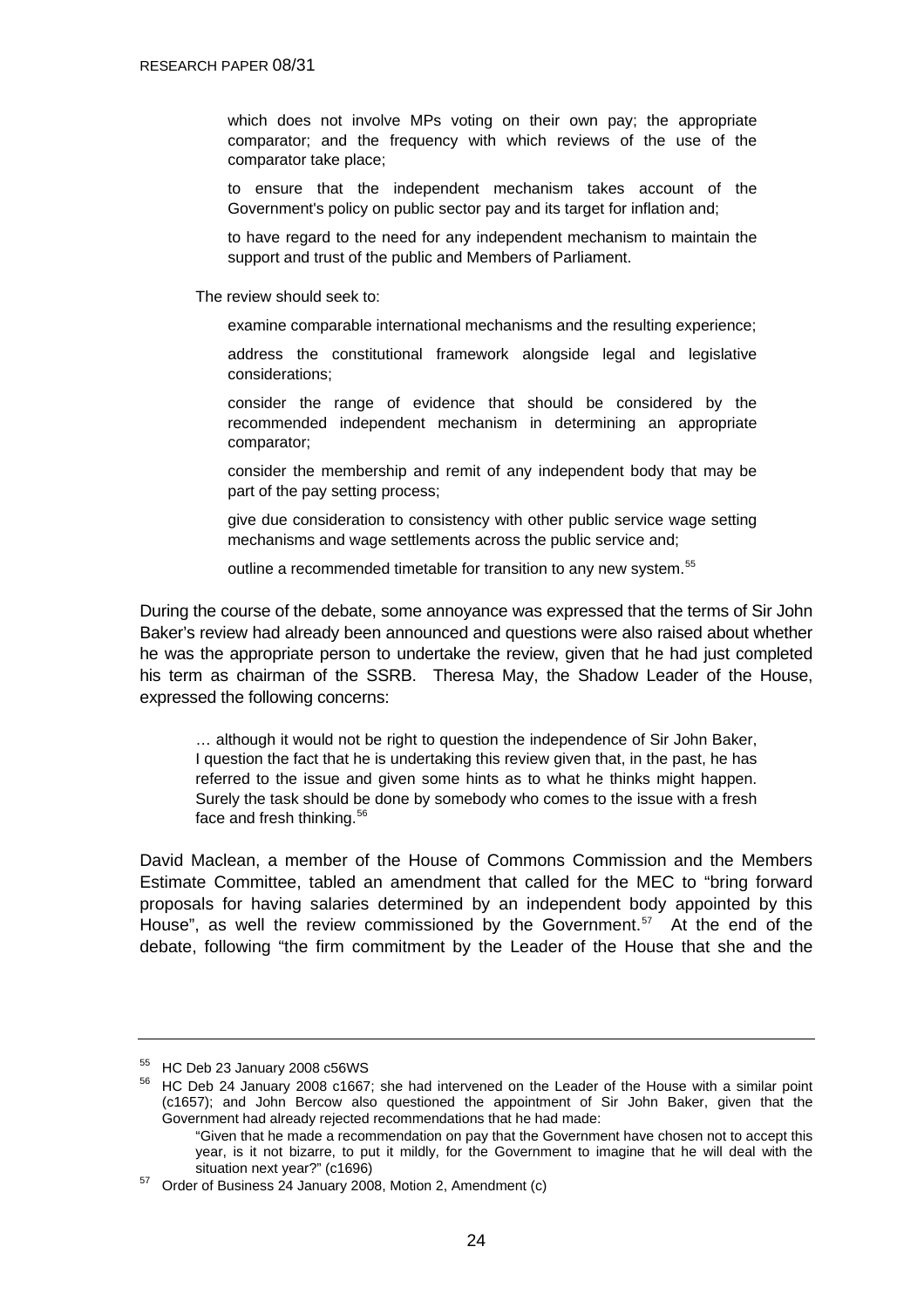which does not involve MPs voting on their own pay; the appropriate comparator; and the frequency with which reviews of the use of the comparator take place;

> to ensure that the independent mechanism takes account of the Government's policy on public sector pay and its target for inflation and;
>
> to have regard to the need for any independent mechanism to maintain the support and trust of the public and Members of Parliament.

The review should seek to:

> examine comparable international mechanisms and the resulting experience;
>
> address the constitutional framework alongside legal and legislative considerations;
>
> consider the range of evidence that should be considered by the recommended independent mechanism in determining an appropriate comparator;
>
> consider the membership and remit of any independent body that may be part of the pay setting process;
>
> give due consideration to consistency with other public service wage setting mechanisms and wage settlements across the public service and;
>
> outline a recommended timetable for transition to any new system.[55]

During the course of the debate, some annoyance was expressed that the terms of Sir John Baker's review had already been announced and questions were also raised about whether he was the appropriate person to undertake the review, given that he had just completed his term as chairman of the SSRB. Theresa May, the Shadow Leader of the House, expressed the following concerns:

> … although it would not be right to question the independence of Sir John Baker, I question the fact that he is undertaking this review given that, in the past, he has referred to the issue and given some hints as to what he thinks might happen. Surely the task should be done by somebody who comes to the issue with a fresh face and fresh thinking.[56]

David Maclean, a member of the House of Commons Commission and the Members Estimate Committee, tabled an amendment that called for the MEC to "bring forward proposals for having salaries determined by an independent body appointed by this House", as well the review commissioned by the Government.[57] At the end of the debate, following "the firm commitment by the Leader of the House that she and the

---

[55] HC Deb 23 January 2008 c56WS

[56] HC Deb 24 January 2008 c1667; she had intervened on the Leader of the House with a similar point (c1657); and John Bercow also questioned the appointment of Sir John Baker, given that the Government had already rejected recommendations that he had made:

> "Given that he made a recommendation on pay that the Government have chosen not to accept this year, is it not bizarre, to put it mildly, for the Government to imagine that he will deal with the situation next year?" (c1696)

[57] Order of Business 24 January 2008, Motion 2, Amendment (c)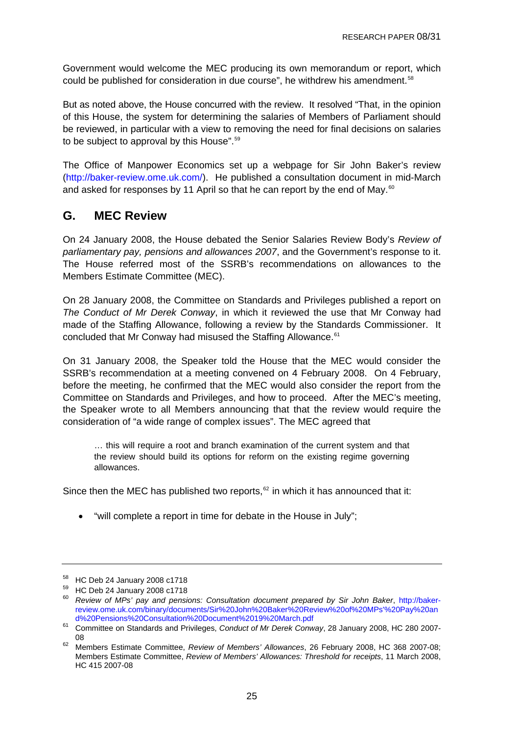Government would welcome the MEC producing its own memorandum or report, which could be published for consideration in due course", he withdrew his amendment.[58]

But as noted above, the House concurred with the review. It resolved "That, in the opinion of this House, the system for determining the salaries of Members of Parliament should be reviewed, in particular with a view to removing the need for final decisions on salaries to be subject to approval by this House".[59]

The Office of Manpower Economics set up a webpage for Sir John Baker's review (http://baker-review.ome.uk.com/). He published a consultation document in mid-March and asked for responses by 11 April so that he can report by the end of May.[60]

## G. MEC Review

On 24 January 2008, the House debated the Senior Salaries Review Body's *Review of parliamentary pay, pensions and allowances 2007*, and the Government's response to it. The House referred most of the SSRB's recommendations on allowances to the Members Estimate Committee (MEC).

On 28 January 2008, the Committee on Standards and Privileges published a report on *The Conduct of Mr Derek Conway*, in which it reviewed the use that Mr Conway had made of the Staffing Allowance, following a review by the Standards Commissioner. It concluded that Mr Conway had misused the Staffing Allowance.[61]

On 31 January 2008, the Speaker told the House that the MEC would consider the SSRB's recommendation at a meeting convened on 4 February 2008. On 4 February, before the meeting, he confirmed that the MEC would also consider the report from the Committee on Standards and Privileges, and how to proceed. After the MEC's meeting, the Speaker wrote to all Members announcing that that the review would require the consideration of "a wide range of complex issues". The MEC agreed that

> … this will require a root and branch examination of the current system and that the review should build its options for reform on the existing regime governing allowances.

Since then the MEC has published two reports,[62] in which it has announced that it:

- "will complete a report in time for debate in the House in July";

---

[58] HC Deb 24 January 2008 c1718

[59] HC Deb 24 January 2008 c1718

[60] *Review of MPs' pay and pensions: Consultation document prepared by Sir John Baker*, http://baker-review.ome.uk.com/binary/documents/Sir%20John%20Baker%20Review%20of%20MPs'%20Pay%20and%20Pensions%20Consultation%20Document%2019%20March.pdf

[61] Committee on Standards and Privileges, *Conduct of Mr Derek Conway*, 28 January 2008, HC 280 2007-08

[62] Members Estimate Committee, *Review of Members' Allowances*, 26 February 2008, HC 368 2007-08; Members Estimate Committee, *Review of Members' Allowances: Threshold for receipts*, 11 March 2008, HC 415 2007-08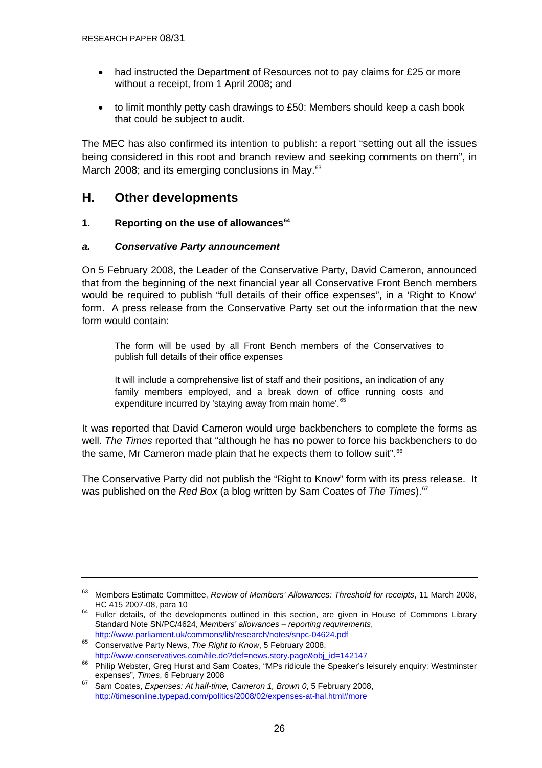- had instructed the Department of Resources not to pay claims for £25 or more without a receipt, from 1 April 2008; and
- to limit monthly petty cash drawings to £50: Members should keep a cash book that could be subject to audit.

The MEC has also confirmed its intention to publish: a report "setting out all the issues being considered in this root and branch review and seeking comments on them", in March 2008; and its emerging conclusions in May.[63]

## H. Other developments

### 1. Reporting on the use of allowances[64]

#### *a. Conservative Party announcement*

On 5 February 2008, the Leader of the Conservative Party, David Cameron, announced that from the beginning of the next financial year all Conservative Front Bench members would be required to publish "full details of their office expenses", in a 'Right to Know' form. A press release from the Conservative Party set out the information that the new form would contain:

> The form will be used by all Front Bench members of the Conservatives to publish full details of their office expenses
>
> It will include a comprehensive list of staff and their positions, an indication of any family members employed, and a break down of office running costs and expenditure incurred by 'staying away from main home'.[65]

It was reported that David Cameron would urge backbenchers to complete the forms as well. *The Times* reported that "although he has no power to force his backbenchers to do the same, Mr Cameron made plain that he expects them to follow suit".[66]

The Conservative Party did not publish the "Right to Know" form with its press release. It was published on the *Red Box* (a blog written by Sam Coates of *The Times*).[67]

---

[63] Members Estimate Committee, *Review of Members' Allowances: Threshold for receipts*, 11 March 2008, HC 415 2007-08, para 10

[64] Fuller details, of the developments outlined in this section, are given in House of Commons Library Standard Note SN/PC/4624, *Members' allowances – reporting requirements*, http://www.parliament.uk/commons/lib/research/notes/snpc-04624.pdf

[65] Conservative Party News, *The Right to Know*, 5 February 2008, http://www.conservatives.com/tile.do?def=news.story.page&obj_id=142147

[66] Philip Webster, Greg Hurst and Sam Coates, "MPs ridicule the Speaker's leisurely enquiry: Westminster expenses", *Times*, 6 February 2008

[67] Sam Coates, *Expenses: At half-time, Cameron 1, Brown 0*, 5 February 2008, http://timesonline.typepad.com/politics/2008/02/expenses-at-hal.html#more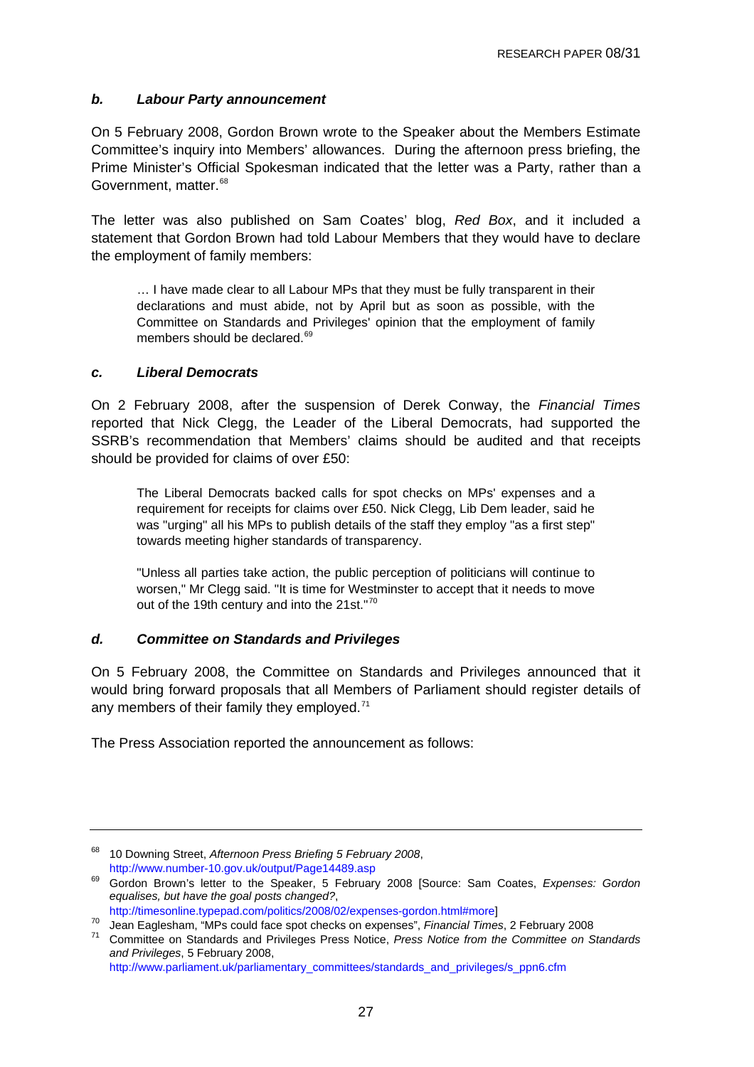### *b. Labour Party announcement*

On 5 February 2008, Gordon Brown wrote to the Speaker about the Members Estimate Committee's inquiry into Members' allowances. During the afternoon press briefing, the Prime Minister's Official Spokesman indicated that the letter was a Party, rather than a Government, matter.[68]

The letter was also published on Sam Coates' blog, *Red Box*, and it included a statement that Gordon Brown had told Labour Members that they would have to declare the employment of family members:

> … I have made clear to all Labour MPs that they must be fully transparent in their declarations and must abide, not by April but as soon as possible, with the Committee on Standards and Privileges' opinion that the employment of family members should be declared.[69]

### *c. Liberal Democrats*

On 2 February 2008, after the suspension of Derek Conway, the *Financial Times* reported that Nick Clegg, the Leader of the Liberal Democrats, had supported the SSRB's recommendation that Members' claims should be audited and that receipts should be provided for claims of over £50:

> The Liberal Democrats backed calls for spot checks on MPs' expenses and a requirement for receipts for claims over £50. Nick Clegg, Lib Dem leader, said he was "urging" all his MPs to publish details of the staff they employ "as a first step" towards meeting higher standards of transparency.
>
> "Unless all parties take action, the public perception of politicians will continue to worsen," Mr Clegg said. "It is time for Westminster to accept that it needs to move out of the 19th century and into the 21st."[70]

### *d. Committee on Standards and Privileges*

On 5 February 2008, the Committee on Standards and Privileges announced that it would bring forward proposals that all Members of Parliament should register details of any members of their family they employed.[71]

The Press Association reported the announcement as follows:

---

[68] 10 Downing Street, *Afternoon Press Briefing 5 February 2008*, http://www.number-10.gov.uk/output/Page14489.asp

[69] Gordon Brown's letter to the Speaker, 5 February 2008 [Source: Sam Coates, *Expenses: Gordon equalises, but have the goal posts changed?*, http://timesonline.typepad.com/politics/2008/02/expenses-gordon.html#more]

[70] Jean Eaglesham, "MPs could face spot checks on expenses", *Financial Times*, 2 February 2008

[71] Committee on Standards and Privileges Press Notice, *Press Notice from the Committee on Standards and Privileges*, 5 February 2008, http://www.parliament.uk/parliamentary_committees/standards_and_privileges/s_ppn6.cfm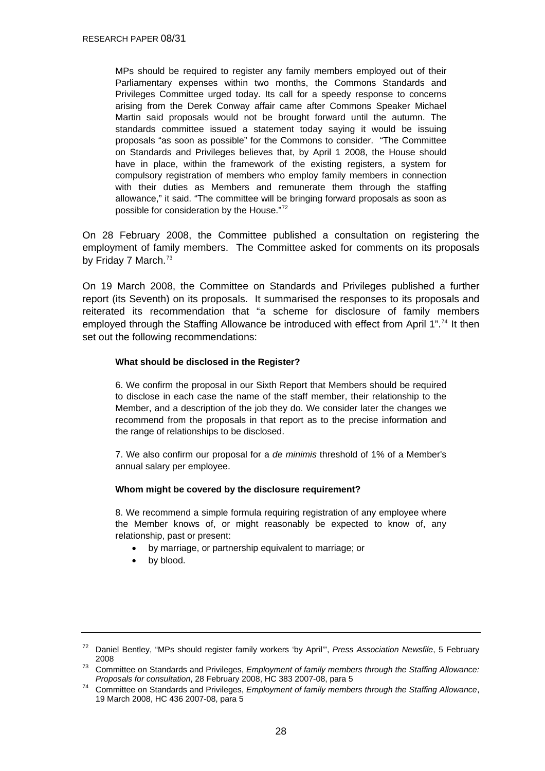> MPs should be required to register any family members employed out of their Parliamentary expenses within two months, the Commons Standards and Privileges Committee urged today. Its call for a speedy response to concerns arising from the Derek Conway affair came after Commons Speaker Michael Martin said proposals would not be brought forward until the autumn. The standards committee issued a statement today saying it would be issuing proposals "as soon as possible" for the Commons to consider. "The Committee on Standards and Privileges believes that, by April 1 2008, the House should have in place, within the framework of the existing registers, a system for compulsory registration of members who employ family members in connection with their duties as Members and remunerate them through the staffing allowance," it said. "The committee will be bringing forward proposals as soon as possible for consideration by the House."[72]

On 28 February 2008, the Committee published a consultation on registering the employment of family members. The Committee asked for comments on its proposals by Friday 7 March.[73]

On 19 March 2008, the Committee on Standards and Privileges published a further report (its Seventh) on its proposals. It summarised the responses to its proposals and reiterated its recommendation that "a scheme for disclosure of family members employed through the Staffing Allowance be introduced with effect from April 1".[74] It then set out the following recommendations:

> **What should be disclosed in the Register?**
>
> 6. We confirm the proposal in our Sixth Report that Members should be required to disclose in each case the name of the staff member, their relationship to the Member, and a description of the job they do. We consider later the changes we recommend from the proposals in that report as to the precise information and the range of relationships to be disclosed.
>
> 7. We also confirm our proposal for a *de minimis* threshold of 1% of a Member's annual salary per employee.
>
> **Whom might be covered by the disclosure requirement?**
>
> 8. We recommend a simple formula requiring registration of any employee where the Member knows of, or might reasonably be expected to know of, any relationship, past or present:
>
> - by marriage, or partnership equivalent to marriage; or
> - by blood.

---

[72] Daniel Bentley, "MPs should register family workers 'by April'", *Press Association Newsfile*, 5 February 2008

[73] Committee on Standards and Privileges, *Employment of family members through the Staffing Allowance: Proposals for consultation*, 28 February 2008, HC 383 2007-08, para 5

[74] Committee on Standards and Privileges, *Employment of family members through the Staffing Allowance*, 19 March 2008, HC 436 2007-08, para 5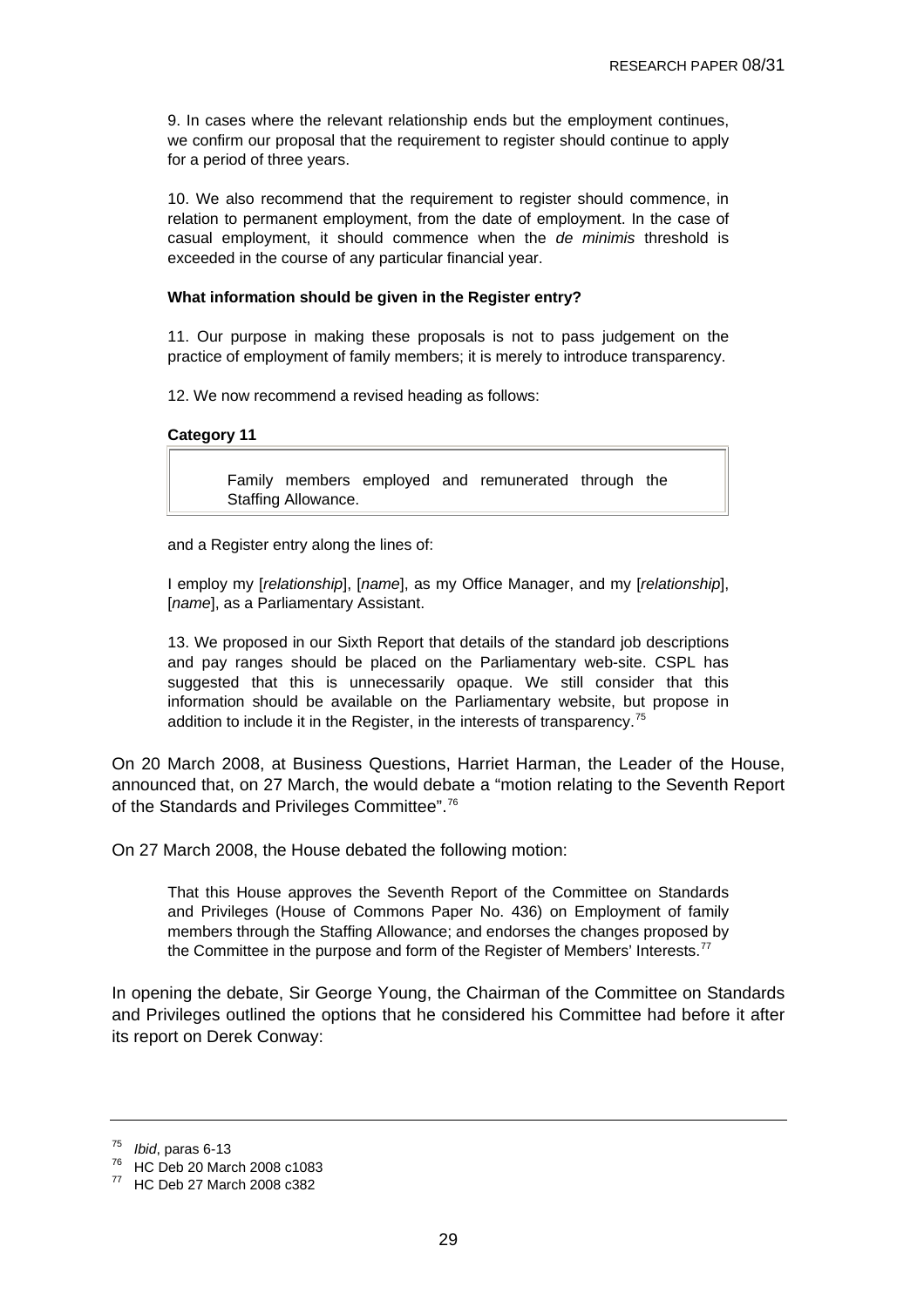9. In cases where the relevant relationship ends but the employment continues, we confirm our proposal that the requirement to register should continue to apply for a period of three years.

10. We also recommend that the requirement to register should commence, in relation to permanent employment, from the date of employment. In the case of casual employment, it should commence when the *de minimis* threshold is exceeded in the course of any particular financial year.

**What information should be given in the Register entry?**

11. Our purpose in making these proposals is not to pass judgement on the practice of employment of family members; it is merely to introduce transparency.

12. We now recommend a revised heading as follows:

**Category 11**

| Family members employed and remunerated through the Staffing Allowance. |
|---|

and a Register entry along the lines of:

I employ my [*relationship*], [*name*], as my Office Manager, and my [*relationship*], [*name*], as a Parliamentary Assistant.

13. We proposed in our Sixth Report that details of the standard job descriptions and pay ranges should be placed on the Parliamentary web-site. CSPL has suggested that this is unnecessarily opaque. We still consider that this information should be available on the Parliamentary website, but propose in addition to include it in the Register, in the interests of transparency.[75]

On 20 March 2008, at Business Questions, Harriet Harman, the Leader of the House, announced that, on 27 March, the would debate a "motion relating to the Seventh Report of the Standards and Privileges Committee".[76]

On 27 March 2008, the House debated the following motion:

> That this House approves the Seventh Report of the Committee on Standards and Privileges (House of Commons Paper No. 436) on Employment of family members through the Staffing Allowance; and endorses the changes proposed by the Committee in the purpose and form of the Register of Members' Interests.[77]

In opening the debate, Sir George Young, the Chairman of the Committee on Standards and Privileges outlined the options that he considered his Committee had before it after its report on Derek Conway:

---

[75] *Ibid*, paras 6-13

[76] HC Deb 20 March 2008 c1083

[77] HC Deb 27 March 2008 c382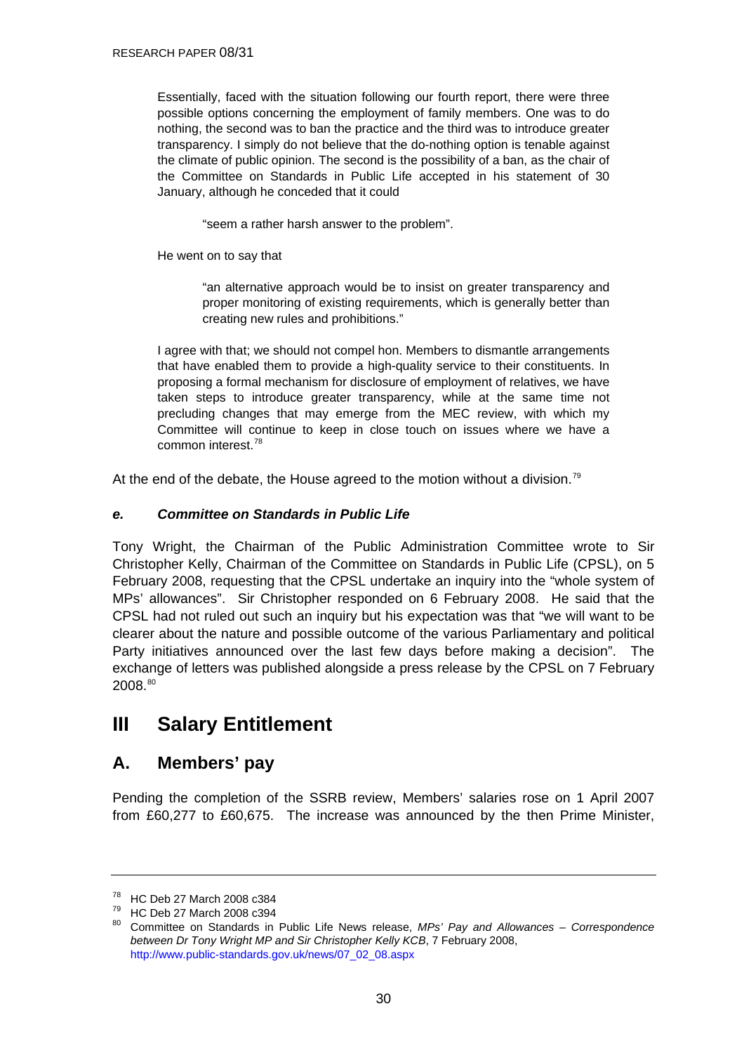> Essentially, faced with the situation following our fourth report, there were three possible options concerning the employment of family members. One was to do nothing, the second was to ban the practice and the third was to introduce greater transparency. I simply do not believe that the do-nothing option is tenable against the climate of public opinion. The second is the possibility of a ban, as the chair of the Committee on Standards in Public Life accepted in his statement of 30 January, although he conceded that it could
>
> > "seem a rather harsh answer to the problem".
>
> He went on to say that
>
> > "an alternative approach would be to insist on greater transparency and proper monitoring of existing requirements, which is generally better than creating new rules and prohibitions."
>
> I agree with that; we should not compel hon. Members to dismantle arrangements that have enabled them to provide a high-quality service to their constituents. In proposing a formal mechanism for disclosure of employment of relatives, we have taken steps to introduce greater transparency, while at the same time not precluding changes that may emerge from the MEC review, with which my Committee will continue to keep in close touch on issues where we have a common interest.[78]

At the end of the debate, the House agreed to the motion without a division.[79]

#### *e. Committee on Standards in Public Life*

Tony Wright, the Chairman of the Public Administration Committee wrote to Sir Christopher Kelly, Chairman of the Committee on Standards in Public Life (CPSL), on 5 February 2008, requesting that the CPSL undertake an inquiry into the "whole system of MPs' allowances". Sir Christopher responded on 6 February 2008. He said that the CPSL had not ruled out such an inquiry but his expectation was that "we will want to be clearer about the nature and possible outcome of the various Parliamentary and political Party initiatives announced over the last few days before making a decision". The exchange of letters was published alongside a press release by the CPSL on 7 February 2008.[80]

# III Salary Entitlement

## A. Members' pay

Pending the completion of the SSRB review, Members' salaries rose on 1 April 2007 from £60,277 to £60,675. The increase was announced by the then Prime Minister,

---

[78] HC Deb 27 March 2008 c384

[79] HC Deb 27 March 2008 c394

[80] Committee on Standards in Public Life News release, *MPs' Pay and Allowances – Correspondence between Dr Tony Wright MP and Sir Christopher Kelly KCB*, 7 February 2008, http://www.public-standards.gov.uk/news/07_02_08.aspx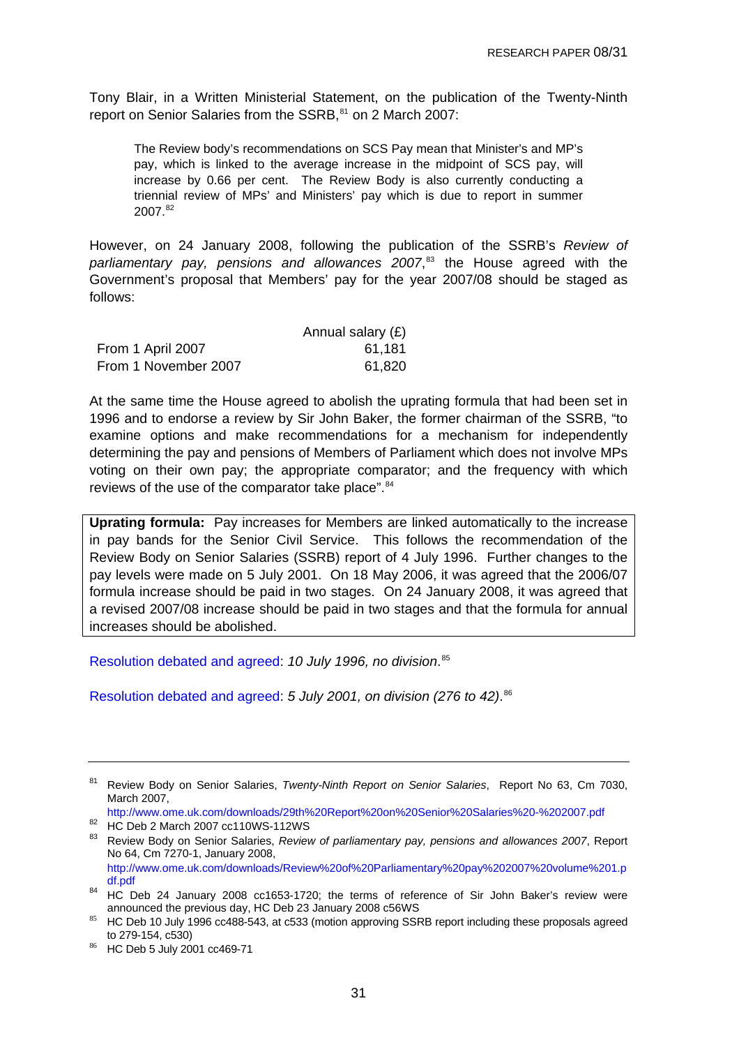Tony Blair, in a Written Ministerial Statement, on the publication of the Twenty-Ninth report on Senior Salaries from the SSRB,[81] on 2 March 2007:

> The Review body's recommendations on SCS Pay mean that Minister's and MP's pay, which is linked to the average increase in the midpoint of SCS pay, will increase by 0.66 per cent. The Review Body is also currently conducting a triennial review of MPs' and Ministers' pay which is due to report in summer 2007.[82]

However, on 24 January 2008, following the publication of the SSRB's *Review of parliamentary pay, pensions and allowances 2007*,[83] the House agreed with the Government's proposal that Members' pay for the year 2007/08 should be staged as follows:

| | Annual salary (£) |
|---|---|
| From 1 April 2007 | 61,181 |
| From 1 November 2007 | 61,820 |

At the same time the House agreed to abolish the uprating formula that had been set in 1996 and to endorse a review by Sir John Baker, the former chairman of the SSRB, "to examine options and make recommendations for a mechanism for independently determining the pay and pensions of Members of Parliament which does not involve MPs voting on their own pay; the appropriate comparator; and the frequency with which reviews of the use of the comparator take place".[84]

**Uprating formula:** Pay increases for Members are linked automatically to the increase in pay bands for the Senior Civil Service. This follows the recommendation of the Review Body on Senior Salaries (SSRB) report of 4 July 1996. Further changes to the pay levels were made on 5 July 2001. On 18 May 2006, it was agreed that the 2006/07 formula increase should be paid in two stages. On 24 January 2008, it was agreed that a revised 2007/08 increase should be paid in two stages and that the formula for annual increases should be abolished.

Resolution debated and agreed: *10 July 1996, no division*.[85]

Resolution debated and agreed: *5 July 2001, on division (276 to 42)*.[86]

---

[81] Review Body on Senior Salaries, *Twenty-Ninth Report on Senior Salaries*, Report No 63, Cm 7030, March 2007, http://www.ome.uk.com/downloads/29th%20Report%20on%20Senior%20Salaries%20-%202007.pdf

[82] HC Deb 2 March 2007 cc110WS-112WS

[83] Review Body on Senior Salaries, *Review of parliamentary pay, pensions and allowances 2007*, Report No 64, Cm 7270-1, January 2008, http://www.ome.uk.com/downloads/Review%20of%20Parliamentary%20pay%202007%20volume%201.pdf

[84] HC Deb 24 January 2008 cc1653-1720; the terms of reference of Sir John Baker's review were announced the previous day, HC Deb 23 January 2008 c56WS

[85] HC Deb 10 July 1996 cc488-543, at c533 (motion approving SSRB report including these proposals agreed to 279-154, c530)

[86] HC Deb 5 July 2001 cc469-71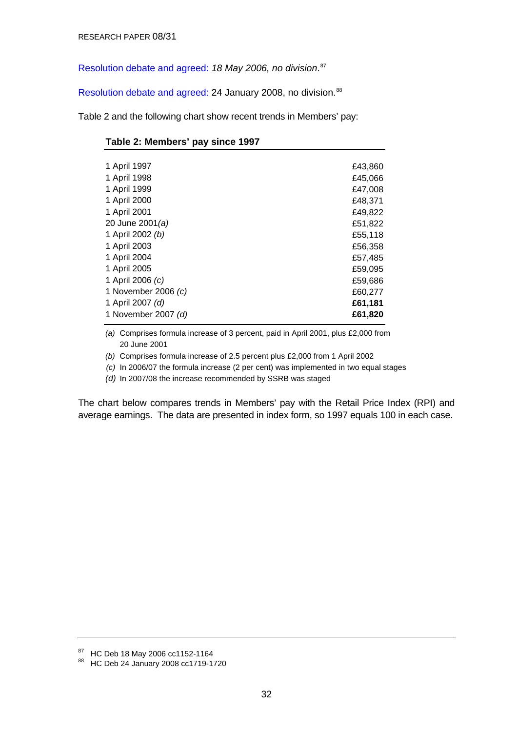Resolution debate and agreed: *18 May 2006, no division*.[87]

Resolution debate and agreed: 24 January 2008, no division.[88]

Table 2 and the following chart show recent trends in Members' pay:

**Table 2: Members' pay since 1997**

| | |
|---|---|
| 1 April 1997 | £43,860 |
| 1 April 1998 | £45,066 |
| 1 April 1999 | £47,008 |
| 1 April 2000 | £48,371 |
| 1 April 2001 | £49,822 |
| 20 June 2001*(a)* | £51,822 |
| 1 April 2002 *(b)* | £55,118 |
| 1 April 2003 | £56,358 |
| 1 April 2004 | £57,485 |
| 1 April 2005 | £59,095 |
| 1 April 2006 *(c)* | £59,686 |
| 1 November 2006 *(c)* | £60,277 |
| 1 April 2007 *(d)* | **£61,181** |
| 1 November 2007 *(d)* | **£61,820** |

*(a)* Comprises formula increase of 3 percent, paid in April 2001, plus £2,000 from 20 June 2001

*(b)* Comprises formula increase of 2.5 percent plus £2,000 from 1 April 2002

*(c)* In 2006/07 the formula increase (2 per cent) was implemented in two equal stages

*(d)* In 2007/08 the increase recommended by SSRB was staged

The chart below compares trends in Members' pay with the Retail Price Index (RPI) and average earnings. The data are presented in index form, so 1997 equals 100 in each case.

[87] HC Deb 18 May 2006 cc1152-1164

[88] HC Deb 24 January 2008 cc1719-1720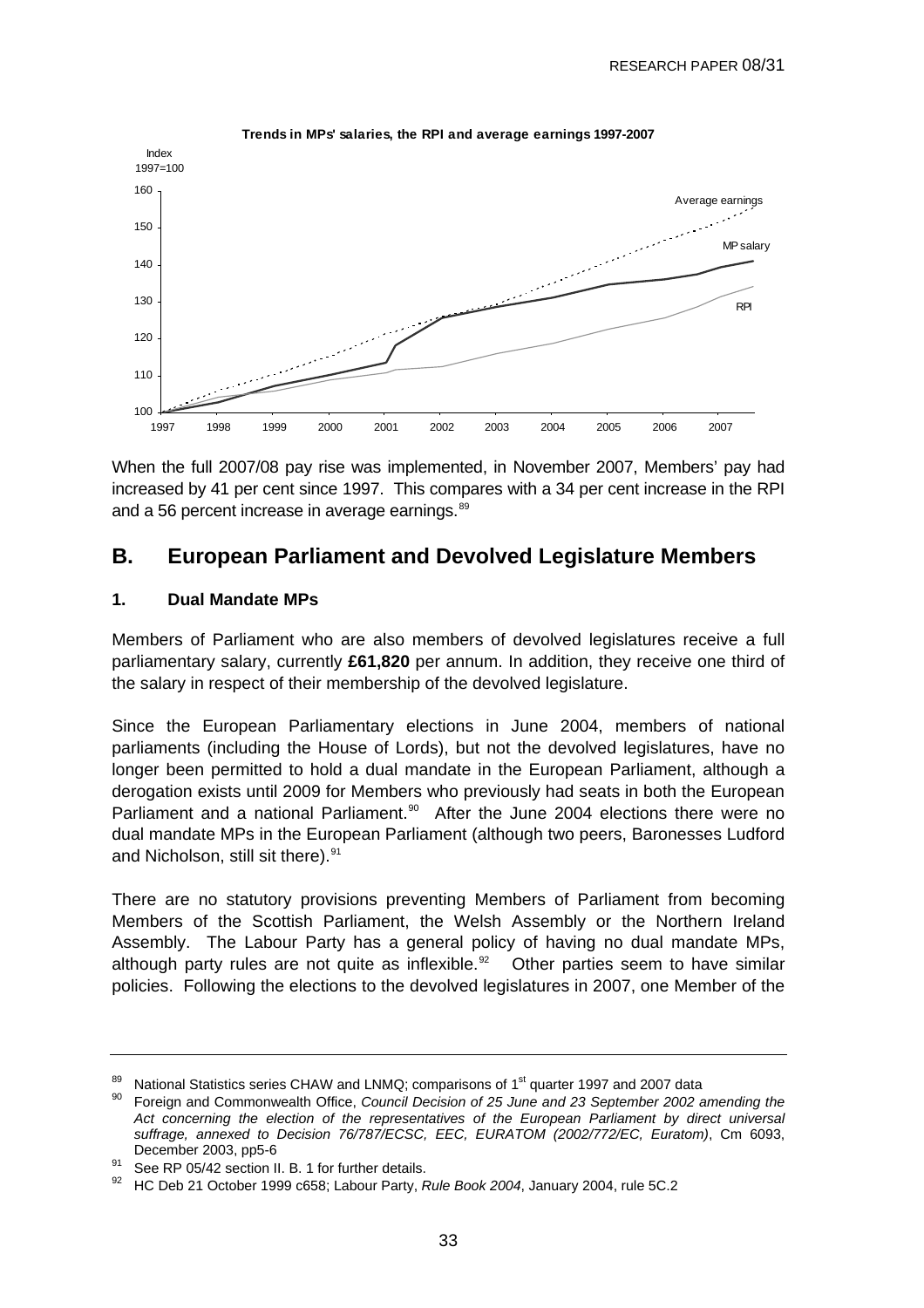**Trends in MPs' salaries, the RPI and average earnings 1997-2007**

When the full 2007/08 pay rise was implemented, in November 2007, Members' pay had increased by 41 per cent since 1997. This compares with a 34 per cent increase in the RPI and a 56 percent increase in average earnings.[89]

## B. European Parliament and Devolved Legislature Members

### 1. Dual Mandate MPs

Members of Parliament who are also members of devolved legislatures receive a full parliamentary salary, currently **£61,820** per annum. In addition, they receive one third of the salary in respect of their membership of the devolved legislature.

Since the European Parliamentary elections in June 2004, members of national parliaments (including the House of Lords), but not the devolved legislatures, have no longer been permitted to hold a dual mandate in the European Parliament, although a derogation exists until 2009 for Members who previously had seats in both the European Parliament and a national Parliament.[90] After the June 2004 elections there were no dual mandate MPs in the European Parliament (although two peers, Baronesses Ludford and Nicholson, still sit there).[91]

There are no statutory provisions preventing Members of Parliament from becoming Members of the Scottish Parliament, the Welsh Assembly or the Northern Ireland Assembly. The Labour Party has a general policy of having no dual mandate MPs, although party rules are not quite as inflexible.[92] Other parties seem to have similar policies. Following the elections to the devolved legislatures in 2007, one Member of the

---

[89] National Statistics series CHAW and LNMQ; comparisons of 1st quarter 1997 and 2007 data

[90] Foreign and Commonwealth Office, *Council Decision of 25 June and 23 September 2002 amending the Act concerning the election of the representatives of the European Parliament by direct universal suffrage, annexed to Decision 76/787/ECSC, EEC, EURATOM (2002/772/EC, Euratom)*, Cm 6093, December 2003, pp5-6

[91] See RP 05/42 section II. B. 1 for further details.

[92] HC Deb 21 October 1999 c658; Labour Party, *Rule Book 2004*, January 2004, rule 5C.2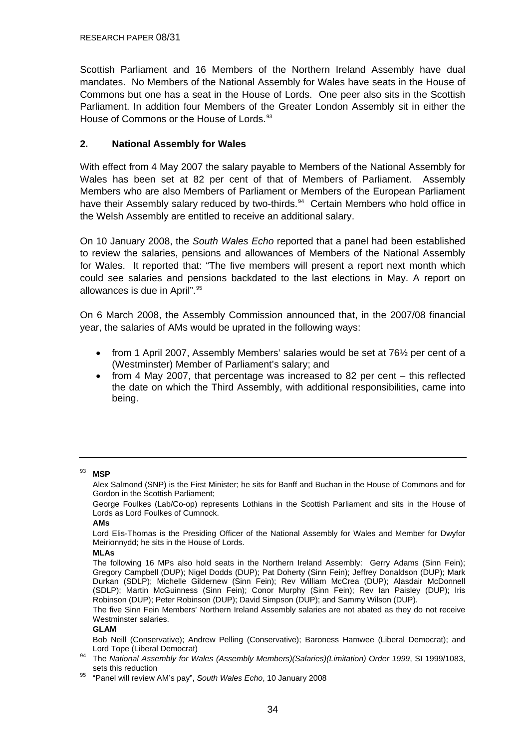Scottish Parliament and 16 Members of the Northern Ireland Assembly have dual mandates. No Members of the National Assembly for Wales have seats in the House of Commons but one has a seat in the House of Lords. One peer also sits in the Scottish Parliament. In addition four Members of the Greater London Assembly sit in either the House of Commons or the House of Lords.[93]

## 2. National Assembly for Wales

With effect from 4 May 2007 the salary payable to Members of the National Assembly for Wales has been set at 82 per cent of that of Members of Parliament. Assembly Members who are also Members of Parliament or Members of the European Parliament have their Assembly salary reduced by two-thirds.[94] Certain Members who hold office in the Welsh Assembly are entitled to receive an additional salary.

On 10 January 2008, the *South Wales Echo* reported that a panel had been established to review the salaries, pensions and allowances of Members of the National Assembly for Wales. It reported that: "The five members will present a report next month which could see salaries and pensions backdated to the last elections in May. A report on allowances is due in April".[95]

On 6 March 2008, the Assembly Commission announced that, in the 2007/08 financial year, the salaries of AMs would be uprated in the following ways:

- from 1 April 2007, Assembly Members' salaries would be set at 76½ per cent of a (Westminster) Member of Parliament's salary; and
- from 4 May 2007, that percentage was increased to 82 per cent – this reflected the date on which the Third Assembly, with additional responsibilities, came into being.

---

[93] **MSP**

Alex Salmond (SNP) is the First Minister; he sits for Banff and Buchan in the House of Commons and for Gordon in the Scottish Parliament;

George Foulkes (Lab/Co-op) represents Lothians in the Scottish Parliament and sits in the House of Lords as Lord Foulkes of Cumnock.

**AMs**

Lord Elis-Thomas is the Presiding Officer of the National Assembly for Wales and Member for Dwyfor Meirionnydd; he sits in the House of Lords.

**MLAs**

The following 16 MPs also hold seats in the Northern Ireland Assembly: Gerry Adams (Sinn Fein); Gregory Campbell (DUP); Nigel Dodds (DUP); Pat Doherty (Sinn Fein); Jeffrey Donaldson (DUP); Mark Durkan (SDLP); Michelle Gildernew (Sinn Fein); Rev William McCrea (DUP); Alasdair McDonnell (SDLP); Martin McGuinness (Sinn Fein); Conor Murphy (Sinn Fein); Rev Ian Paisley (DUP); Iris Robinson (DUP); Peter Robinson (DUP); David Simpson (DUP); and Sammy Wilson (DUP).

The five Sinn Fein Members' Northern Ireland Assembly salaries are not abated as they do not receive Westminster salaries.

**GLAM**

Bob Neill (Conservative); Andrew Pelling (Conservative); Baroness Hamwee (Liberal Democrat); and Lord Tope (Liberal Democrat)

[94] The *National Assembly for Wales (Assembly Members)(Salaries)(Limitation) Order 1999*, SI 1999/1083, sets this reduction

[95] "Panel will review AM's pay", *South Wales Echo*, 10 January 2008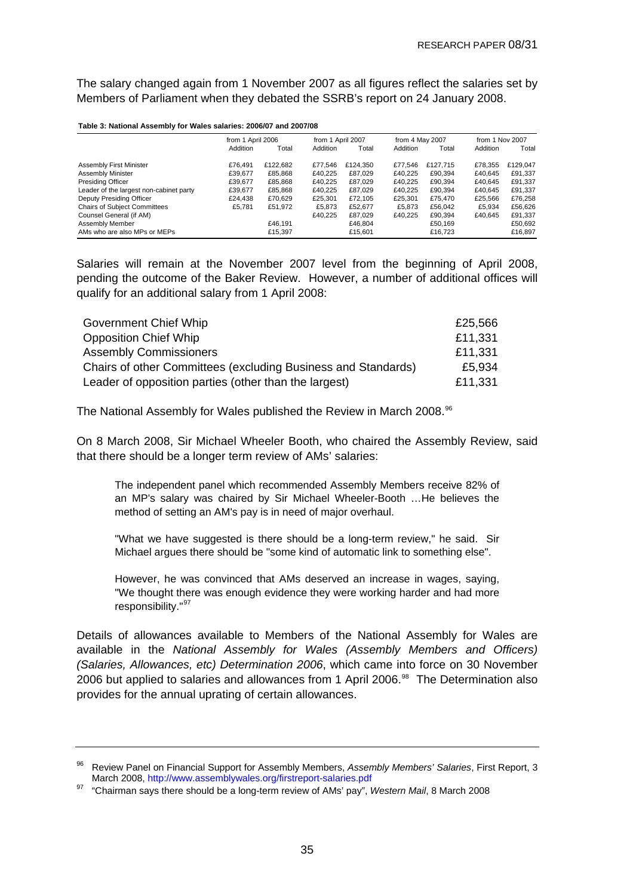The salary changed again from 1 November 2007 as all figures reflect the salaries set by Members of Parliament when they debated the SSRB's report on 24 January 2008.

**Table 3: National Assembly for Wales salaries: 2006/07 and 2007/08**

| | from 1 April 2006 | | from 1 April 2007 | | from 4 May 2007 | | from 1 Nov 2007 | |
|---|---|---|---|---|---|---|---|---|
| | Addition | Total | Addition | Total | Addition | Total | Addition | Total |
| Assembly First Minister | £76,491 | £122,682 | £77,546 | £124,350 | £77,546 | £127,715 | £78,355 | £129,047 |
| Assembly Minister | £39,677 | £85,868 | £40,225 | £87,029 | £40,225 | £90,394 | £40,645 | £91,337 |
| Presiding Officer | £39,677 | £85,868 | £40,225 | £87,029 | £40,225 | £90,394 | £40,645 | £91,337 |
| Leader of the largest non-cabinet party | £39,677 | £85,868 | £40,225 | £87,029 | £40,225 | £90,394 | £40,645 | £91,337 |
| Deputy Presiding Officer | £24,438 | £70,629 | £25,301 | £72,105 | £25,301 | £75,470 | £25,566 | £76,258 |
| Chairs of Subject Committees | £5,781 | £51,972 | £5,873 | £52,677 | £5,873 | £56,042 | £5,934 | £56,626 |
| Counsel General (if AM) | | | £40,225 | £87,029 | £40,225 | £90,394 | £40,645 | £91,337 |
| Assembly Member | | £46,191 | | £46,804 | | £50,169 | | £50,692 |
| AMs who are also MPs or MEPs | | £15,397 | | £15,601 | | £16,723 | | £16,897 |

Salaries will remain at the November 2007 level from the beginning of April 2008, pending the outcome of the Baker Review. However, a number of additional offices will qualify for an additional salary from 1 April 2008:

| | |
|---|---|
| Government Chief Whip | £25,566 |
| Opposition Chief Whip | £11,331 |
| Assembly Commissioners | £11,331 |
| Chairs of other Committees (excluding Business and Standards) | £5,934 |
| Leader of opposition parties (other than the largest) | £11,331 |

The National Assembly for Wales published the Review in March 2008.[96]

On 8 March 2008, Sir Michael Wheeler Booth, who chaired the Assembly Review, said that there should be a longer term review of AMs' salaries:

> The independent panel which recommended Assembly Members receive 82% of an MP's salary was chaired by Sir Michael Wheeler-Booth …He believes the method of setting an AM's pay is in need of major overhaul.
>
> "What we have suggested is there should be a long-term review," he said. Sir Michael argues there should be "some kind of automatic link to something else".
>
> However, he was convinced that AMs deserved an increase in wages, saying, "We thought there was enough evidence they were working harder and had more responsibility."[97]

Details of allowances available to Members of the National Assembly for Wales are available in the *National Assembly for Wales (Assembly Members and Officers) (Salaries, Allowances, etc) Determination 2006*, which came into force on 30 November 2006 but applied to salaries and allowances from 1 April 2006.[98] The Determination also provides for the annual uprating of certain allowances.

---

[96] Review Panel on Financial Support for Assembly Members, *Assembly Members' Salaries*, First Report, 3 March 2008, http://www.assemblywales.org/firstreport-salaries.pdf

[97] "Chairman says there should be a long-term review of AMs' pay", *Western Mail*, 8 March 2008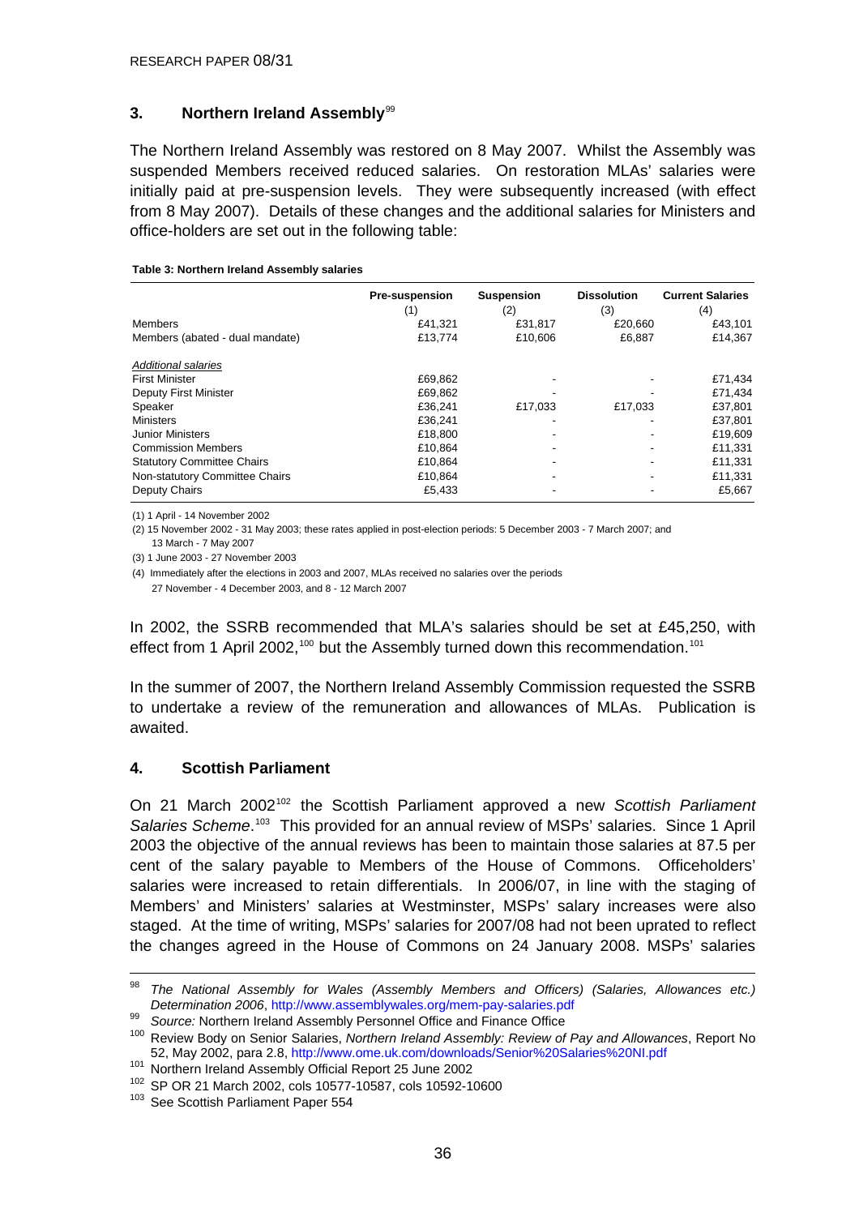## 3. Northern Ireland Assembly[99]

The Northern Ireland Assembly was restored on 8 May 2007. Whilst the Assembly was suspended Members received reduced salaries. On restoration MLAs' salaries were initially paid at pre-suspension levels. They were subsequently increased (with effect from 8 May 2007). Details of these changes and the additional salaries for Ministers and office-holders are set out in the following table:

**Table 3: Northern Ireland Assembly salaries**

| | Pre-suspension (1) | Suspension (2) | Dissolution (3) | Current Salaries (4) |
|---|---|---|---|---|
| Members | £41,321 | £31,817 | £20,660 | £43,101 |
| Members (abated - dual mandate) | £13,774 | £10,606 | £6,887 | £14,367 |
| *Additional salaries* | | | | |
| First Minister | £69,862 | - | - | £71,434 |
| Deputy First Minister | £69,862 | - | - | £71,434 |
| Speaker | £36,241 | £17,033 | £17,033 | £37,801 |
| Ministers | £36,241 | - | - | £37,801 |
| Junior Ministers | £18,800 | - | - | £19,609 |
| Commission Members | £10,864 | - | - | £11,331 |
| Statutory Committee Chairs | £10,864 | - | - | £11,331 |
| Non-statutory Committee Chairs | £10,864 | - | - | £11,331 |
| Deputy Chairs | £5,433 | - | - | £5,667 |

(1) 1 April - 14 November 2002

(2) 15 November 2002 - 31 May 2003; these rates applied in post-election periods: 5 December 2003 - 7 March 2007; and 13 March - 7 May 2007

(3) 1 June 2003 - 27 November 2003

(4) Immediately after the elections in 2003 and 2007, MLAs received no salaries over the periods 27 November - 4 December 2003, and 8 - 12 March 2007

In 2002, the SSRB recommended that MLA's salaries should be set at £45,250, with effect from 1 April 2002,[100] but the Assembly turned down this recommendation.[101]

In the summer of 2007, the Northern Ireland Assembly Commission requested the SSRB to undertake a review of the remuneration and allowances of MLAs. Publication is awaited.

## 4. Scottish Parliament

On 21 March 2002[102] the Scottish Parliament approved a new *Scottish Parliament Salaries Scheme*.[103] This provided for an annual review of MSPs' salaries. Since 1 April 2003 the objective of the annual reviews has been to maintain those salaries at 87.5 per cent of the salary payable to Members of the House of Commons. Officeholders' salaries were increased to retain differentials. In 2006/07, in line with the staging of Members' and Ministers' salaries at Westminster, MSPs' salary increases were also staged. At the time of writing, MSPs' salaries for 2007/08 had not been uprated to reflect the changes agreed in the House of Commons on 24 January 2008. MSPs' salaries

---

[98] *The National Assembly for Wales (Assembly Members and Officers) (Salaries, Allowances etc.) Determination 2006*, http://www.assemblywales.org/mem-pay-salaries.pdf

[99] *Source:* Northern Ireland Assembly Personnel Office and Finance Office

[100] Review Body on Senior Salaries, *Northern Ireland Assembly: Review of Pay and Allowances*, Report No 52, May 2002, para 2.8, http://www.ome.uk.com/downloads/Senior%20Salaries%20NI.pdf

[101] Northern Ireland Assembly Official Report 25 June 2002

[102] SP OR 21 March 2002, cols 10577-10587, cols 10592-10600

[103] See Scottish Parliament Paper 554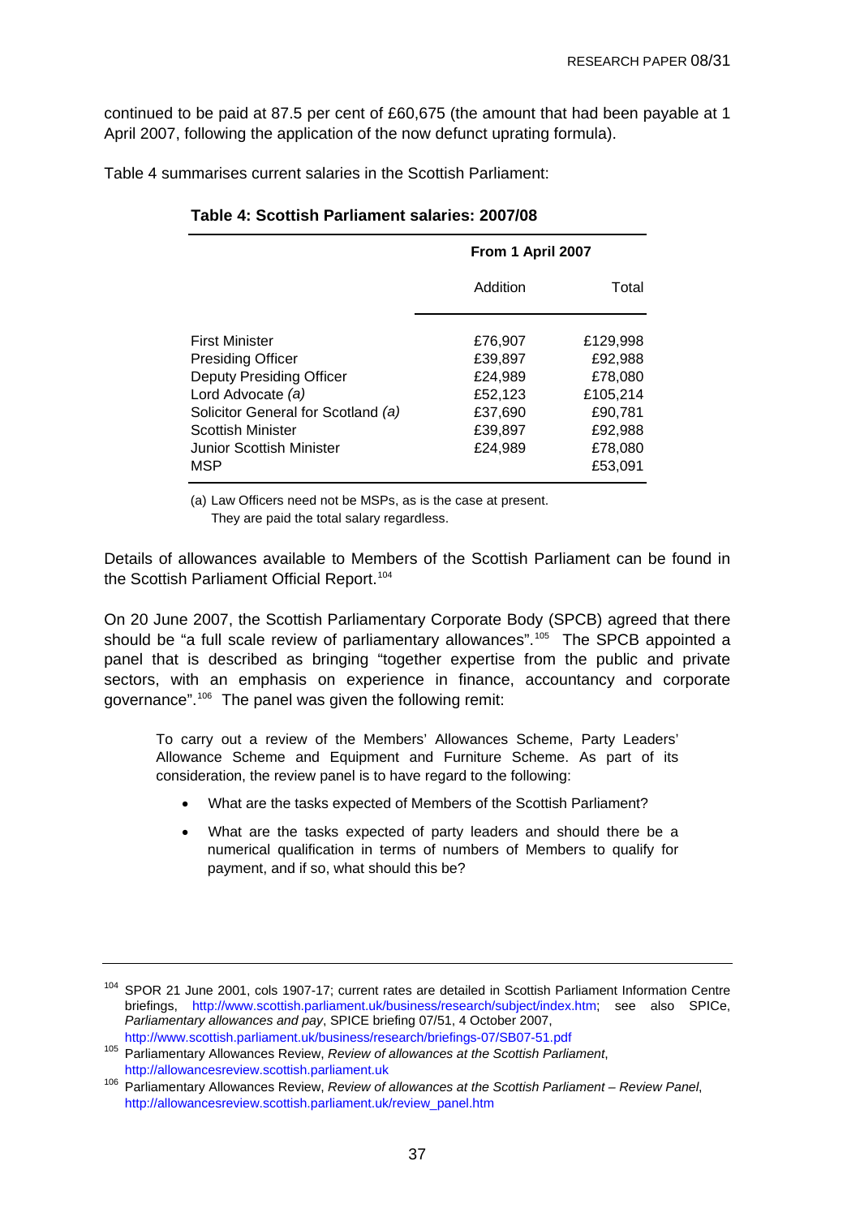continued to be paid at 87.5 per cent of £60,675 (the amount that had been payable at 1 April 2007, following the application of the now defunct uprating formula).

Table 4 summarises current salaries in the Scottish Parliament:

**Table 4: Scottish Parliament salaries: 2007/08**

| | From 1 April 2007 | |
|---|---|---|
| | Addition | Total |
| First Minister | £76,907 | £129,998 |
| Presiding Officer | £39,897 | £92,988 |
| Deputy Presiding Officer | £24,989 | £78,080 |
| Lord Advocate *(a)* | £52,123 | £105,214 |
| Solicitor General for Scotland *(a)* | £37,690 | £90,781 |
| Scottish Minister | £39,897 | £92,988 |
| Junior Scottish Minister | £24,989 | £78,080 |
| MSP | | £53,091 |

(a) Law Officers need not be MSPs, as is the case at present. They are paid the total salary regardless.

Details of allowances available to Members of the Scottish Parliament can be found in the Scottish Parliament Official Report.[104]

On 20 June 2007, the Scottish Parliamentary Corporate Body (SPCB) agreed that there should be "a full scale review of parliamentary allowances".[105] The SPCB appointed a panel that is described as bringing "together expertise from the public and private sectors, with an emphasis on experience in finance, accountancy and corporate governance".[106] The panel was given the following remit:

> To carry out a review of the Members' Allowances Scheme, Party Leaders' Allowance Scheme and Equipment and Furniture Scheme. As part of its consideration, the review panel is to have regard to the following:
>
> - What are the tasks expected of Members of the Scottish Parliament?
> - What are the tasks expected of party leaders and should there be a numerical qualification in terms of numbers of Members to qualify for payment, and if so, what should this be?

---

[104] SPOR 21 June 2001, cols 1907-17; current rates are detailed in Scottish Parliament Information Centre briefings, http://www.scottish.parliament.uk/business/research/subject/index.htm; see also SPICe, *Parliamentary allowances and pay*, SPICE briefing 07/51, 4 October 2007, http://www.scottish.parliament.uk/business/research/briefings-07/SB07-51.pdf

[105] Parliamentary Allowances Review, *Review of allowances at the Scottish Parliament*, http://allowancesreview.scottish.parliament.uk

[106] Parliamentary Allowances Review, *Review of allowances at the Scottish Parliament – Review Panel*, http://allowancesreview.scottish.parliament.uk/review_panel.htm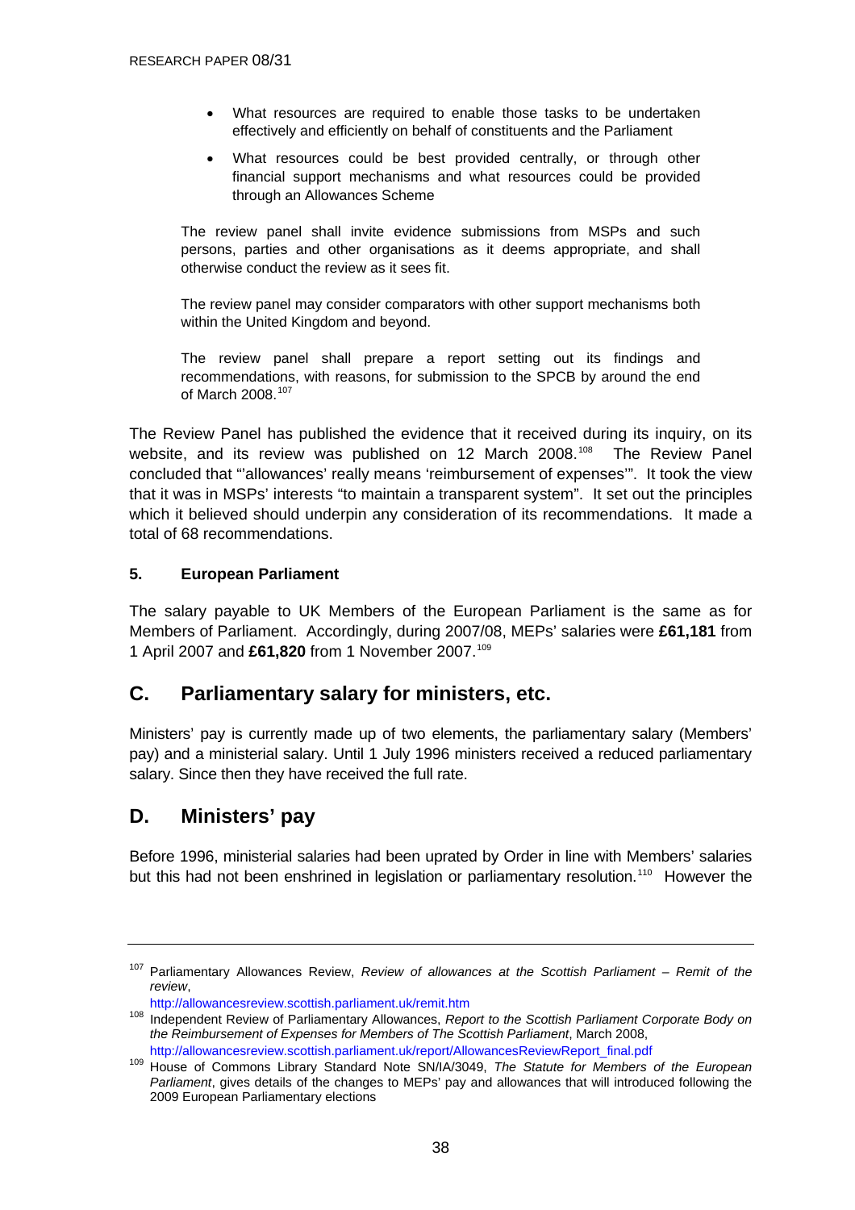- What resources are required to enable those tasks to be undertaken effectively and efficiently on behalf of constituents and the Parliament
- What resources could be best provided centrally, or through other financial support mechanisms and what resources could be provided through an Allowances Scheme

> The review panel shall invite evidence submissions from MSPs and such persons, parties and other organisations as it deems appropriate, and shall otherwise conduct the review as it sees fit.
>
> The review panel may consider comparators with other support mechanisms both within the United Kingdom and beyond.
>
> The review panel shall prepare a report setting out its findings and recommendations, with reasons, for submission to the SPCB by around the end of March 2008.[107]

The Review Panel has published the evidence that it received during its inquiry, on its website, and its review was published on 12 March 2008.[108] The Review Panel concluded that "'allowances' really means 'reimbursement of expenses'". It took the view that it was in MSPs' interests "to maintain a transparent system". It set out the principles which it believed should underpin any consideration of its recommendations. It made a total of 68 recommendations.

### 5. European Parliament

The salary payable to UK Members of the European Parliament is the same as for Members of Parliament. Accordingly, during 2007/08, MEPs' salaries were **£61,181** from 1 April 2007 and **£61,820** from 1 November 2007.[109]

## C. Parliamentary salary for ministers, etc.

Ministers' pay is currently made up of two elements, the parliamentary salary (Members' pay) and a ministerial salary. Until 1 July 1996 ministers received a reduced parliamentary salary. Since then they have received the full rate.

## D. Ministers' pay

Before 1996, ministerial salaries had been uprated by Order in line with Members' salaries but this had not been enshrined in legislation or parliamentary resolution.[110] However the

---

[107] Parliamentary Allowances Review, *Review of allowances at the Scottish Parliament – Remit of the review*, http://allowancesreview.scottish.parliament.uk/remit.htm

[108] Independent Review of Parliamentary Allowances, *Report to the Scottish Parliament Corporate Body on the Reimbursement of Expenses for Members of The Scottish Parliament*, March 2008, http://allowancesreview.scottish.parliament.uk/report/AllowancesReviewReport_final.pdf

[109] House of Commons Library Standard Note SN/IA/3049, *The Statute for Members of the European Parliament*, gives details of the changes to MEPs' pay and allowances that will introduced following the 2009 European Parliamentary elections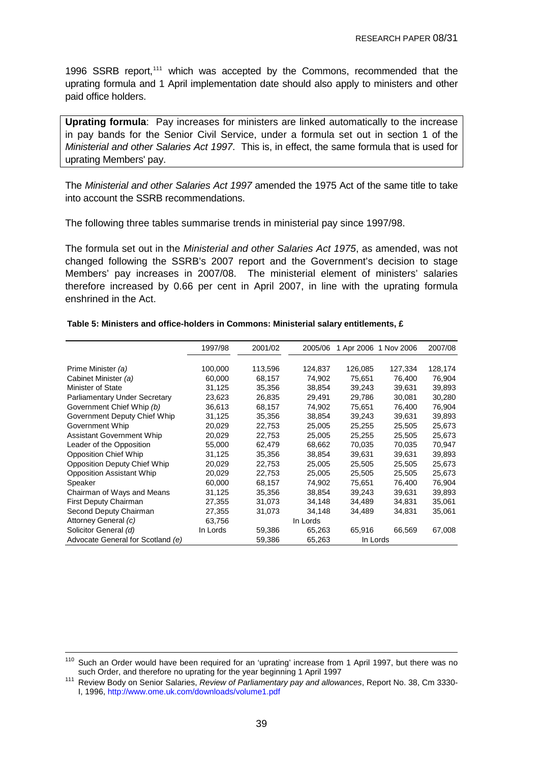1996 SSRB report,[111] which was accepted by the Commons, recommended that the uprating formula and 1 April implementation date should also apply to ministers and other paid office holders.

**Uprating formula**: Pay increases for ministers are linked automatically to the increase in pay bands for the Senior Civil Service, under a formula set out in section 1 of the *Ministerial and other Salaries Act 1997*. This is, in effect, the same formula that is used for uprating Members' pay.

The *Ministerial and other Salaries Act 1997* amended the 1975 Act of the same title to take into account the SSRB recommendations.

The following three tables summarise trends in ministerial pay since 1997/98.

The formula set out in the *Ministerial and other Salaries Act 1975*, as amended, was not changed following the SSRB's 2007 report and the Government's decision to stage Members' pay increases in 2007/08. The ministerial element of ministers' salaries therefore increased by 0.66 per cent in April 2007, in line with the uprating formula enshrined in the Act.

**Table 5: Ministers and office-holders in Commons: Ministerial salary entitlements, £**

| | 1997/98 | 2001/02 | 2005/06 | 1 Apr 2006 | 1 Nov 2006 | 2007/08 |
|---|---|---|---|---|---|---|
| Prime Minister *(a)* | 100,000 | 113,596 | 124,837 | 126,085 | 127,334 | 128,174 |
| Cabinet Minister *(a)* | 60,000 | 68,157 | 74,902 | 75,651 | 76,400 | 76,904 |
| Minister of State | 31,125 | 35,356 | 38,854 | 39,243 | 39,631 | 39,893 |
| Parliamentary Under Secretary | 23,623 | 26,835 | 29,491 | 29,786 | 30,081 | 30,280 |
| Government Chief Whip *(b)* | 36,613 | 68,157 | 74,902 | 75,651 | 76,400 | 76,904 |
| Government Deputy Chief Whip | 31,125 | 35,356 | 38,854 | 39,243 | 39,631 | 39,893 |
| Government Whip | 20,029 | 22,753 | 25,005 | 25,255 | 25,505 | 25,673 |
| Assistant Government Whip | 20,029 | 22,753 | 25,005 | 25,255 | 25,505 | 25,673 |
| Leader of the Opposition | 55,000 | 62,479 | 68,662 | 70,035 | 70,035 | 70,947 |
| Opposition Chief Whip | 31,125 | 35,356 | 38,854 | 39,631 | 39,631 | 39,893 |
| Opposition Deputy Chief Whip | 20,029 | 22,753 | 25,005 | 25,505 | 25,505 | 25,673 |
| Opposition Assistant Whip | 20,029 | 22,753 | 25,005 | 25,505 | 25,505 | 25,673 |
| Speaker | 60,000 | 68,157 | 74,902 | 75,651 | 76,400 | 76,904 |
| Chairman of Ways and Means | 31,125 | 35,356 | 38,854 | 39,243 | 39,631 | 39,893 |
| First Deputy Chairman | 27,355 | 31,073 | 34,148 | 34,489 | 34,831 | 35,061 |
| Second Deputy Chairman | 27,355 | 31,073 | 34,148 | 34,489 | 34,831 | 35,061 |
| Attorney General *(c)* | 63,756 | | In Lords | | | |
| Solicitor General *(d)* | In Lords | 59,386 | 65,263 | 65,916 | 66,569 | 67,008 |
| Advocate General for Scotland *(e)* | | 59,386 | 65,263 | In Lords | | |

---

[110] Such an Order would have been required for an 'uprating' increase from 1 April 1997, but there was no such Order, and therefore no uprating for the year beginning 1 April 1997

[111] Review Body on Senior Salaries, *Review of Parliamentary pay and allowances*, Report No. 38, Cm 3330-I, 1996, http://www.ome.uk.com/downloads/volume1.pdf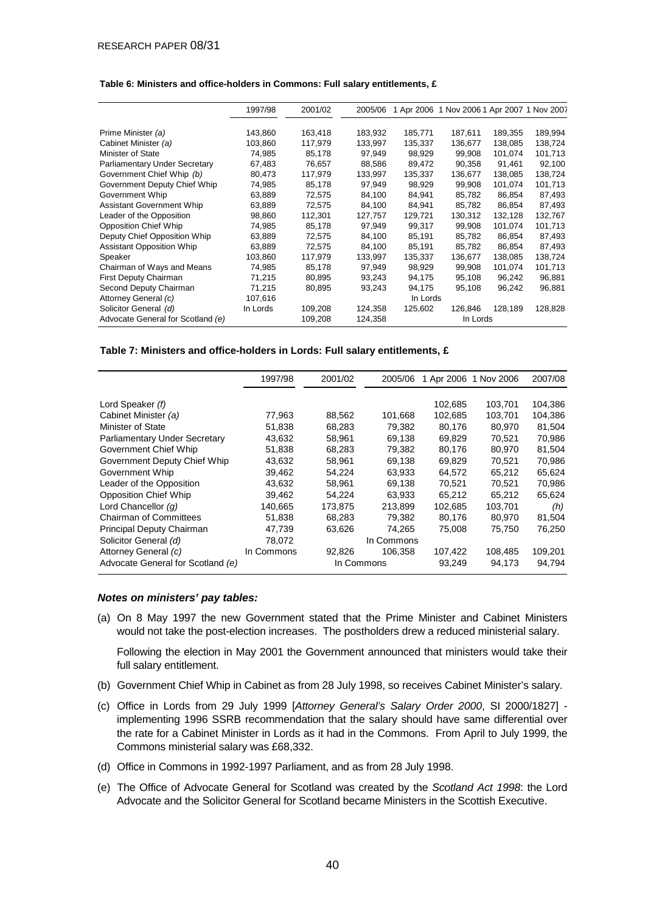**Table 6: Ministers and office-holders in Commons: Full salary entitlements, £**

| | 1997/98 | 2001/02 | 2005/06 | 1 Apr 2006 | 1 Nov 2006 | 1 Apr 2007 | 1 Nov 2007 |
|---|---|---|---|---|---|---|---|
| Prime Minister *(a)* | 143,860 | 163,418 | 183,932 | 185,771 | 187,611 | 189,355 | 189,994 |
| Cabinet Minister *(a)* | 103,860 | 117,979 | 133,997 | 135,337 | 136,677 | 138,085 | 138,724 |
| Minister of State | 74,985 | 85,178 | 97,949 | 98,929 | 99,908 | 101,074 | 101,713 |
| Parliamentary Under Secretary | 67,483 | 76,657 | 88,586 | 89,472 | 90,358 | 91,461 | 92,100 |
| Government Chief Whip *(b)* | 80,473 | 117,979 | 133,997 | 135,337 | 136,677 | 138,085 | 138,724 |
| Government Deputy Chief Whip | 74,985 | 85,178 | 97,949 | 98,929 | 99,908 | 101,074 | 101,713 |
| Government Whip | 63,889 | 72,575 | 84,100 | 84,941 | 85,782 | 86,854 | 87,493 |
| Assistant Government Whip | 63,889 | 72,575 | 84,100 | 84,941 | 85,782 | 86,854 | 87,493 |
| Leader of the Opposition | 98,860 | 112,301 | 127,757 | 129,721 | 130,312 | 132,128 | 132,767 |
| Opposition Chief Whip | 74,985 | 85,178 | 97,949 | 99,317 | 99,908 | 101,074 | 101,713 |
| Deputy Chief Opposition Whip | 63,889 | 72,575 | 84,100 | 85,191 | 85,782 | 86,854 | 87,493 |
| Assistant Opposition Whip | 63,889 | 72,575 | 84,100 | 85,191 | 85,782 | 86,854 | 87,493 |
| Speaker | 103,860 | 117,979 | 133,997 | 135,337 | 136,677 | 138,085 | 138,724 |
| Chairman of Ways and Means | 74,985 | 85,178 | 97,949 | 98,929 | 99,908 | 101,074 | 101,713 |
| First Deputy Chairman | 71,215 | 80,895 | 93,243 | 94,175 | 95,108 | 96,242 | 96,881 |
| Second Deputy Chairman | 71,215 | 80,895 | 93,243 | 94,175 | 95,108 | 96,242 | 96,881 |
| Attorney General *(c)* | 107,616 | | | In Lords | | | |
| Solicitor General *(d)* | In Lords | 109,208 | 124,358 | 125,602 | 126,846 | 128,189 | 128,828 |
| Advocate General for Scotland *(e)* | | 109,208 | 124,358 | | In Lords | | |

**Table 7: Ministers and office-holders in Lords: Full salary entitlements, £**

| | 1997/98 | 2001/02 | 2005/06 | 1 Apr 2006 | 1 Nov 2006 | 2007/08 |
|---|---|---|---|---|---|---|
| Lord Speaker *(f)* | | | | 102,685 | 103,701 | 104,386 |
| Cabinet Minister *(a)* | 77,963 | 88,562 | 101,668 | 102,685 | 103,701 | 104,386 |
| Minister of State | 51,838 | 68,283 | 79,382 | 80,176 | 80,970 | 81,504 |
| Parliamentary Under Secretary | 43,632 | 58,961 | 69,138 | 69,829 | 70,521 | 70,986 |
| Government Chief Whip | 51,838 | 68,283 | 79,382 | 80,176 | 80,970 | 81,504 |
| Government Deputy Chief Whip | 43,632 | 58,961 | 69,138 | 69,829 | 70,521 | 70,986 |
| Government Whip | 39,462 | 54,224 | 63,933 | 64,572 | 65,212 | 65,624 |
| Leader of the Opposition | 43,632 | 58,961 | 69,138 | 70,521 | 70,521 | 70,986 |
| Opposition Chief Whip | 39,462 | 54,224 | 63,933 | 65,212 | 65,212 | 65,624 |
| Lord Chancellor *(g)* | 140,665 | 173,875 | 213,899 | 102,685 | 103,701 | *(h)* |
| Chairman of Committees | 51,838 | 68,283 | 79,382 | 80,176 | 80,970 | 81,504 |
| Principal Deputy Chairman | 47,739 | 63,626 | 74,265 | 75,008 | 75,750 | 76,250 |
| Solicitor General *(d)* | 78,072 | | In Commons | | | |
| Attorney General *(c)* | In Commons | 92,826 | 106,358 | 107,422 | 108,485 | 109,201 |
| Advocate General for Scotland *(e)* | | In Commons | | 93,249 | 94,173 | 94,794 |

***Notes on ministers' pay tables:***

(a) On 8 May 1997 the new Government stated that the Prime Minister and Cabinet Ministers would not take the post-election increases. The postholders drew a reduced ministerial salary.

Following the election in May 2001 the Government announced that ministers would take their full salary entitlement.

(b) Government Chief Whip in Cabinet as from 28 July 1998, so receives Cabinet Minister's salary.

(c) Office in Lords from 29 July 1999 [*Attorney General's Salary Order 2000*, SI 2000/1827] - implementing 1996 SSRB recommendation that the salary should have same differential over the rate for a Cabinet Minister in Lords as it had in the Commons. From April to July 1999, the Commons ministerial salary was £68,332.

(d) Office in Commons in 1992-1997 Parliament, and as from 28 July 1998.

(e) The Office of Advocate General for Scotland was created by the *Scotland Act 1998*: the Lord Advocate and the Solicitor General for Scotland became Ministers in the Scottish Executive.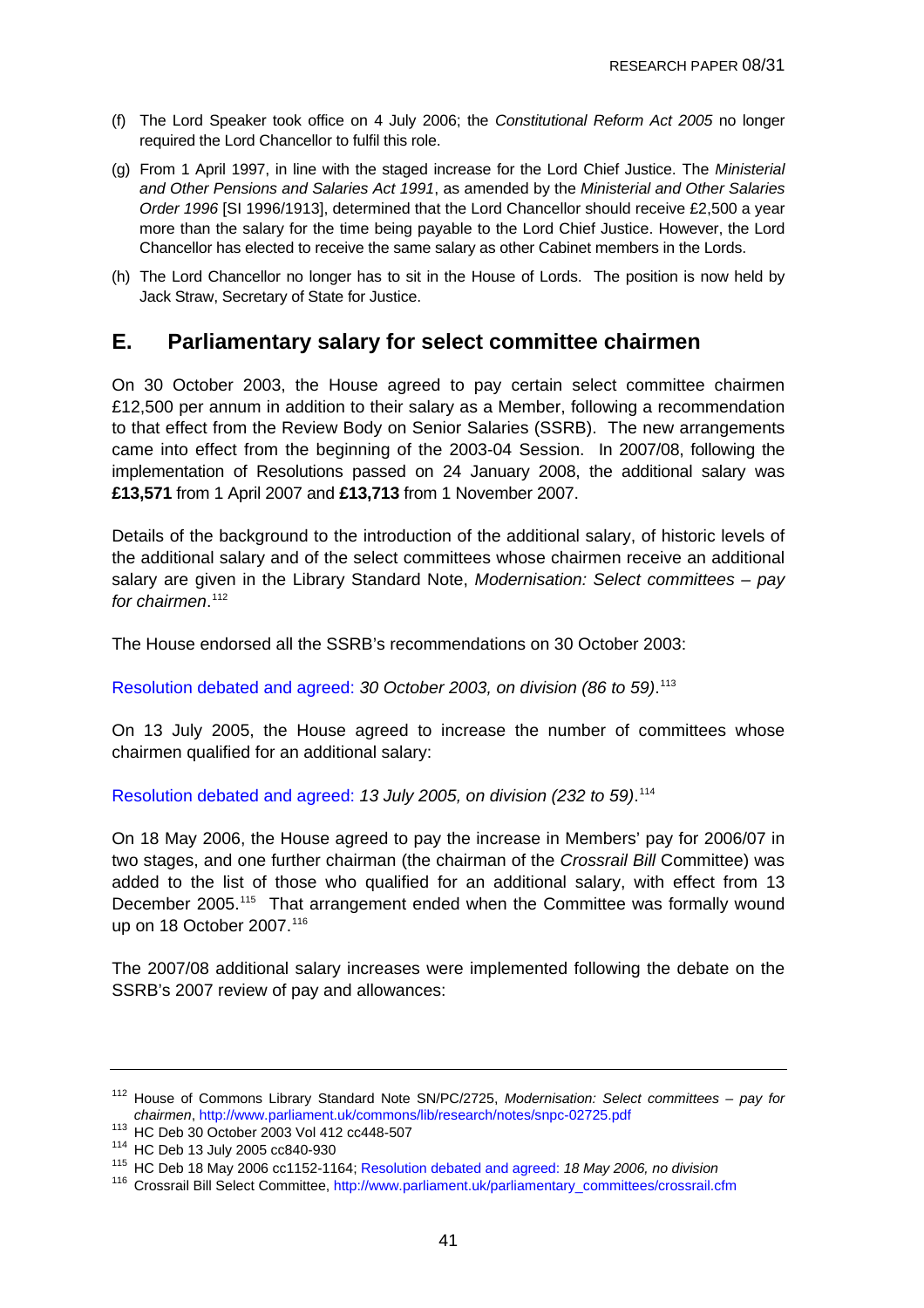(f) The Lord Speaker took office on 4 July 2006; the *Constitutional Reform Act 2005* no longer required the Lord Chancellor to fulfil this role.

(g) From 1 April 1997, in line with the staged increase for the Lord Chief Justice. The *Ministerial and Other Pensions and Salaries Act 1991*, as amended by the *Ministerial and Other Salaries Order 1996* [SI 1996/1913], determined that the Lord Chancellor should receive £2,500 a year more than the salary for the time being payable to the Lord Chief Justice. However, the Lord Chancellor has elected to receive the same salary as other Cabinet members in the Lords.

(h) The Lord Chancellor no longer has to sit in the House of Lords. The position is now held by Jack Straw, Secretary of State for Justice.

## E. Parliamentary salary for select committee chairmen

On 30 October 2003, the House agreed to pay certain select committee chairmen £12,500 per annum in addition to their salary as a Member, following a recommendation to that effect from the Review Body on Senior Salaries (SSRB). The new arrangements came into effect from the beginning of the 2003-04 Session. In 2007/08, following the implementation of Resolutions passed on 24 January 2008, the additional salary was **£13,571** from 1 April 2007 and **£13,713** from 1 November 2007.

Details of the background to the introduction of the additional salary, of historic levels of the additional salary and of the select committees whose chairmen receive an additional salary are given in the Library Standard Note, *Modernisation: Select committees – pay for chairmen*.[112]

The House endorsed all the SSRB's recommendations on 30 October 2003:

Resolution debated and agreed: *30 October 2003, on division (86 to 59)*.[113]

On 13 July 2005, the House agreed to increase the number of committees whose chairmen qualified for an additional salary:

Resolution debated and agreed: *13 July 2005, on division (232 to 59)*.[114]

On 18 May 2006, the House agreed to pay the increase in Members' pay for 2006/07 in two stages, and one further chairman (the chairman of the *Crossrail Bill* Committee) was added to the list of those who qualified for an additional salary, with effect from 13 December 2005.[115] That arrangement ended when the Committee was formally wound up on 18 October 2007.[116]

The 2007/08 additional salary increases were implemented following the debate on the SSRB's 2007 review of pay and allowances:

---

[112] House of Commons Library Standard Note SN/PC/2725, *Modernisation: Select committees – pay for chairmen*, http://www.parliament.uk/commons/lib/research/notes/snpc-02725.pdf

[113] HC Deb 30 October 2003 Vol 412 cc448-507

[114] HC Deb 13 July 2005 cc840-930

[115] HC Deb 18 May 2006 cc1152-1164; Resolution debated and agreed: *18 May 2006, no division*

[116] Crossrail Bill Select Committee, http://www.parliament.uk/parliamentary_committees/crossrail.cfm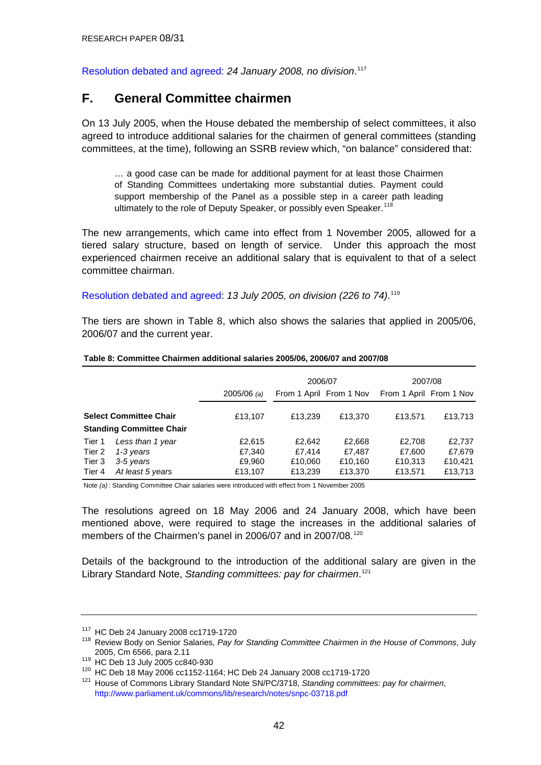Resolution debated and agreed: *24 January 2008, no division*.[117]

## F. General Committee chairmen

On 13 July 2005, when the House debated the membership of select committees, it also agreed to introduce additional salaries for the chairmen of general committees (standing committees, at the time), following an SSRB review which, "on balance" considered that:

> … a good case can be made for additional payment for at least those Chairmen of Standing Committees undertaking more substantial duties. Payment could support membership of the Panel as a possible step in a career path leading ultimately to the role of Deputy Speaker, or possibly even Speaker.[118]

The new arrangements, which came into effect from 1 November 2005, allowed for a tiered salary structure, based on length of service. Under this approach the most experienced chairmen receive an additional salary that is equivalent to that of a select committee chairman.

Resolution debated and agreed: *13 July 2005, on division (226 to 74)*.[119]

The tiers are shown in Table 8, which also shows the salaries that applied in 2005/06, 2006/07 and the current year.

**Table 8: Committee Chairmen additional salaries 2005/06, 2006/07 and 2007/08**

| | | | 2006/07 | | 2007/08 | |
|---|---|---|---|---|---|---|
| | | 2005/06 *(a)* | From 1 April | From 1 Nov | From 1 April | From 1 Nov |
| **Select Committee Chair** | | £13,107 | £13,239 | £13,370 | £13,571 | £13,713 |
| **Standing Committee Chair** | | | | | | |
| Tier 1 | *Less than 1 year* | £2,615 | £2,642 | £2,668 | £2,708 | £2,737 |
| Tier 2 | *1-3 years* | £7,340 | £7,414 | £7,487 | £7,600 | £7,679 |
| Tier 3 | *3-5 years* | £9,960 | £10,060 | £10,160 | £10,313 | £10,421 |
| Tier 4 | *At least 5 years* | £13,107 | £13,239 | £13,370 | £13,571 | £13,713 |

Note *(a)* : Standing Committee Chair salaries were introduced with effect from 1 November 2005

The resolutions agreed on 18 May 2006 and 24 January 2008, which have been mentioned above, were required to stage the increases in the additional salaries of members of the Chairmen's panel in 2006/07 and in 2007/08.[120]

Details of the background to the introduction of the additional salary are given in the Library Standard Note, *Standing committees: pay for chairmen*.[121]

---

[117] HC Deb 24 January 2008 cc1719-1720

[118] Review Body on Senior Salaries, *Pay for Standing Committee Chairmen in the House of Commons*, July 2005, Cm 6566, para 2.11

[119] HC Deb 13 July 2005 cc840-930

[120] HC Deb 18 May 2006 cc1152-1164; HC Deb 24 January 2008 cc1719-1720

[121] House of Commons Library Standard Note SN/PC/3718, *Standing committees: pay for chairmen*, http://www.parliament.uk/commons/lib/research/notes/snpc-03718.pdf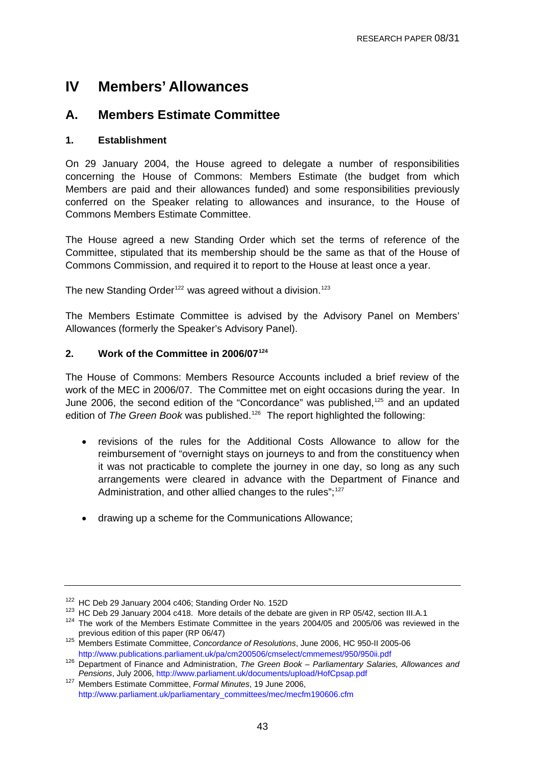# IV Members' Allowances

## A. Members Estimate Committee

### 1. Establishment

On 29 January 2004, the House agreed to delegate a number of responsibilities concerning the House of Commons: Members Estimate (the budget from which Members are paid and their allowances funded) and some responsibilities previously conferred on the Speaker relating to allowances and insurance, to the House of Commons Members Estimate Committee.

The House agreed a new Standing Order which set the terms of reference of the Committee, stipulated that its membership should be the same as that of the House of Commons Commission, and required it to report to the House at least once a year.

The new Standing Order[122] was agreed without a division.[123]

The Members Estimate Committee is advised by the Advisory Panel on Members' Allowances (formerly the Speaker's Advisory Panel).

### 2. Work of the Committee in 2006/07[124]

The House of Commons: Members Resource Accounts included a brief review of the work of the MEC in 2006/07. The Committee met on eight occasions during the year. In June 2006, the second edition of the "Concordance" was published,[125] and an updated edition of *The Green Book* was published.[126] The report highlighted the following:

- revisions of the rules for the Additional Costs Allowance to allow for the reimbursement of "overnight stays on journeys to and from the constituency when it was not practicable to complete the journey in one day, so long as any such arrangements were cleared in advance with the Department of Finance and Administration, and other allied changes to the rules";[127]

- drawing up a scheme for the Communications Allowance;

---

[122] HC Deb 29 January 2004 c406; Standing Order No. 152D

[123] HC Deb 29 January 2004 c418. More details of the debate are given in RP 05/42, section III.A.1

[124] The work of the Members Estimate Committee in the years 2004/05 and 2005/06 was reviewed in the previous edition of this paper (RP 06/47)

[125] Members Estimate Committee, *Concordance of Resolutions*, June 2006, HC 950-II 2005-06 http://www.publications.parliament.uk/pa/cm200506/cmselect/cmmemest/950/950ii.pdf

[126] Department of Finance and Administration, *The Green Book – Parliamentary Salaries, Allowances and Pensions*, July 2006, http://www.parliament.uk/documents/upload/HofCpsap.pdf

[127] Members Estimate Committee, *Formal Minutes*, 19 June 2006, http://www.parliament.uk/parliamentary_committees/mec/mecfm190606.cfm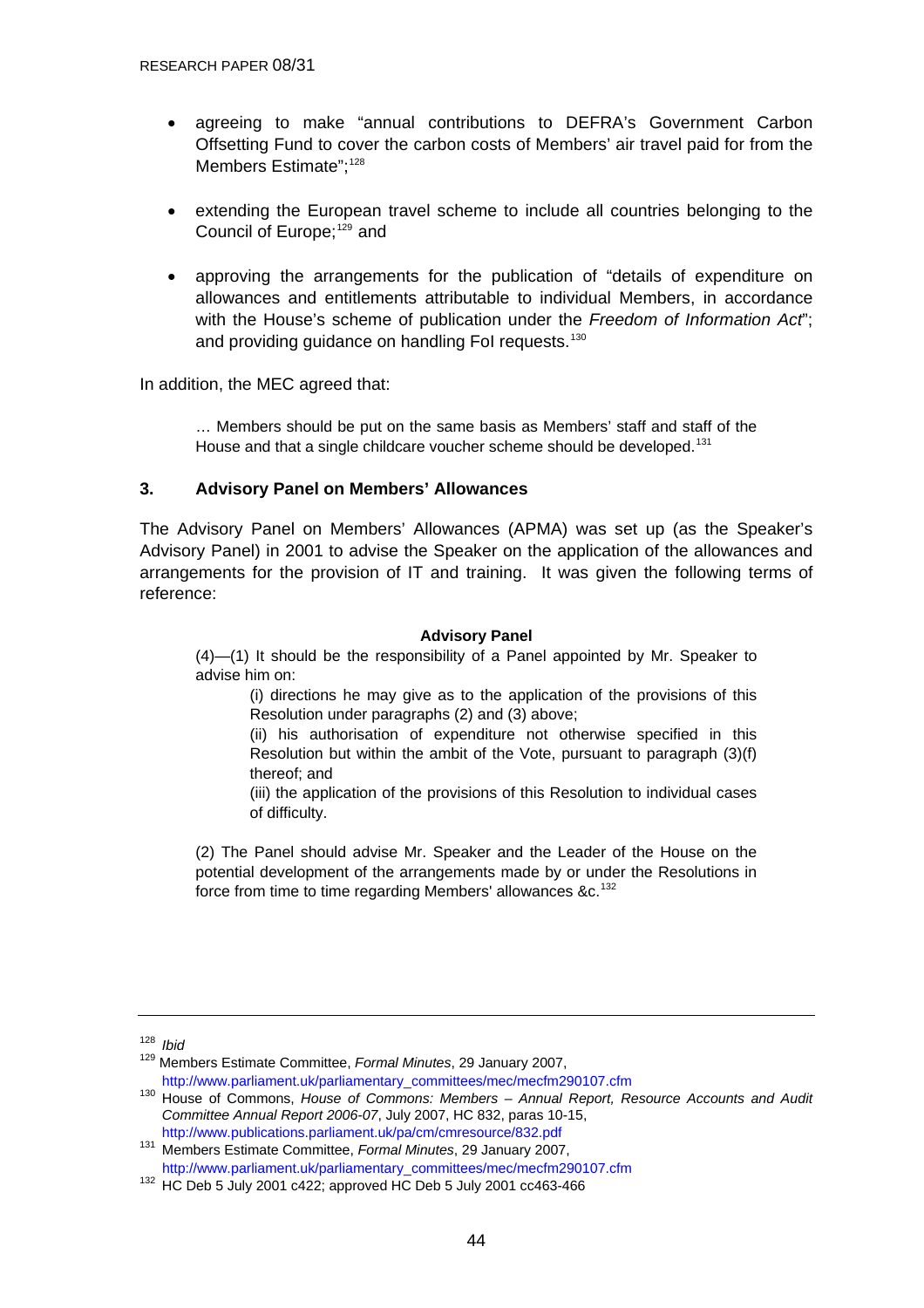- agreeing to make "annual contributions to DEFRA's Government Carbon Offsetting Fund to cover the carbon costs of Members' air travel paid for from the Members Estimate";[128]

- extending the European travel scheme to include all countries belonging to the Council of Europe;[129] and

- approving the arrangements for the publication of "details of expenditure on allowances and entitlements attributable to individual Members, in accordance with the House's scheme of publication under the *Freedom of Information Act*"; and providing guidance on handling FoI requests.[130]

In addition, the MEC agreed that:

> … Members should be put on the same basis as Members' staff and staff of the House and that a single childcare voucher scheme should be developed.[131]

### 3. Advisory Panel on Members' Allowances

The Advisory Panel on Members' Allowances (APMA) was set up (as the Speaker's Advisory Panel) in 2001 to advise the Speaker on the application of the allowances and arrangements for the provision of IT and training. It was given the following terms of reference:

> **Advisory Panel**
>
> (4)—(1) It should be the responsibility of a Panel appointed by Mr. Speaker to advise him on:
>
> > (i) directions he may give as to the application of the provisions of this Resolution under paragraphs (2) and (3) above;
> >
> > (ii) his authorisation of expenditure not otherwise specified in this Resolution but within the ambit of the Vote, pursuant to paragraph (3)(f) thereof; and
> >
> > (iii) the application of the provisions of this Resolution to individual cases of difficulty.
>
> (2) The Panel should advise Mr. Speaker and the Leader of the House on the potential development of the arrangements made by or under the Resolutions in force from time to time regarding Members' allowances &c.[132]

---

[128] *Ibid*

[129] Members Estimate Committee, *Formal Minutes*, 29 January 2007, http://www.parliament.uk/parliamentary_committees/mec/mecfm290107.cfm

[130] House of Commons, *House of Commons: Members – Annual Report, Resource Accounts and Audit Committee Annual Report 2006-07*, July 2007, HC 832, paras 10-15, http://www.publications.parliament.uk/pa/cm/cmresource/832.pdf

[131] Members Estimate Committee, *Formal Minutes*, 29 January 2007, http://www.parliament.uk/parliamentary_committees/mec/mecfm290107.cfm

[132] HC Deb 5 July 2001 c422; approved HC Deb 5 July 2001 cc463-466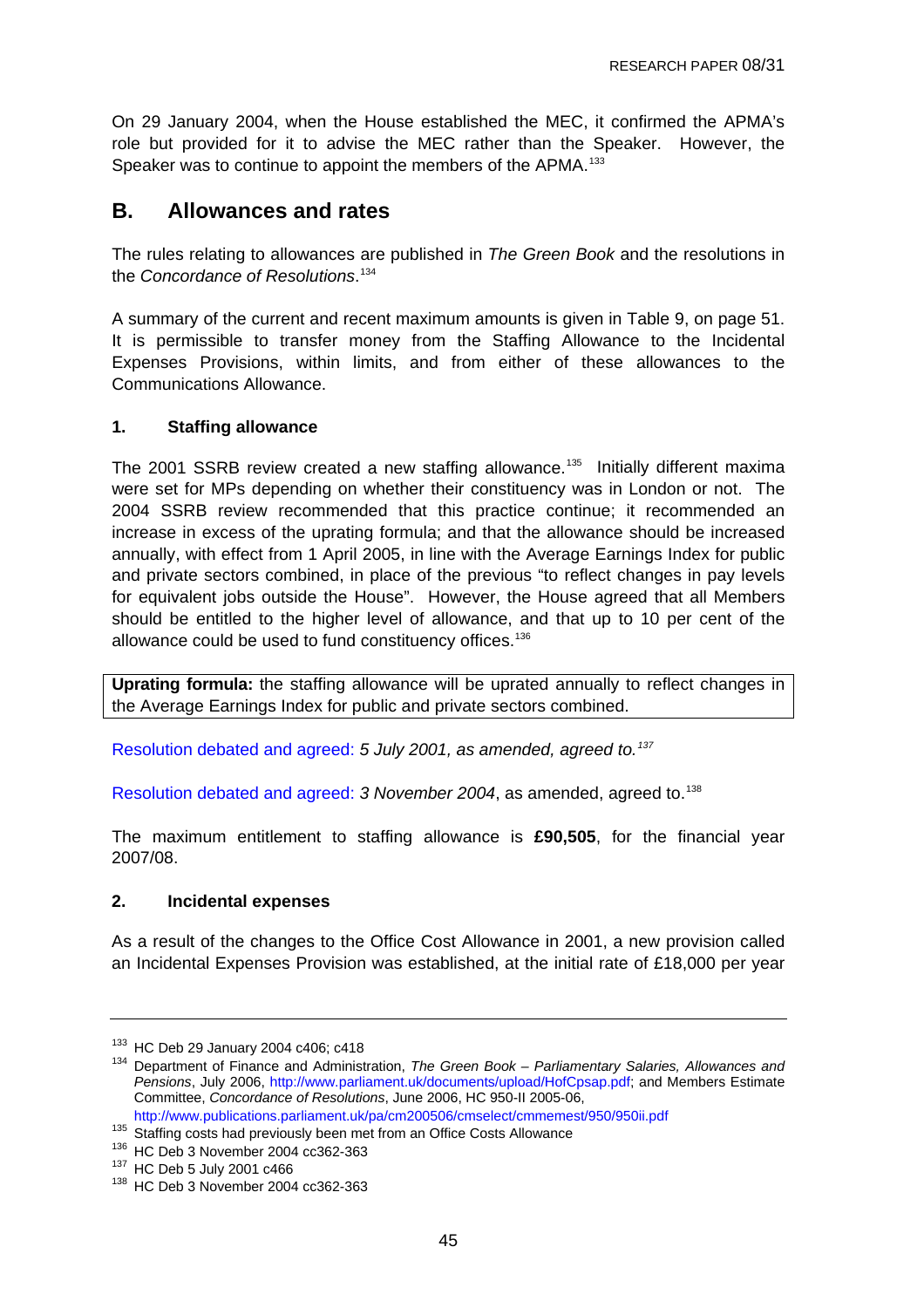On 29 January 2004, when the House established the MEC, it confirmed the APMA's role but provided for it to advise the MEC rather than the Speaker. However, the Speaker was to continue to appoint the members of the APMA.[133]

## B. Allowances and rates

The rules relating to allowances are published in *The Green Book* and the resolutions in the *Concordance of Resolutions*.[134]

A summary of the current and recent maximum amounts is given in Table 9, on page 51. It is permissible to transfer money from the Staffing Allowance to the Incidental Expenses Provisions, within limits, and from either of these allowances to the Communications Allowance.

### 1. Staffing allowance

The 2001 SSRB review created a new staffing allowance.[135] Initially different maxima were set for MPs depending on whether their constituency was in London or not. The 2004 SSRB review recommended that this practice continue; it recommended an increase in excess of the uprating formula; and that the allowance should be increased annually, with effect from 1 April 2005, in line with the Average Earnings Index for public and private sectors combined, in place of the previous "to reflect changes in pay levels for equivalent jobs outside the House". However, the House agreed that all Members should be entitled to the higher level of allowance, and that up to 10 per cent of the allowance could be used to fund constituency offices.[136]

**Uprating formula:** the staffing allowance will be uprated annually to reflect changes in the Average Earnings Index for public and private sectors combined.

Resolution debated and agreed: *5 July 2001, as amended, agreed to.*[137]

Resolution debated and agreed: *3 November 2004*, as amended, agreed to.[138]

The maximum entitlement to staffing allowance is **£90,505**, for the financial year 2007/08.

### 2. Incidental expenses

As a result of the changes to the Office Cost Allowance in 2001, a new provision called an Incidental Expenses Provision was established, at the initial rate of £18,000 per year

---

[133] HC Deb 29 January 2004 c406; c418

[134] Department of Finance and Administration, *The Green Book – Parliamentary Salaries, Allowances and Pensions*, July 2006, http://www.parliament.uk/documents/upload/HofCpsap.pdf; and Members Estimate Committee, *Concordance of Resolutions*, June 2006, HC 950-II 2005-06, http://www.publications.parliament.uk/pa/cm200506/cmselect/cmmemest/950/950ii.pdf

[135] Staffing costs had previously been met from an Office Costs Allowance

[136] HC Deb 3 November 2004 cc362-363

[137] HC Deb 5 July 2001 c466

[138] HC Deb 3 November 2004 cc362-363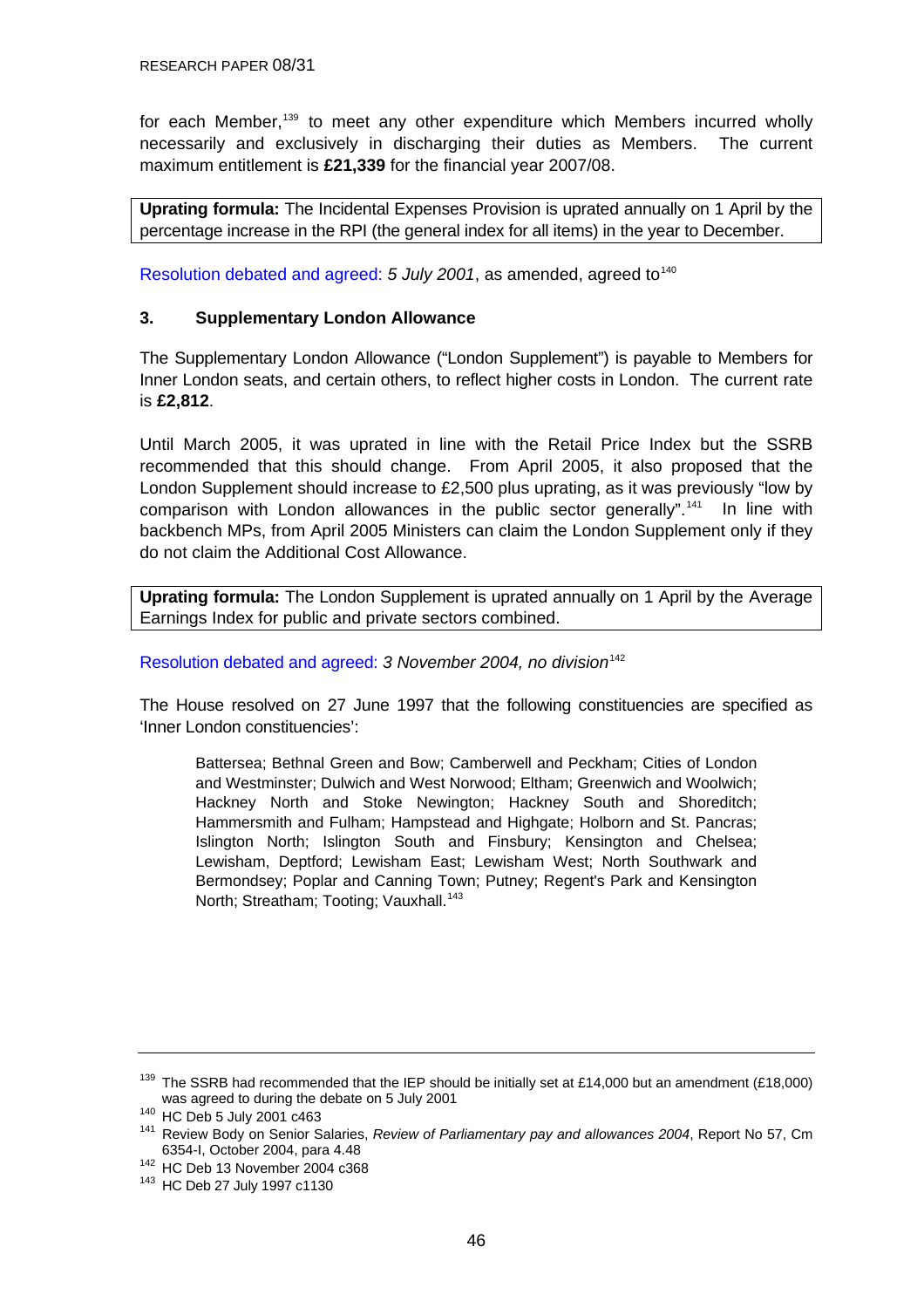for each Member,[139] to meet any other expenditure which Members incurred wholly necessarily and exclusively in discharging their duties as Members. The current maximum entitlement is **£21,339** for the financial year 2007/08.

**Uprating formula:** The Incidental Expenses Provision is uprated annually on 1 April by the percentage increase in the RPI (the general index for all items) in the year to December.

Resolution debated and agreed: *5 July 2001*, as amended, agreed to[140]

### 3. Supplementary London Allowance

The Supplementary London Allowance ("London Supplement") is payable to Members for Inner London seats, and certain others, to reflect higher costs in London. The current rate is **£2,812**.

Until March 2005, it was uprated in line with the Retail Price Index but the SSRB recommended that this should change. From April 2005, it also proposed that the London Supplement should increase to £2,500 plus uprating, as it was previously "low by comparison with London allowances in the public sector generally".[141] In line with backbench MPs, from April 2005 Ministers can claim the London Supplement only if they do not claim the Additional Cost Allowance.

**Uprating formula:** The London Supplement is uprated annually on 1 April by the Average Earnings Index for public and private sectors combined.

Resolution debated and agreed: *3 November 2004, no division*[142]

The House resolved on 27 June 1997 that the following constituencies are specified as 'Inner London constituencies':

> Battersea; Bethnal Green and Bow; Camberwell and Peckham; Cities of London and Westminster; Dulwich and West Norwood; Eltham; Greenwich and Woolwich; Hackney North and Stoke Newington; Hackney South and Shoreditch; Hammersmith and Fulham; Hampstead and Highgate; Holborn and St. Pancras; Islington North; Islington South and Finsbury; Kensington and Chelsea; Lewisham, Deptford; Lewisham East; Lewisham West; North Southwark and Bermondsey; Poplar and Canning Town; Putney; Regent's Park and Kensington North; Streatham; Tooting; Vauxhall.[143]

---

[139] The SSRB had recommended that the IEP should be initially set at £14,000 but an amendment (£18,000) was agreed to during the debate on 5 July 2001

[140] HC Deb 5 July 2001 c463

[141] Review Body on Senior Salaries, *Review of Parliamentary pay and allowances 2004*, Report No 57, Cm 6354-I, October 2004, para 4.48

[142] HC Deb 13 November 2004 c368

[143] HC Deb 27 July 1997 c1130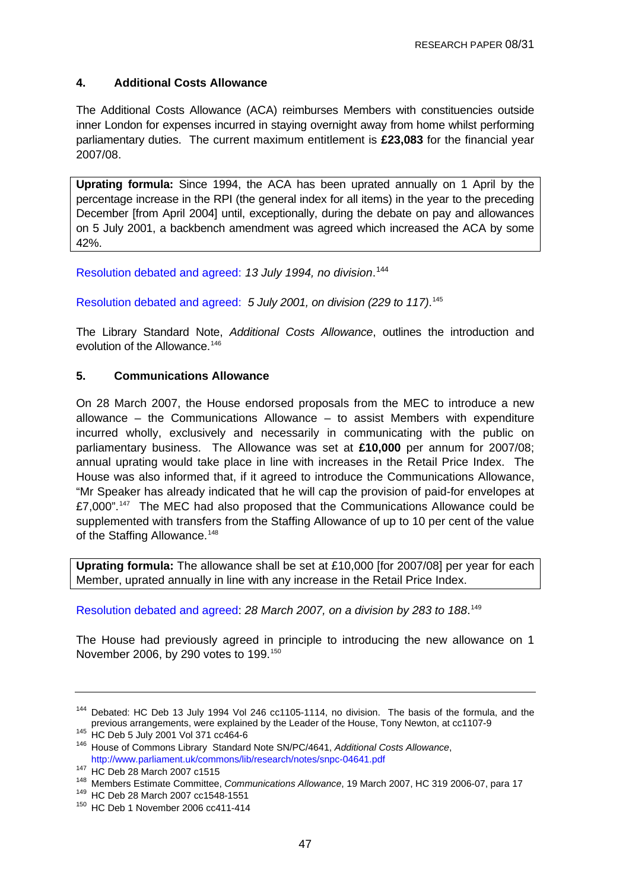## 4. Additional Costs Allowance

The Additional Costs Allowance (ACA) reimburses Members with constituencies outside inner London for expenses incurred in staying overnight away from home whilst performing parliamentary duties. The current maximum entitlement is **£23,083** for the financial year 2007/08.

**Uprating formula:** Since 1994, the ACA has been uprated annually on 1 April by the percentage increase in the RPI (the general index for all items) in the year to the preceding December [from April 2004] until, exceptionally, during the debate on pay and allowances on 5 July 2001, a backbench amendment was agreed which increased the ACA by some 42%.

Resolution debated and agreed: *13 July 1994, no division*.[144]

Resolution debated and agreed: *5 July 2001, on division (229 to 117)*.[145]

The Library Standard Note, *Additional Costs Allowance*, outlines the introduction and evolution of the Allowance.[146]

## 5. Communications Allowance

On 28 March 2007, the House endorsed proposals from the MEC to introduce a new allowance – the Communications Allowance – to assist Members with expenditure incurred wholly, exclusively and necessarily in communicating with the public on parliamentary business. The Allowance was set at **£10,000** per annum for 2007/08; annual uprating would take place in line with increases in the Retail Price Index. The House was also informed that, if it agreed to introduce the Communications Allowance, "Mr Speaker has already indicated that he will cap the provision of paid-for envelopes at £7,000".[147] The MEC had also proposed that the Communications Allowance could be supplemented with transfers from the Staffing Allowance of up to 10 per cent of the value of the Staffing Allowance.[148]

**Uprating formula:** The allowance shall be set at £10,000 [for 2007/08] per year for each Member, uprated annually in line with any increase in the Retail Price Index.

Resolution debated and agreed: *28 March 2007, on a division by 283 to 188*.[149]

The House had previously agreed in principle to introducing the new allowance on 1 November 2006, by 290 votes to 199.[150]

---

[144] Debated: HC Deb 13 July 1994 Vol 246 cc1105-1114, no division. The basis of the formula, and the previous arrangements, were explained by the Leader of the House, Tony Newton, at cc1107-9

[145] HC Deb 5 July 2001 Vol 371 cc464-6

[146] House of Commons Library Standard Note SN/PC/4641, *Additional Costs Allowance*, http://www.parliament.uk/commons/lib/research/notes/snpc-04641.pdf

[147] HC Deb 28 March 2007 c1515

[148] Members Estimate Committee, *Communications Allowance*, 19 March 2007, HC 319 2006-07, para 17

[149] HC Deb 28 March 2007 cc1548-1551

[150] HC Deb 1 November 2006 cc411-414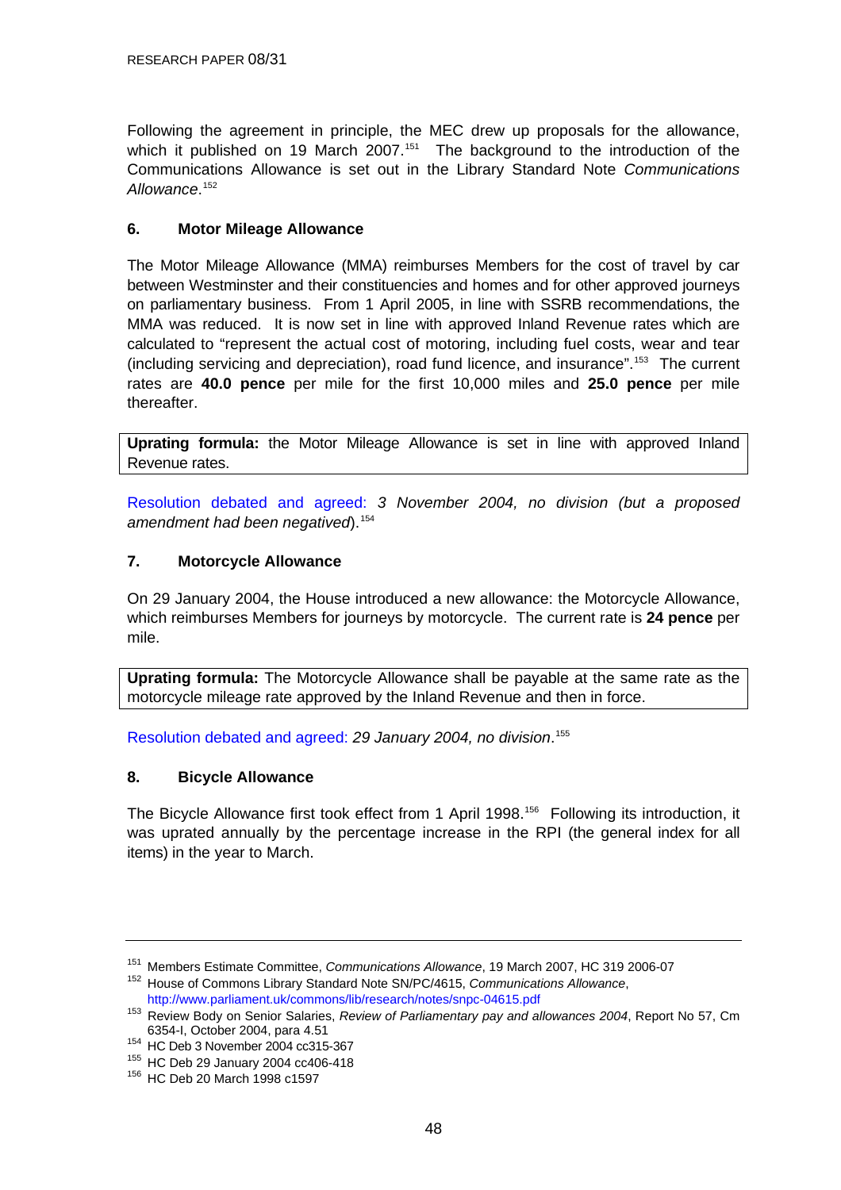Following the agreement in principle, the MEC drew up proposals for the allowance, which it published on 19 March 2007.[151] The background to the introduction of the Communications Allowance is set out in the Library Standard Note *Communications Allowance*.[152]

### 6. Motor Mileage Allowance

The Motor Mileage Allowance (MMA) reimburses Members for the cost of travel by car between Westminster and their constituencies and homes and for other approved journeys on parliamentary business. From 1 April 2005, in line with SSRB recommendations, the MMA was reduced. It is now set in line with approved Inland Revenue rates which are calculated to "represent the actual cost of motoring, including fuel costs, wear and tear (including servicing and depreciation), road fund licence, and insurance".[153] The current rates are **40.0 pence** per mile for the first 10,000 miles and **25.0 pence** per mile thereafter.

**Uprating formula:** the Motor Mileage Allowance is set in line with approved Inland Revenue rates.

Resolution debated and agreed: *3 November 2004, no division (but a proposed amendment had been negatived*).[154]

### 7. Motorcycle Allowance

On 29 January 2004, the House introduced a new allowance: the Motorcycle Allowance, which reimburses Members for journeys by motorcycle. The current rate is **24 pence** per mile.

**Uprating formula:** The Motorcycle Allowance shall be payable at the same rate as the motorcycle mileage rate approved by the Inland Revenue and then in force.

Resolution debated and agreed: *29 January 2004, no division*.[155]

### 8. Bicycle Allowance

The Bicycle Allowance first took effect from 1 April 1998.[156] Following its introduction, it was uprated annually by the percentage increase in the RPI (the general index for all items) in the year to March.

---

[151] Members Estimate Committee, *Communications Allowance*, 19 March 2007, HC 319 2006-07

[152] House of Commons Library Standard Note SN/PC/4615, *Communications Allowance*, http://www.parliament.uk/commons/lib/research/notes/snpc-04615.pdf

[153] Review Body on Senior Salaries, *Review of Parliamentary pay and allowances 2004*, Report No 57, Cm 6354-I, October 2004, para 4.51

[154] HC Deb 3 November 2004 cc315-367

[155] HC Deb 29 January 2004 cc406-418

[156] HC Deb 20 March 1998 c1597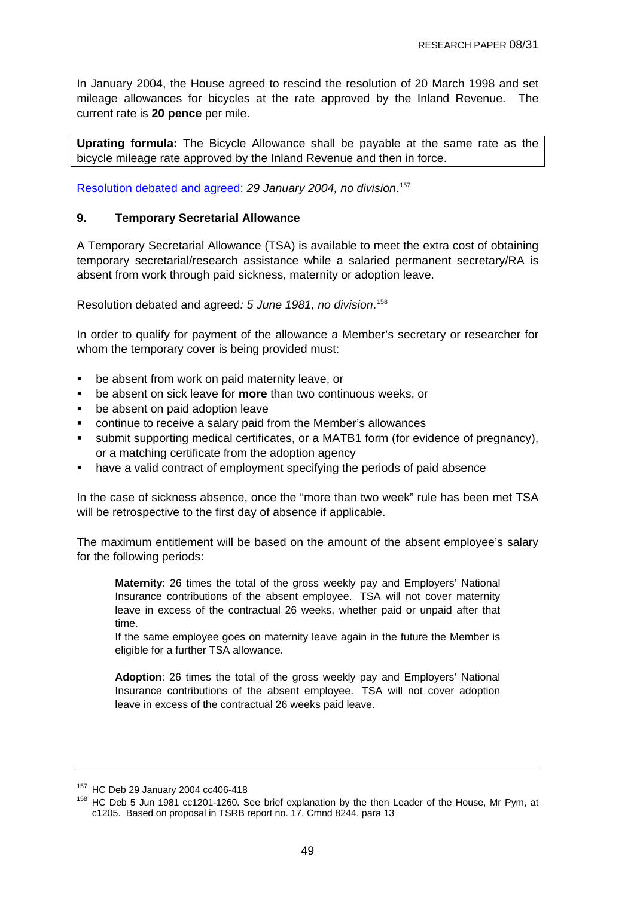In January 2004, the House agreed to rescind the resolution of 20 March 1998 and set mileage allowances for bicycles at the rate approved by the Inland Revenue. The current rate is **20 pence** per mile.

**Uprating formula:** The Bicycle Allowance shall be payable at the same rate as the bicycle mileage rate approved by the Inland Revenue and then in force.

Resolution debated and agreed: *29 January 2004, no division*.[157]

### 9. Temporary Secretarial Allowance

A Temporary Secretarial Allowance (TSA) is available to meet the extra cost of obtaining temporary secretarial/research assistance while a salaried permanent secretary/RA is absent from work through paid sickness, maternity or adoption leave.

Resolution debated and agreed*: 5 June 1981, no division*.[158]

In order to qualify for payment of the allowance a Member's secretary or researcher for whom the temporary cover is being provided must:

- be absent from work on paid maternity leave, or
- be absent on sick leave for **more** than two continuous weeks, or
- be absent on paid adoption leave
- continue to receive a salary paid from the Member's allowances
- submit supporting medical certificates, or a MATB1 form (for evidence of pregnancy), or a matching certificate from the adoption agency
- have a valid contract of employment specifying the periods of paid absence

In the case of sickness absence, once the "more than two week" rule has been met TSA will be retrospective to the first day of absence if applicable.

The maximum entitlement will be based on the amount of the absent employee's salary for the following periods:

> **Maternity**: 26 times the total of the gross weekly pay and Employers' National Insurance contributions of the absent employee. TSA will not cover maternity leave in excess of the contractual 26 weeks, whether paid or unpaid after that time.
> If the same employee goes on maternity leave again in the future the Member is eligible for a further TSA allowance.
>
> **Adoption**: 26 times the total of the gross weekly pay and Employers' National Insurance contributions of the absent employee. TSA will not cover adoption leave in excess of the contractual 26 weeks paid leave.

---

[157] HC Deb 29 January 2004 cc406-418

[158] HC Deb 5 Jun 1981 cc1201-1260. See brief explanation by the then Leader of the House, Mr Pym, at c1205. Based on proposal in TSRB report no. 17, Cmnd 8244, para 13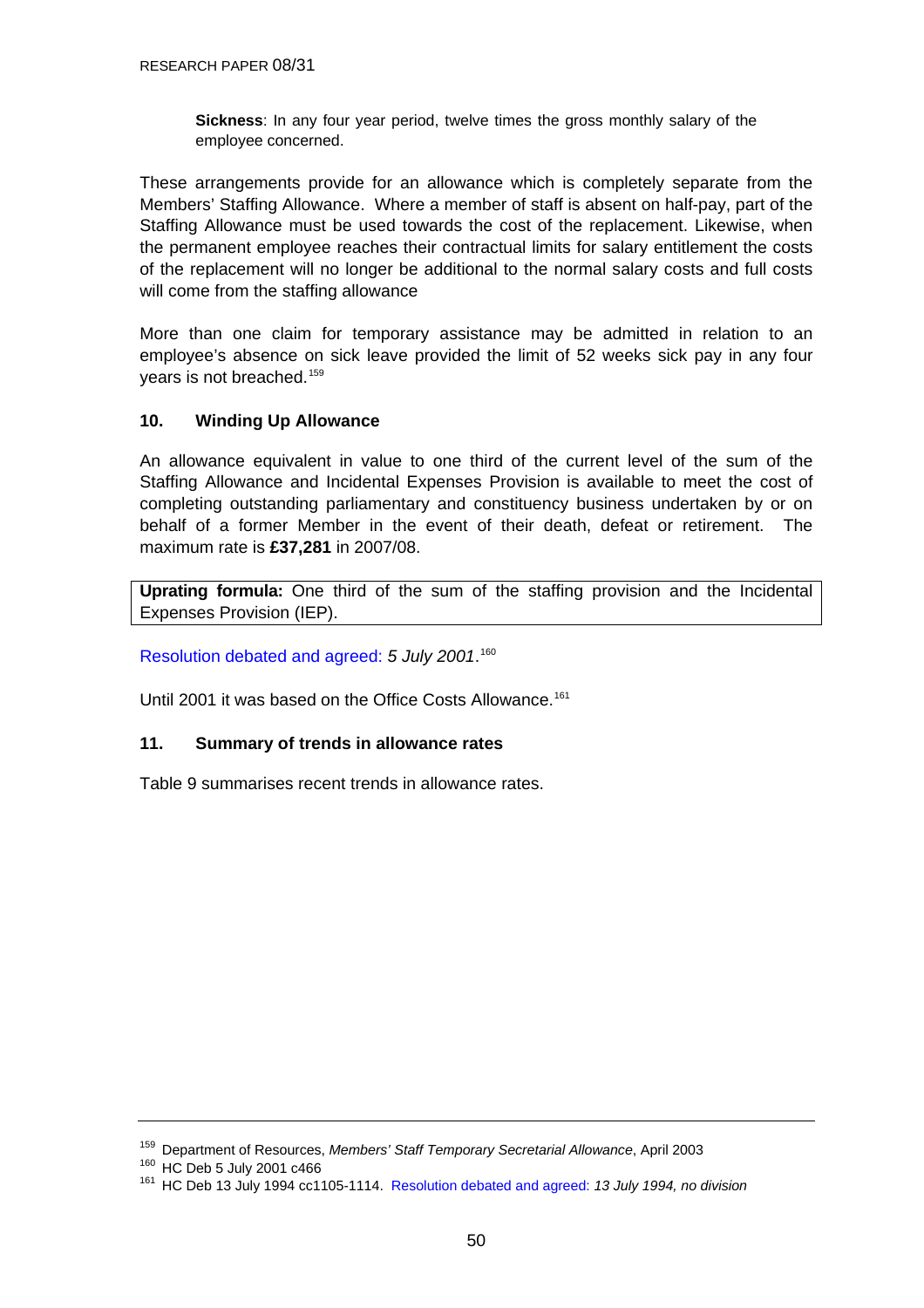**Sickness**: In any four year period, twelve times the gross monthly salary of the employee concerned.

These arrangements provide for an allowance which is completely separate from the Members' Staffing Allowance. Where a member of staff is absent on half-pay, part of the Staffing Allowance must be used towards the cost of the replacement. Likewise, when the permanent employee reaches their contractual limits for salary entitlement the costs of the replacement will no longer be additional to the normal salary costs and full costs will come from the staffing allowance

More than one claim for temporary assistance may be admitted in relation to an employee's absence on sick leave provided the limit of 52 weeks sick pay in any four years is not breached.[159]

### 10. Winding Up Allowance

An allowance equivalent in value to one third of the current level of the sum of the Staffing Allowance and Incidental Expenses Provision is available to meet the cost of completing outstanding parliamentary and constituency business undertaken by or on behalf of a former Member in the event of their death, defeat or retirement. The maximum rate is **£37,281** in 2007/08.

**Uprating formula:** One third of the sum of the staffing provision and the Incidental Expenses Provision (IEP).

Resolution debated and agreed: *5 July 2001*.[160]

Until 2001 it was based on the Office Costs Allowance.[161]

### 11. Summary of trends in allowance rates

Table 9 summarises recent trends in allowance rates.

---

[159] Department of Resources, *Members' Staff Temporary Secretarial Allowance*, April 2003

[160] HC Deb 5 July 2001 c466

[161] HC Deb 13 July 1994 cc1105-1114. Resolution debated and agreed: *13 July 1994, no division*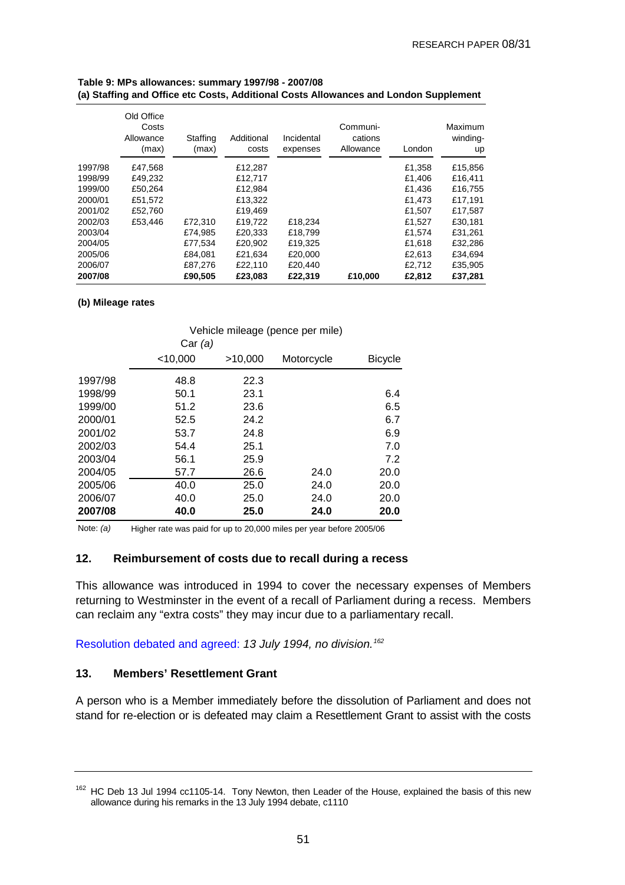**Table 9: MPs allowances: summary 1997/98 - 2007/08**
**(a) Staffing and Office etc Costs, Additional Costs Allowances and London Supplement**

| | Old Office Costs Allowance (max) | Staffing (max) | Additional costs | Incidental expenses | Communi-cations Allowance | London | Maximum winding-up |
|---|---|---|---|---|---|---|---|
| 1997/98 | £47,568 | | £12,287 | | | £1,358 | £15,856 |
| 1998/99 | £49,232 | | £12,717 | | | £1,406 | £16,411 |
| 1999/00 | £50,264 | | £12,984 | | | £1,436 | £16,755 |
| 2000/01 | £51,572 | | £13,322 | | | £1,473 | £17,191 |
| 2001/02 | £52,760 | | £19,469 | | | £1,507 | £17,587 |
| 2002/03 | £53,446 | £72,310 | £19,722 | £18,234 | | £1,527 | £30,181 |
| 2003/04 | | £74,985 | £20,333 | £18,799 | | £1,574 | £31,261 |
| 2004/05 | | £77,534 | £20,902 | £19,325 | | £1,618 | £32,286 |
| 2005/06 | | £84,081 | £21,634 | £20,000 | | £2,613 | £34,694 |
| 2006/07 | | £87,276 | £22,110 | £20,440 | | £2,712 | £35,905 |
| **2007/08** | | **£90,505** | **£23,083** | **£22,319** | **£10,000** | **£2,812** | **£37,281** |

**(b) Mileage rates**

| | Vehicle mileage (pence per mile) | | | |
|---|---|---|---|---|
| | Car *(a)* | | | |
| | <10,000 | >10,000 | Motorcycle | Bicycle |
| 1997/98 | 48.8 | 22.3 | | |
| 1998/99 | 50.1 | 23.1 | | 6.4 |
| 1999/00 | 51.2 | 23.6 | | 6.5 |
| 2000/01 | 52.5 | 24.2 | | 6.7 |
| 2001/02 | 53.7 | 24.8 | | 6.9 |
| 2002/03 | 54.4 | 25.1 | | 7.0 |
| 2003/04 | 56.1 | 25.9 | | 7.2 |
| 2004/05 | 57.7 | 26.6 | 24.0 | 20.0 |
| 2005/06 | 40.0 | 25.0 | 24.0 | 20.0 |
| 2006/07 | 40.0 | 25.0 | 24.0 | 20.0 |
| **2007/08** | **40.0** | **25.0** | **24.0** | **20.0** |

Note: *(a)* Higher rate was paid for up to 20,000 miles per year before 2005/06

## 12. Reimbursement of costs due to recall during a recess

This allowance was introduced in 1994 to cover the necessary expenses of Members returning to Westminster in the event of a recall of Parliament during a recess. Members can reclaim any "extra costs" they may incur due to a parliamentary recall.

Resolution debated and agreed: *13 July 1994, no division.*[162]

## 13. Members' Resettlement Grant

A person who is a Member immediately before the dissolution of Parliament and does not stand for re-election or is defeated may claim a Resettlement Grant to assist with the costs

[162] HC Deb 13 Jul 1994 cc1105-14. Tony Newton, then Leader of the House, explained the basis of this new allowance during his remarks in the 13 July 1994 debate, c1110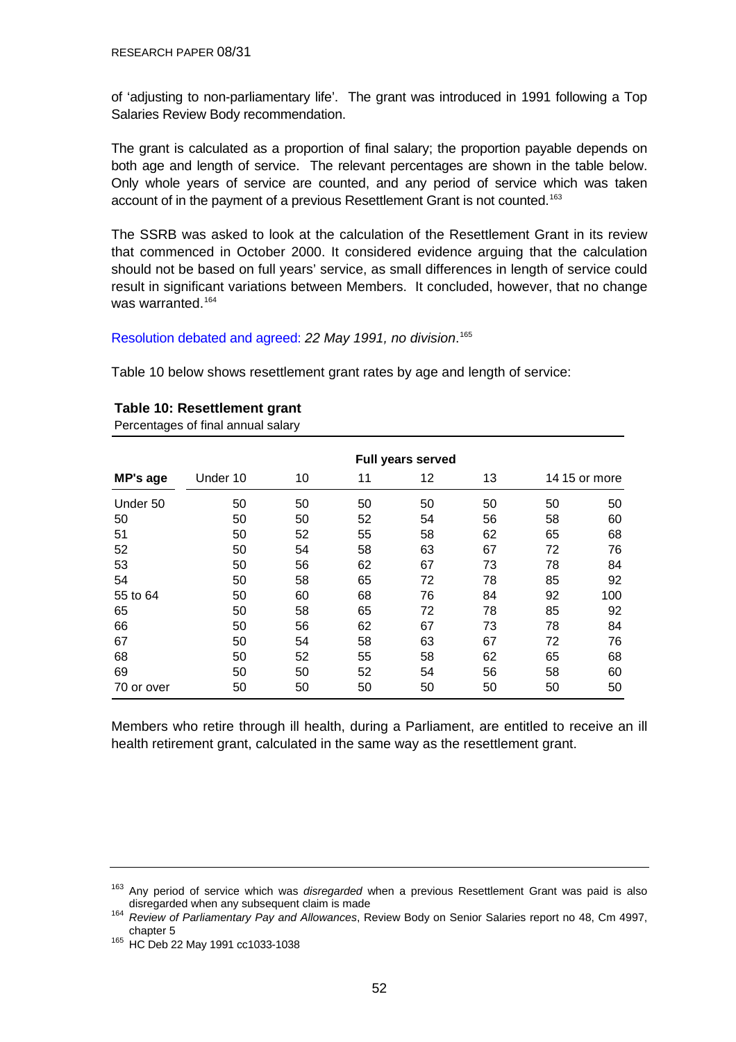of 'adjusting to non-parliamentary life'. The grant was introduced in 1991 following a Top Salaries Review Body recommendation.

The grant is calculated as a proportion of final salary; the proportion payable depends on both age and length of service. The relevant percentages are shown in the table below. Only whole years of service are counted, and any period of service which was taken account of in the payment of a previous Resettlement Grant is not counted.[163]

The SSRB was asked to look at the calculation of the Resettlement Grant in its review that commenced in October 2000. It considered evidence arguing that the calculation should not be based on full years' service, as small differences in length of service could result in significant variations between Members. It concluded, however, that no change was warranted.[164]

Resolution debated and agreed: *22 May 1991, no division*.[165]

Table 10 below shows resettlement grant rates by age and length of service:

**Table 10: Resettlement grant**

Percentages of final annual salary

| | Full years served | | | | | | |
|---|---|---|---|---|---|---|---|
| **MP's age** | Under 10 | 10 | 11 | 12 | 13 | 14 | 15 or more |
| Under 50 | 50 | 50 | 50 | 50 | 50 | 50 | 50 |
| 50 | 50 | 50 | 52 | 54 | 56 | 58 | 60 |
| 51 | 50 | 52 | 55 | 58 | 62 | 65 | 68 |
| 52 | 50 | 54 | 58 | 63 | 67 | 72 | 76 |
| 53 | 50 | 56 | 62 | 67 | 73 | 78 | 84 |
| 54 | 50 | 58 | 65 | 72 | 78 | 85 | 92 |
| 55 to 64 | 50 | 60 | 68 | 76 | 84 | 92 | 100 |
| 65 | 50 | 58 | 65 | 72 | 78 | 85 | 92 |
| 66 | 50 | 56 | 62 | 67 | 73 | 78 | 84 |
| 67 | 50 | 54 | 58 | 63 | 67 | 72 | 76 |
| 68 | 50 | 52 | 55 | 58 | 62 | 65 | 68 |
| 69 | 50 | 50 | 52 | 54 | 56 | 58 | 60 |
| 70 or over | 50 | 50 | 50 | 50 | 50 | 50 | 50 |

Members who retire through ill health, during a Parliament, are entitled to receive an ill health retirement grant, calculated in the same way as the resettlement grant.

---

[163] Any period of service which was *disregarded* when a previous Resettlement Grant was paid is also disregarded when any subsequent claim is made

[164] *Review of Parliamentary Pay and Allowances*, Review Body on Senior Salaries report no 48, Cm 4997, chapter 5

[165] HC Deb 22 May 1991 cc1033-1038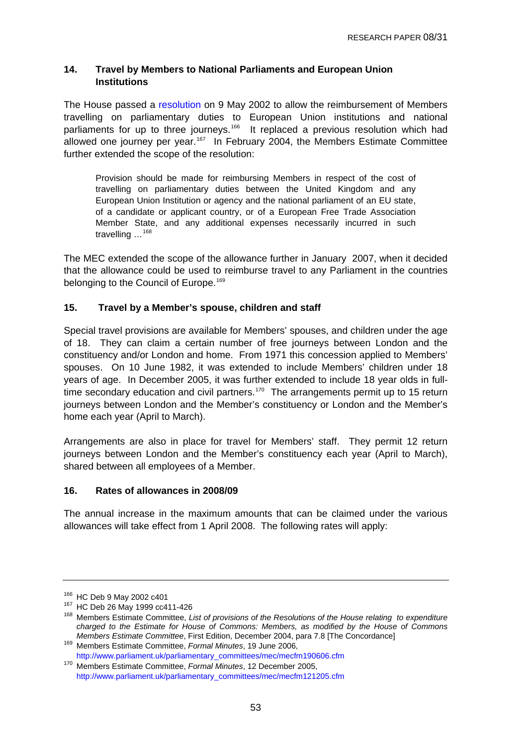### 14. Travel by Members to National Parliaments and European Union Institutions

The House passed a resolution on 9 May 2002 to allow the reimbursement of Members travelling on parliamentary duties to European Union institutions and national parliaments for up to three journeys.[166] It replaced a previous resolution which had allowed one journey per year.[167] In February 2004, the Members Estimate Committee further extended the scope of the resolution:

> Provision should be made for reimbursing Members in respect of the cost of travelling on parliamentary duties between the United Kingdom and any European Union Institution or agency and the national parliament of an EU state, of a candidate or applicant country, or of a European Free Trade Association Member State, and any additional expenses necessarily incurred in such travelling …[168]

The MEC extended the scope of the allowance further in January 2007, when it decided that the allowance could be used to reimburse travel to any Parliament in the countries belonging to the Council of Europe.[169]

### 15. Travel by a Member's spouse, children and staff

Special travel provisions are available for Members' spouses, and children under the age of 18. They can claim a certain number of free journeys between London and the constituency and/or London and home. From 1971 this concession applied to Members' spouses. On 10 June 1982, it was extended to include Members' children under 18 years of age. In December 2005, it was further extended to include 18 year olds in full-time secondary education and civil partners.[170] The arrangements permit up to 15 return journeys between London and the Member's constituency or London and the Member's home each year (April to March).

Arrangements are also in place for travel for Members' staff. They permit 12 return journeys between London and the Member's constituency each year (April to March), shared between all employees of a Member.

### 16. Rates of allowances in 2008/09

The annual increase in the maximum amounts that can be claimed under the various allowances will take effect from 1 April 2008. The following rates will apply:

---

[166] HC Deb 9 May 2002 c401

[167] HC Deb 26 May 1999 cc411-426

[168] Members Estimate Committee, *List of provisions of the Resolutions of the House relating to expenditure charged to the Estimate for House of Commons: Members, as modified by the House of Commons Members Estimate Committee*, First Edition, December 2004, para 7.8 [The Concordance]

[169] Members Estimate Committee, *Formal Minutes*, 19 June 2006, http://www.parliament.uk/parliamentary_committees/mec/mecfm190606.cfm

[170] Members Estimate Committee, *Formal Minutes*, 12 December 2005, http://www.parliament.uk/parliamentary_committees/mec/mecfm121205.cfm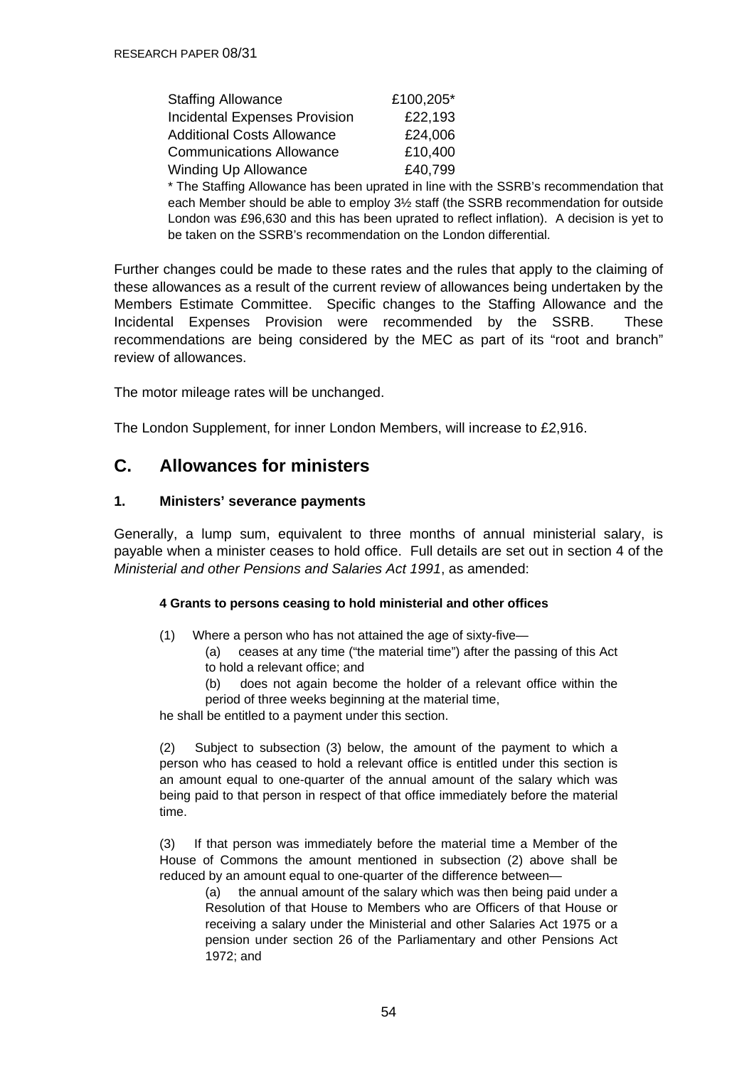| | |
|---|---|
| Staffing Allowance | £100,205* |
| Incidental Expenses Provision | £22,193 |
| Additional Costs Allowance | £24,006 |
| Communications Allowance | £10,400 |
| Winding Up Allowance | £40,799 |

\* The Staffing Allowance has been uprated in line with the SSRB's recommendation that each Member should be able to employ 3½ staff (the SSRB recommendation for outside London was £96,630 and this has been uprated to reflect inflation). A decision is yet to be taken on the SSRB's recommendation on the London differential.

Further changes could be made to these rates and the rules that apply to the claiming of these allowances as a result of the current review of allowances being undertaken by the Members Estimate Committee. Specific changes to the Staffing Allowance and the Incidental Expenses Provision were recommended by the SSRB. These recommendations are being considered by the MEC as part of its "root and branch" review of allowances.

The motor mileage rates will be unchanged.

The London Supplement, for inner London Members, will increase to £2,916.

## C. Allowances for ministers

### 1. Ministers' severance payments

Generally, a lump sum, equivalent to three months of annual ministerial salary, is payable when a minister ceases to hold office. Full details are set out in section 4 of the *Ministerial and other Pensions and Salaries Act 1991*, as amended:

**4 Grants to persons ceasing to hold ministerial and other offices**

(1) Where a person who has not attained the age of sixty-five—

(a) ceases at any time ("the material time") after the passing of this Act to hold a relevant office; and

(b) does not again become the holder of a relevant office within the period of three weeks beginning at the material time,

he shall be entitled to a payment under this section.

(2) Subject to subsection (3) below, the amount of the payment to which a person who has ceased to hold a relevant office is entitled under this section is an amount equal to one-quarter of the annual amount of the salary which was being paid to that person in respect of that office immediately before the material time.

(3) If that person was immediately before the material time a Member of the House of Commons the amount mentioned in subsection (2) above shall be reduced by an amount equal to one-quarter of the difference between—

(a) the annual amount of the salary which was then being paid under a Resolution of that House to Members who are Officers of that House or receiving a salary under the Ministerial and other Salaries Act 1975 or a pension under section 26 of the Parliamentary and other Pensions Act 1972; and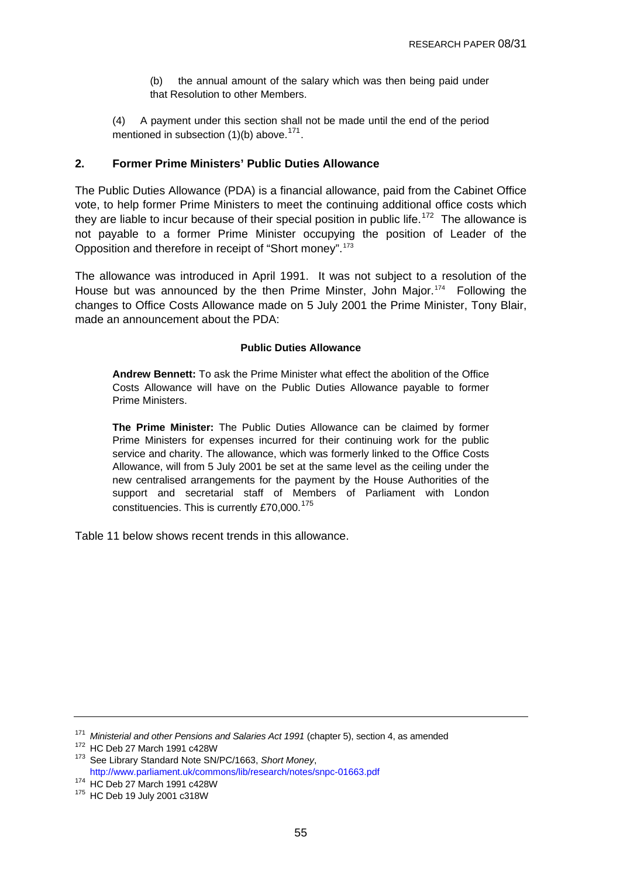(b) the annual amount of the salary which was then being paid under that Resolution to other Members.

(4) A payment under this section shall not be made until the end of the period mentioned in subsection (1)(b) above.[171].

## 2. Former Prime Ministers' Public Duties Allowance

The Public Duties Allowance (PDA) is a financial allowance, paid from the Cabinet Office vote, to help former Prime Ministers to meet the continuing additional office costs which they are liable to incur because of their special position in public life.[172] The allowance is not payable to a former Prime Minister occupying the position of Leader of the Opposition and therefore in receipt of "Short money".[173]

The allowance was introduced in April 1991. It was not subject to a resolution of the House but was announced by the then Prime Minster, John Major.[174] Following the changes to Office Costs Allowance made on 5 July 2001 the Prime Minister, Tony Blair, made an announcement about the PDA:

> **Public Duties Allowance**
>
> **Andrew Bennett:** To ask the Prime Minister what effect the abolition of the Office Costs Allowance will have on the Public Duties Allowance payable to former Prime Ministers.
>
> **The Prime Minister:** The Public Duties Allowance can be claimed by former Prime Ministers for expenses incurred for their continuing work for the public service and charity. The allowance, which was formerly linked to the Office Costs Allowance, will from 5 July 2001 be set at the same level as the ceiling under the new centralised arrangements for the payment by the House Authorities of the support and secretarial staff of Members of Parliament with London constituencies. This is currently £70,000.[175]

Table 11 below shows recent trends in this allowance.

---

[171] *Ministerial and other Pensions and Salaries Act 1991* (chapter 5), section 4, as amended
[172] HC Deb 27 March 1991 c428W
[173] See Library Standard Note SN/PC/1663, *Short Money*, http://www.parliament.uk/commons/lib/research/notes/snpc-01663.pdf
[174] HC Deb 27 March 1991 c428W
[175] HC Deb 19 July 2001 c318W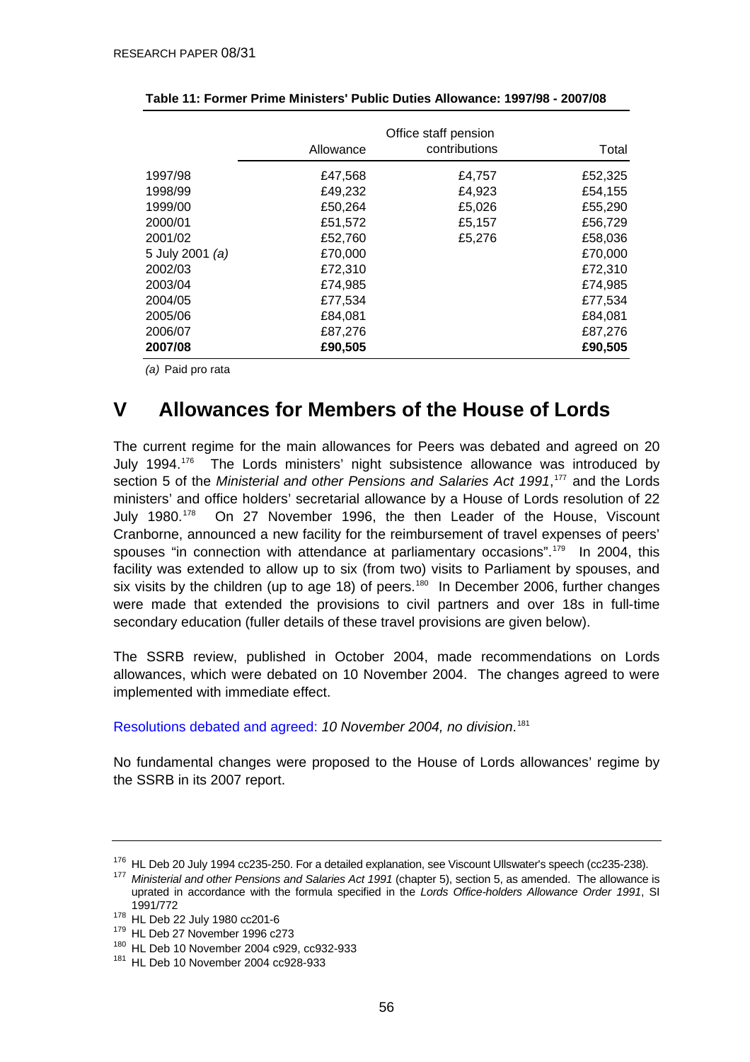**Table 11: Former Prime Ministers' Public Duties Allowance: 1997/98 - 2007/08**

| | Allowance | Office staff pension contributions | Total |
|---|---|---|---|
| 1997/98 | £47,568 | £4,757 | £52,325 |
| 1998/99 | £49,232 | £4,923 | £54,155 |
| 1999/00 | £50,264 | £5,026 | £55,290 |
| 2000/01 | £51,572 | £5,157 | £56,729 |
| 2001/02 | £52,760 | £5,276 | £58,036 |
| 5 July 2001 *(a)* | £70,000 | | £70,000 |
| 2002/03 | £72,310 | | £72,310 |
| 2003/04 | £74,985 | | £74,985 |
| 2004/05 | £77,534 | | £77,534 |
| 2005/06 | £84,081 | | £84,081 |
| 2006/07 | £87,276 | | £87,276 |
| **2007/08** | **£90,505** | | **£90,505** |

*(a)* Paid pro rata

# V Allowances for Members of the House of Lords

The current regime for the main allowances for Peers was debated and agreed on 20 July 1994.[176] The Lords ministers' night subsistence allowance was introduced by section 5 of the *Ministerial and other Pensions and Salaries Act 1991*,[177] and the Lords ministers' and office holders' secretarial allowance by a House of Lords resolution of 22 July 1980.[178] On 27 November 1996, the then Leader of the House, Viscount Cranborne, announced a new facility for the reimbursement of travel expenses of peers' spouses "in connection with attendance at parliamentary occasions".[179] In 2004, this facility was extended to allow up to six (from two) visits to Parliament by spouses, and six visits by the children (up to age 18) of peers.[180] In December 2006, further changes were made that extended the provisions to civil partners and over 18s in full-time secondary education (fuller details of these travel provisions are given below).

The SSRB review, published in October 2004, made recommendations on Lords allowances, which were debated on 10 November 2004. The changes agreed to were implemented with immediate effect.

Resolutions debated and agreed: *10 November 2004, no division*.[181]

No fundamental changes were proposed to the House of Lords allowances' regime by the SSRB in its 2007 report.

---

[176] HL Deb 20 July 1994 cc235-250. For a detailed explanation, see Viscount Ullswater's speech (cc235-238).

[177] *Ministerial and other Pensions and Salaries Act 1991* (chapter 5), section 5, as amended. The allowance is uprated in accordance with the formula specified in the *Lords Office-holders Allowance Order 1991*, SI 1991/772

[178] HL Deb 22 July 1980 cc201-6

[179] HL Deb 27 November 1996 c273

[180] HL Deb 10 November 2004 c929, cc932-933

[181] HL Deb 10 November 2004 cc928-933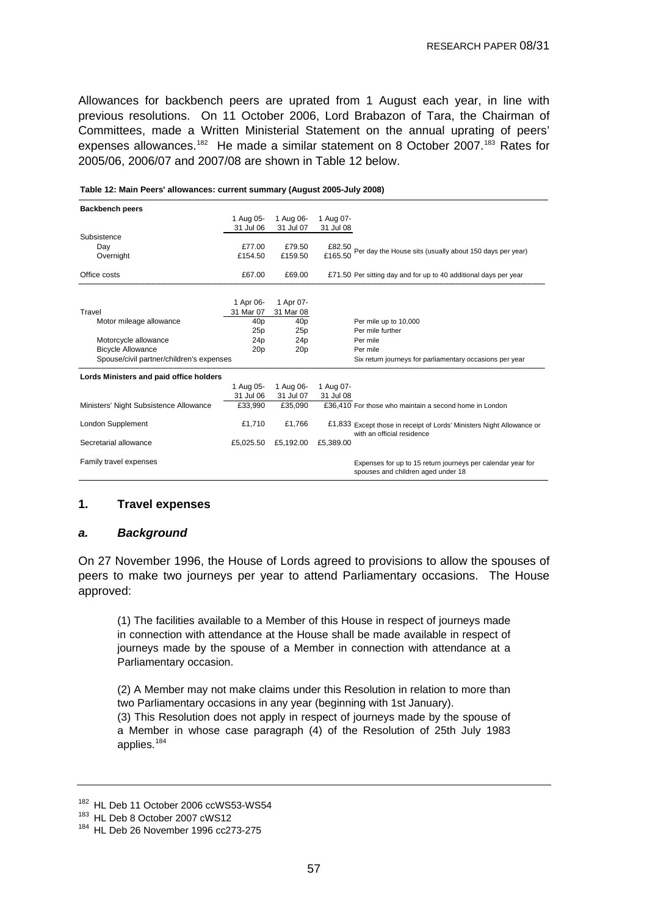Allowances for backbench peers are uprated from 1 August each year, in line with previous resolutions. On 11 October 2006, Lord Brabazon of Tara, the Chairman of Committees, made a Written Ministerial Statement on the annual uprating of peers' expenses allowances.[182] He made a similar statement on 8 October 2007.[183] Rates for 2005/06, 2006/07 and 2007/08 are shown in Table 12 below.

**Table 12: Main Peers' allowances: current summary (August 2005-July 2008)**

| **Backbench peers** | | | | |
|---|---|---|---|---|
| | 1 Aug 05-31 Jul 06 | 1 Aug 06-31 Jul 07 | 1 Aug 07-31 Jul 08 | |
| Subsistence | | | | |
| Day | £77.00 | £79.50 | £82.50 | Per day the House sits (usually about 150 days per year) |
| Overnight | £154.50 | £159.50 | £165.50 | |
| Office costs | £67.00 | £69.00 | £71.50 | Per sitting day and for up to 40 additional days per year |
| | 1 Apr 06-31 Mar 07 | 1 Apr 07-31 Mar 08 | | |
| Travel | | | | |
| Motor mileage allowance | 40p | 40p | | Per mile up to 10,000 |
| | 25p | 25p | | Per mile further |
| Motorcycle allowance | 24p | 24p | | Per mile |
| Bicycle Allowance | 20p | 20p | | Per mile |
| Spouse/civil partner/children's expenses | | | | Six return journeys for parliamentary occasions per year |
| **Lords Ministers and paid office holders** | | | | |
| | 1 Aug 05-31 Jul 06 | 1 Aug 06-31 Jul 07 | 1 Aug 07-31 Jul 08 | |
| Ministers' Night Subsistence Allowance | £33,990 | £35,090 | £36,410 | For those who maintain a second home in London |
| London Supplement | £1,710 | £1,766 | £1,833 | Except those in receipt of Lords' Ministers Night Allowance or with an official residence |
| Secretarial allowance | £5,025.50 | £5,192.00 | £5,389.00 | |
| Family travel expenses | | | | Expenses for up to 15 return journeys per calendar year for spouses and children aged under 18 |

## 1. Travel expenses

### *a. Background*

On 27 November 1996, the House of Lords agreed to provisions to allow the spouses of peers to make two journeys per year to attend Parliamentary occasions. The House approved:

> (1) The facilities available to a Member of this House in respect of journeys made in connection with attendance at the House shall be made available in respect of journeys made by the spouse of a Member in connection with attendance at a Parliamentary occasion.
>
> (2) A Member may not make claims under this Resolution in relation to more than two Parliamentary occasions in any year (beginning with 1st January).
> (3) This Resolution does not apply in respect of journeys made by the spouse of a Member in whose case paragraph (4) of the Resolution of 25th July 1983 applies.[184]

---

[182] HL Deb 11 October 2006 ccWS53-WS54
[183] HL Deb 8 October 2007 cWS12
[184] HL Deb 26 November 1996 cc273-275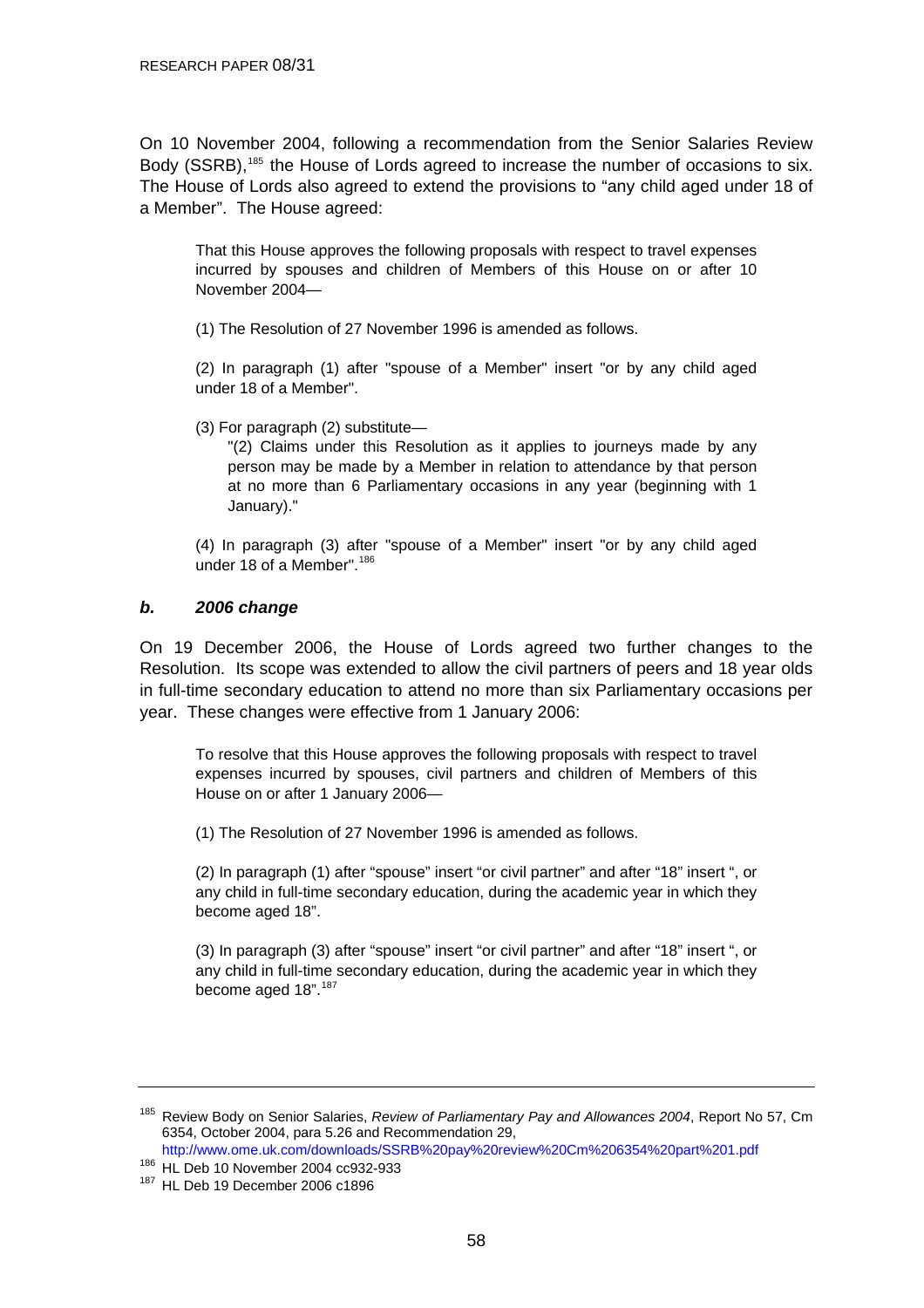On 10 November 2004, following a recommendation from the Senior Salaries Review Body (SSRB),[185] the House of Lords agreed to increase the number of occasions to six. The House of Lords also agreed to extend the provisions to "any child aged under 18 of a Member". The House agreed:

> That this House approves the following proposals with respect to travel expenses incurred by spouses and children of Members of this House on or after 10 November 2004—
>
> (1) The Resolution of 27 November 1996 is amended as follows.
>
> (2) In paragraph (1) after "spouse of a Member" insert "or by any child aged under 18 of a Member".
>
> (3) For paragraph (2) substitute—
>
> > "(2) Claims under this Resolution as it applies to journeys made by any person may be made by a Member in relation to attendance by that person at no more than 6 Parliamentary occasions in any year (beginning with 1 January)."
>
> (4) In paragraph (3) after "spouse of a Member" insert "or by any child aged under 18 of a Member".[186]

### *b. 2006 change*

On 19 December 2006, the House of Lords agreed two further changes to the Resolution. Its scope was extended to allow the civil partners of peers and 18 year olds in full-time secondary education to attend no more than six Parliamentary occasions per year. These changes were effective from 1 January 2006:

> To resolve that this House approves the following proposals with respect to travel expenses incurred by spouses, civil partners and children of Members of this House on or after 1 January 2006—
>
> (1) The Resolution of 27 November 1996 is amended as follows.
>
> (2) In paragraph (1) after "spouse" insert "or civil partner" and after "18" insert ", or any child in full-time secondary education, during the academic year in which they become aged 18".
>
> (3) In paragraph (3) after "spouse" insert "or civil partner" and after "18" insert ", or any child in full-time secondary education, during the academic year in which they become aged 18".[187]

---

[185] Review Body on Senior Salaries, *Review of Parliamentary Pay and Allowances 2004*, Report No 57, Cm 6354, October 2004, para 5.26 and Recommendation 29, http://www.ome.uk.com/downloads/SSRB%20pay%20review%20Cm%206354%20part%201.pdf

[186] HL Deb 10 November 2004 cc932-933

[187] HL Deb 19 December 2006 c1896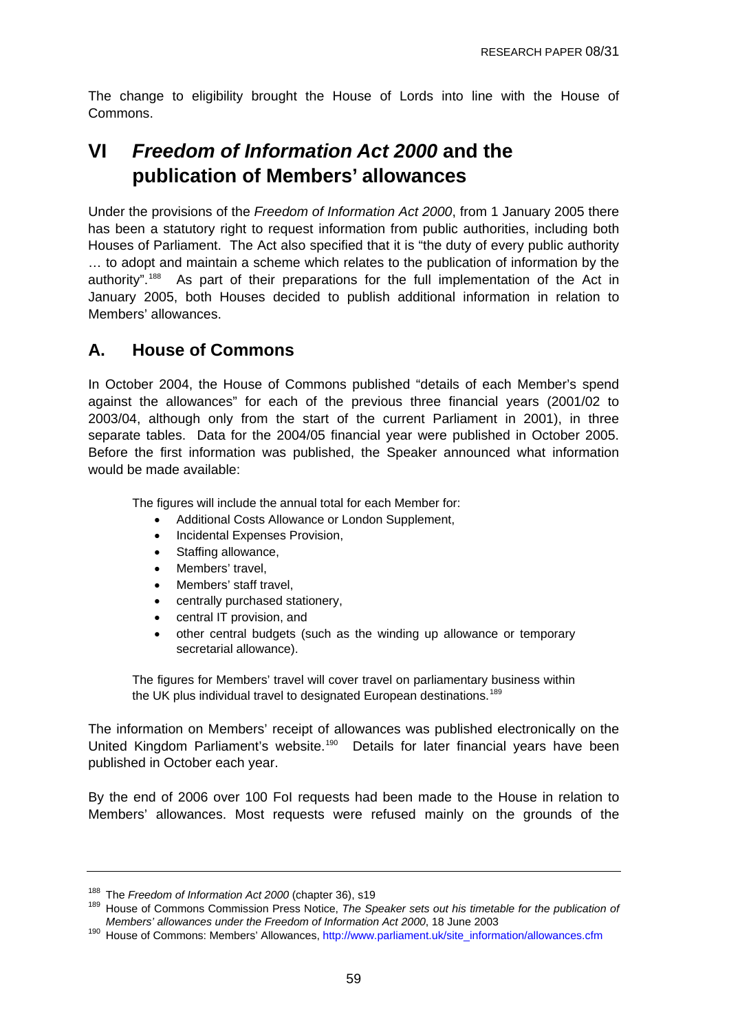The change to eligibility brought the House of Lords into line with the House of Commons.

# VI *Freedom of Information Act 2000* and the publication of Members' allowances

Under the provisions of the *Freedom of Information Act 2000*, from 1 January 2005 there has been a statutory right to request information from public authorities, including both Houses of Parliament. The Act also specified that it is "the duty of every public authority … to adopt and maintain a scheme which relates to the publication of information by the authority".[188] As part of their preparations for the full implementation of the Act in January 2005, both Houses decided to publish additional information in relation to Members' allowances.

## A. House of Commons

In October 2004, the House of Commons published "details of each Member's spend against the allowances" for each of the previous three financial years (2001/02 to 2003/04, although only from the start of the current Parliament in 2001), in three separate tables. Data for the 2004/05 financial year were published in October 2005. Before the first information was published, the Speaker announced what information would be made available:

> The figures will include the annual total for each Member for:
>
> - Additional Costs Allowance or London Supplement,
> - Incidental Expenses Provision,
> - Staffing allowance,
> - Members' travel,
> - Members' staff travel,
> - centrally purchased stationery,
> - central IT provision, and
> - other central budgets (such as the winding up allowance or temporary secretarial allowance).
>
> The figures for Members' travel will cover travel on parliamentary business within the UK plus individual travel to designated European destinations.[189]

The information on Members' receipt of allowances was published electronically on the United Kingdom Parliament's website.[190] Details for later financial years have been published in October each year.

By the end of 2006 over 100 FoI requests had been made to the House in relation to Members' allowances. Most requests were refused mainly on the grounds of the

---

[188] The *Freedom of Information Act 2000* (chapter 36), s19

[189] House of Commons Commission Press Notice, *The Speaker sets out his timetable for the publication of Members' allowances under the Freedom of Information Act 2000*, 18 June 2003

[190] House of Commons: Members' Allowances, http://www.parliament.uk/site_information/allowances.cfm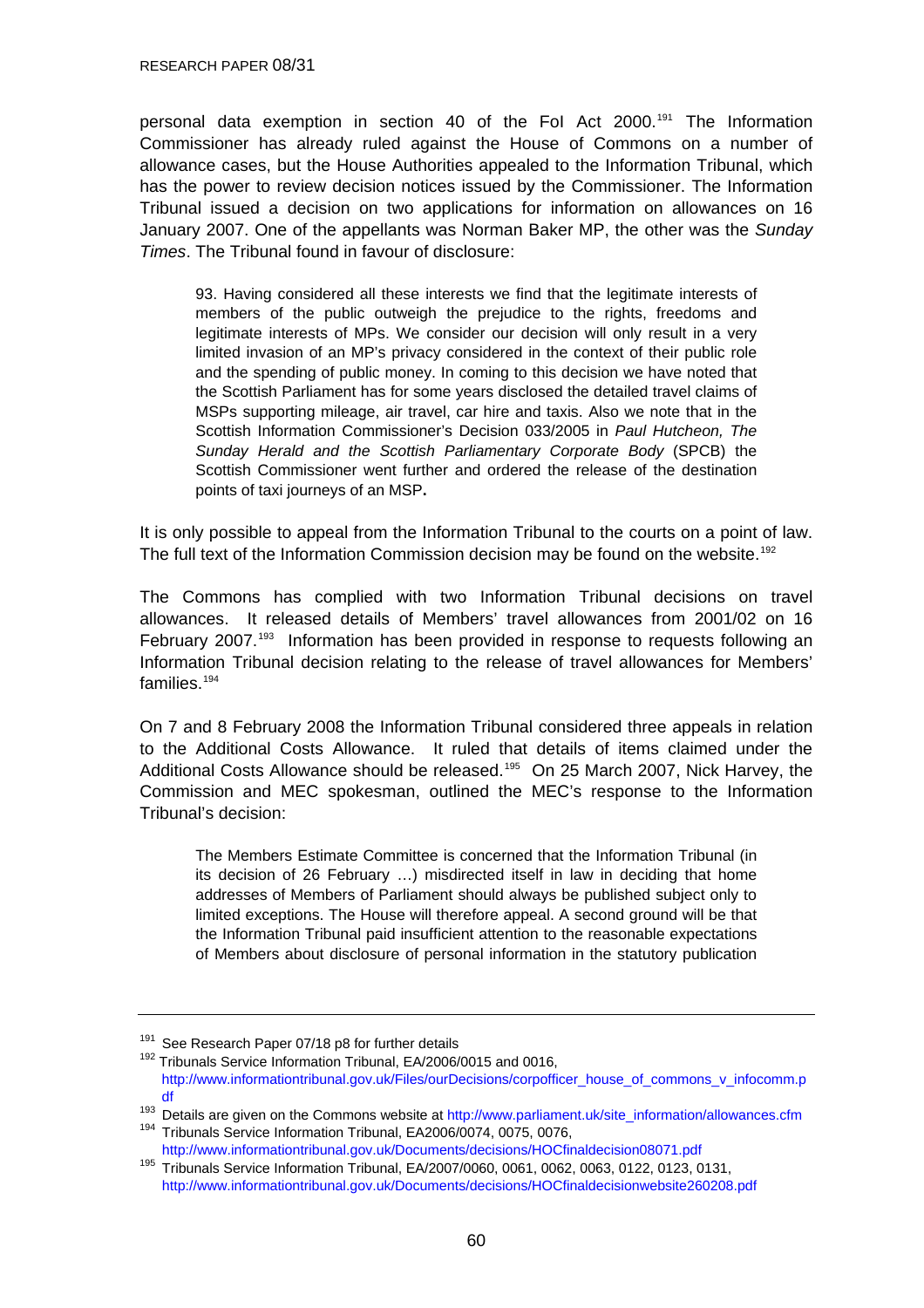personal data exemption in section 40 of the FoI Act 2000.[191] The Information Commissioner has already ruled against the House of Commons on a number of allowance cases, but the House Authorities appealed to the Information Tribunal, which has the power to review decision notices issued by the Commissioner. The Information Tribunal issued a decision on two applications for information on allowances on 16 January 2007. One of the appellants was Norman Baker MP, the other was the *Sunday Times*. The Tribunal found in favour of disclosure:

> 93. Having considered all these interests we find that the legitimate interests of members of the public outweigh the prejudice to the rights, freedoms and legitimate interests of MPs. We consider our decision will only result in a very limited invasion of an MP's privacy considered in the context of their public role and the spending of public money. In coming to this decision we have noted that the Scottish Parliament has for some years disclosed the detailed travel claims of MSPs supporting mileage, air travel, car hire and taxis. Also we note that in the Scottish Information Commissioner's Decision 033/2005 in *Paul Hutcheon, The Sunday Herald and the Scottish Parliamentary Corporate Body* (SPCB) the Scottish Commissioner went further and ordered the release of the destination points of taxi journeys of an MSP**.**

It is only possible to appeal from the Information Tribunal to the courts on a point of law. The full text of the Information Commission decision may be found on the website.[192]

The Commons has complied with two Information Tribunal decisions on travel allowances. It released details of Members' travel allowances from 2001/02 on 16 February 2007.[193] Information has been provided in response to requests following an Information Tribunal decision relating to the release of travel allowances for Members' families.[194]

On 7 and 8 February 2008 the Information Tribunal considered three appeals in relation to the Additional Costs Allowance. It ruled that details of items claimed under the Additional Costs Allowance should be released.[195] On 25 March 2007, Nick Harvey, the Commission and MEC spokesman, outlined the MEC's response to the Information Tribunal's decision:

> The Members Estimate Committee is concerned that the Information Tribunal (in its decision of 26 February …) misdirected itself in law in deciding that home addresses of Members of Parliament should always be published subject only to limited exceptions. The House will therefore appeal. A second ground will be that the Information Tribunal paid insufficient attention to the reasonable expectations of Members about disclosure of personal information in the statutory publication

---

[191] See Research Paper 07/18 p8 for further details

[192] Tribunals Service Information Tribunal, EA/2006/0015 and 0016, http://www.informationtribunal.gov.uk/Files/ourDecisions/corpofficer_house_of_commons_v_infocomm.pdf

[193] Details are given on the Commons website at http://www.parliament.uk/site_information/allowances.cfm

[194] Tribunals Service Information Tribunal, EA2006/0074, 0075, 0076, http://www.informationtribunal.gov.uk/Documents/decisions/HOCfinaldecision08071.pdf

[195] Tribunals Service Information Tribunal, EA/2007/0060, 0061, 0062, 0063, 0122, 0123, 0131, http://www.informationtribunal.gov.uk/Documents/decisions/HOCfinaldecisionwebsite260208.pdf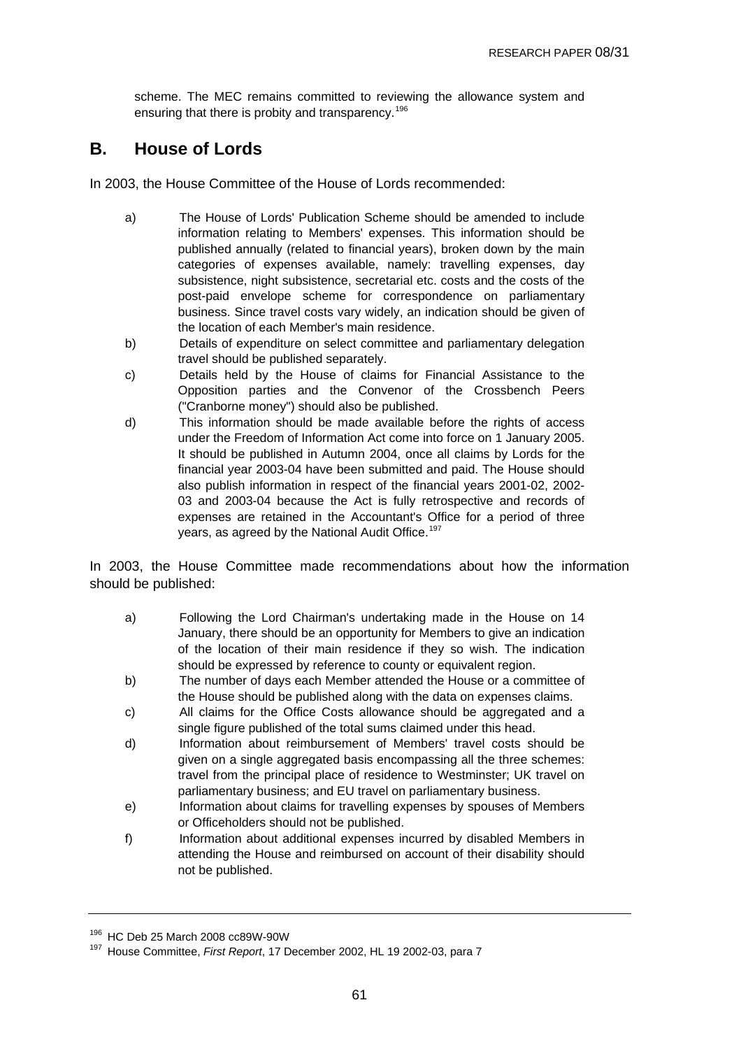scheme. The MEC remains committed to reviewing the allowance system and ensuring that there is probity and transparency.[196]

## B. House of Lords

In 2003, the House Committee of the House of Lords recommended:

> a) The House of Lords' Publication Scheme should be amended to include information relating to Members' expenses. This information should be published annually (related to financial years), broken down by the main categories of expenses available, namely: travelling expenses, day subsistence, night subsistence, secretarial etc. costs and the costs of the post-paid envelope scheme for correspondence on parliamentary business. Since travel costs vary widely, an indication should be given of the location of each Member's main residence.
>
> b) Details of expenditure on select committee and parliamentary delegation travel should be published separately.
>
> c) Details held by the House of claims for Financial Assistance to the Opposition parties and the Convenor of the Crossbench Peers ("Cranborne money") should also be published.
>
> d) This information should be made available before the rights of access under the Freedom of Information Act come into force on 1 January 2005. It should be published in Autumn 2004, once all claims by Lords for the financial year 2003-04 have been submitted and paid. The House should also publish information in respect of the financial years 2001-02, 2002-03 and 2003-04 because the Act is fully retrospective and records of expenses are retained in the Accountant's Office for a period of three years, as agreed by the National Audit Office.[197]

In 2003, the House Committee made recommendations about how the information should be published:

> a) Following the Lord Chairman's undertaking made in the House on 14 January, there should be an opportunity for Members to give an indication of the location of their main residence if they so wish. The indication should be expressed by reference to county or equivalent region.
>
> b) The number of days each Member attended the House or a committee of the House should be published along with the data on expenses claims.
>
> c) All claims for the Office Costs allowance should be aggregated and a single figure published of the total sums claimed under this head.
>
> d) Information about reimbursement of Members' travel costs should be given on a single aggregated basis encompassing all the three schemes: travel from the principal place of residence to Westminster; UK travel on parliamentary business; and EU travel on parliamentary business.
>
> e) Information about claims for travelling expenses by spouses of Members or Officeholders should not be published.
>
> f) Information about additional expenses incurred by disabled Members in attending the House and reimbursed on account of their disability should not be published.

---

[196] HC Deb 25 March 2008 cc89W-90W

[197] House Committee, *First Report*, 17 December 2002, HL 19 2002-03, para 7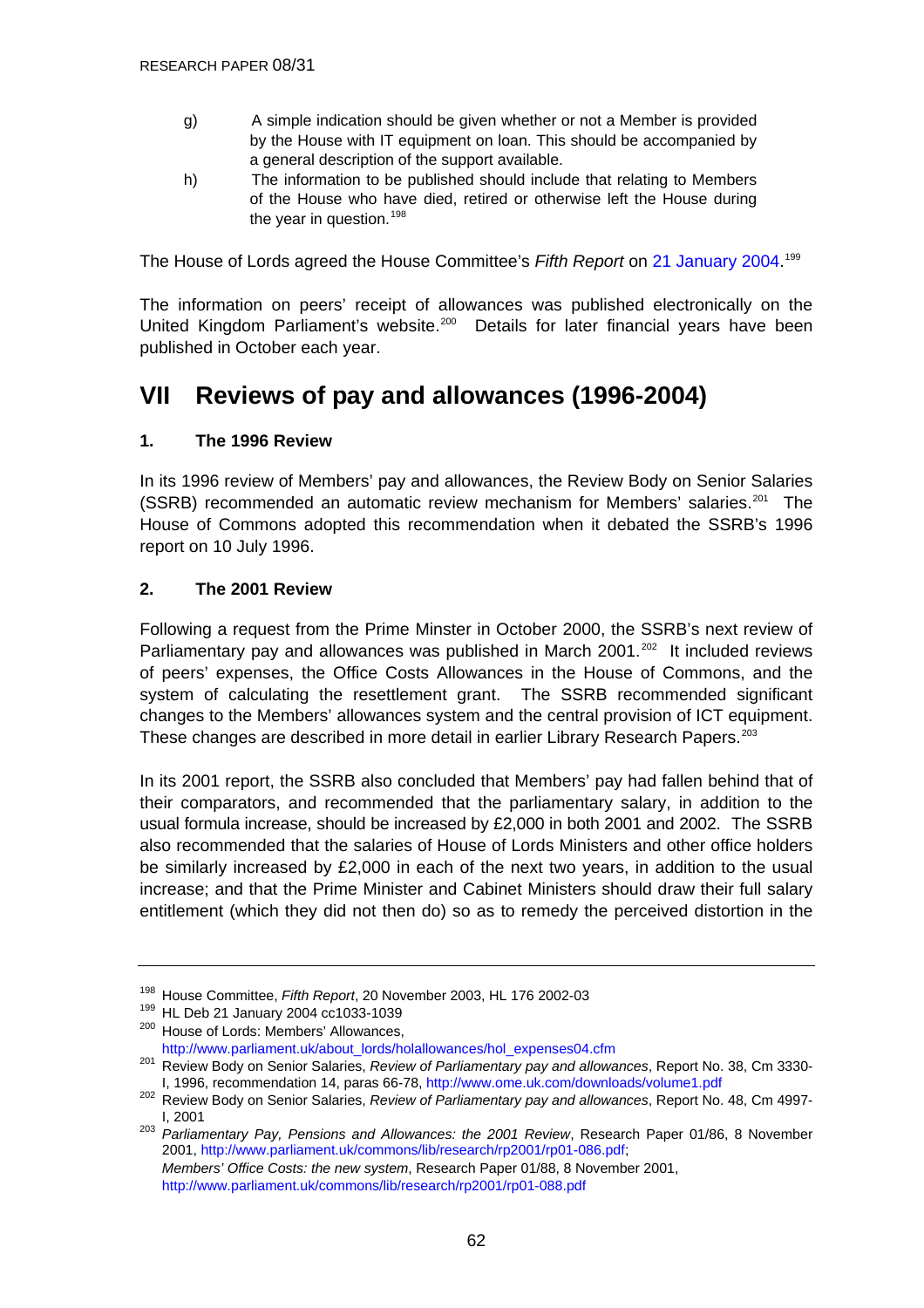g) A simple indication should be given whether or not a Member is provided by the House with IT equipment on loan. This should be accompanied by a general description of the support available.

h) The information to be published should include that relating to Members of the House who have died, retired or otherwise left the House during the year in question.[198]

The House of Lords agreed the House Committee's *Fifth Report* on 21 January 2004.[199]

The information on peers' receipt of allowances was published electronically on the United Kingdom Parliament's website.[200] Details for later financial years have been published in October each year.

# VII Reviews of pay and allowances (1996-2004)

## 1. The 1996 Review

In its 1996 review of Members' pay and allowances, the Review Body on Senior Salaries (SSRB) recommended an automatic review mechanism for Members' salaries.[201] The House of Commons adopted this recommendation when it debated the SSRB's 1996 report on 10 July 1996.

## 2. The 2001 Review

Following a request from the Prime Minster in October 2000, the SSRB's next review of Parliamentary pay and allowances was published in March 2001.[202] It included reviews of peers' expenses, the Office Costs Allowances in the House of Commons, and the system of calculating the resettlement grant. The SSRB recommended significant changes to the Members' allowances system and the central provision of ICT equipment. These changes are described in more detail in earlier Library Research Papers.[203]

In its 2001 report, the SSRB also concluded that Members' pay had fallen behind that of their comparators, and recommended that the parliamentary salary, in addition to the usual formula increase, should be increased by £2,000 in both 2001 and 2002. The SSRB also recommended that the salaries of House of Lords Ministers and other office holders be similarly increased by £2,000 in each of the next two years, in addition to the usual increase; and that the Prime Minister and Cabinet Ministers should draw their full salary entitlement (which they did not then do) so as to remedy the perceived distortion in the

---

[198] House Committee, *Fifth Report*, 20 November 2003, HL 176 2002-03

[199] HL Deb 21 January 2004 cc1033-1039

[200] House of Lords: Members' Allowances, http://www.parliament.uk/about_lords/holallowances/hol_expenses04.cfm

[201] Review Body on Senior Salaries, *Review of Parliamentary pay and allowances*, Report No. 38, Cm 3330-I, 1996, recommendation 14, paras 66-78, http://www.ome.uk.com/downloads/volume1.pdf

[202] Review Body on Senior Salaries, *Review of Parliamentary pay and allowances*, Report No. 48, Cm 4997-I, 2001

[203] *Parliamentary Pay, Pensions and Allowances: the 2001 Review*, Research Paper 01/86, 8 November 2001, http://www.parliament.uk/commons/lib/research/rp2001/rp01-086.pdf; *Members' Office Costs: the new system*, Research Paper 01/88, 8 November 2001, http://www.parliament.uk/commons/lib/research/rp2001/rp01-088.pdf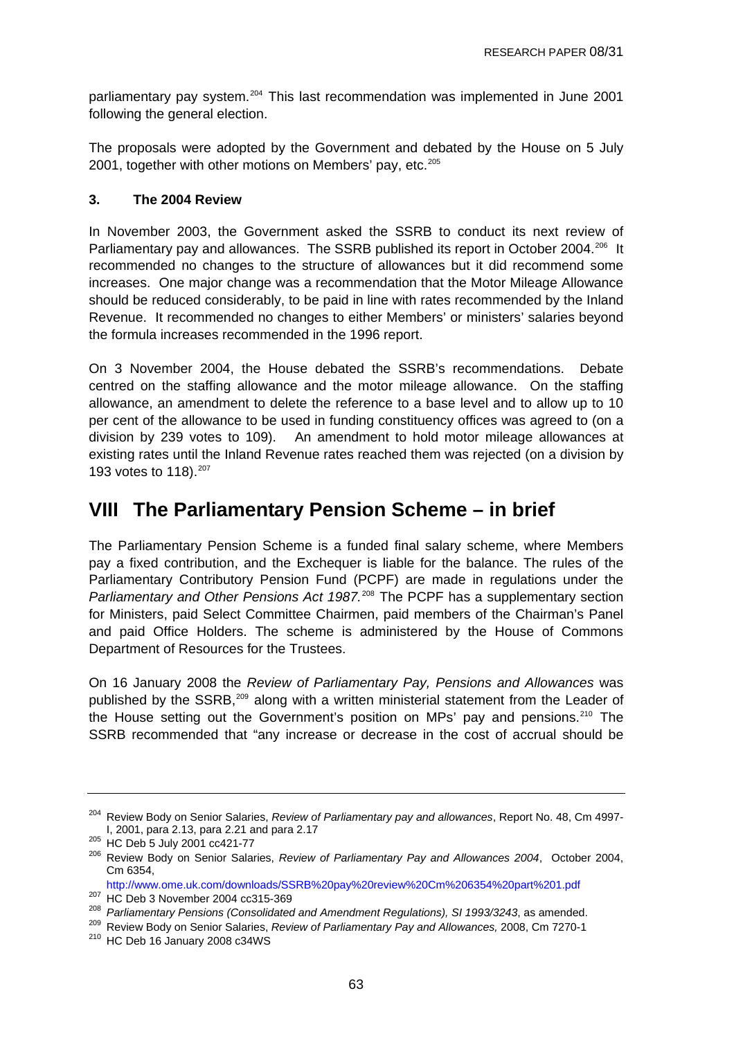parliamentary pay system.[204] This last recommendation was implemented in June 2001 following the general election.

The proposals were adopted by the Government and debated by the House on 5 July 2001, together with other motions on Members' pay, etc.[205]

### 3. The 2004 Review

In November 2003, the Government asked the SSRB to conduct its next review of Parliamentary pay and allowances. The SSRB published its report in October 2004.[206] It recommended no changes to the structure of allowances but it did recommend some increases. One major change was a recommendation that the Motor Mileage Allowance should be reduced considerably, to be paid in line with rates recommended by the Inland Revenue. It recommended no changes to either Members' or ministers' salaries beyond the formula increases recommended in the 1996 report.

On 3 November 2004, the House debated the SSRB's recommendations. Debate centred on the staffing allowance and the motor mileage allowance. On the staffing allowance, an amendment to delete the reference to a base level and to allow up to 10 per cent of the allowance to be used in funding constituency offices was agreed to (on a division by 239 votes to 109). An amendment to hold motor mileage allowances at existing rates until the Inland Revenue rates reached them was rejected (on a division by 193 votes to 118).[207]

## VIII The Parliamentary Pension Scheme – in brief

The Parliamentary Pension Scheme is a funded final salary scheme, where Members pay a fixed contribution, and the Exchequer is liable for the balance. The rules of the Parliamentary Contributory Pension Fund (PCPF) are made in regulations under the *Parliamentary and Other Pensions Act 1987.*[208] The PCPF has a supplementary section for Ministers, paid Select Committee Chairmen, paid members of the Chairman's Panel and paid Office Holders. The scheme is administered by the House of Commons Department of Resources for the Trustees.

On 16 January 2008 the *Review of Parliamentary Pay, Pensions and Allowances* was published by the SSRB,[209] along with a written ministerial statement from the Leader of the House setting out the Government's position on MPs' pay and pensions.[210] The SSRB recommended that "any increase or decrease in the cost of accrual should be

---

[204] Review Body on Senior Salaries, *Review of Parliamentary pay and allowances*, Report No. 48, Cm 4997-I, 2001, para 2.13, para 2.21 and para 2.17

[205] HC Deb 5 July 2001 cc421-77

[206] Review Body on Senior Salaries, *Review of Parliamentary Pay and Allowances 2004*, October 2004, Cm 6354, http://www.ome.uk.com/downloads/SSRB%20pay%20review%20Cm%206354%20part%201.pdf

[207] HC Deb 3 November 2004 cc315-369

[208] *Parliamentary Pensions (Consolidated and Amendment Regulations), SI 1993/3243*, as amended.

[209] Review Body on Senior Salaries, *Review of Parliamentary Pay and Allowances,* 2008, Cm 7270-1

[210] HC Deb 16 January 2008 c34WS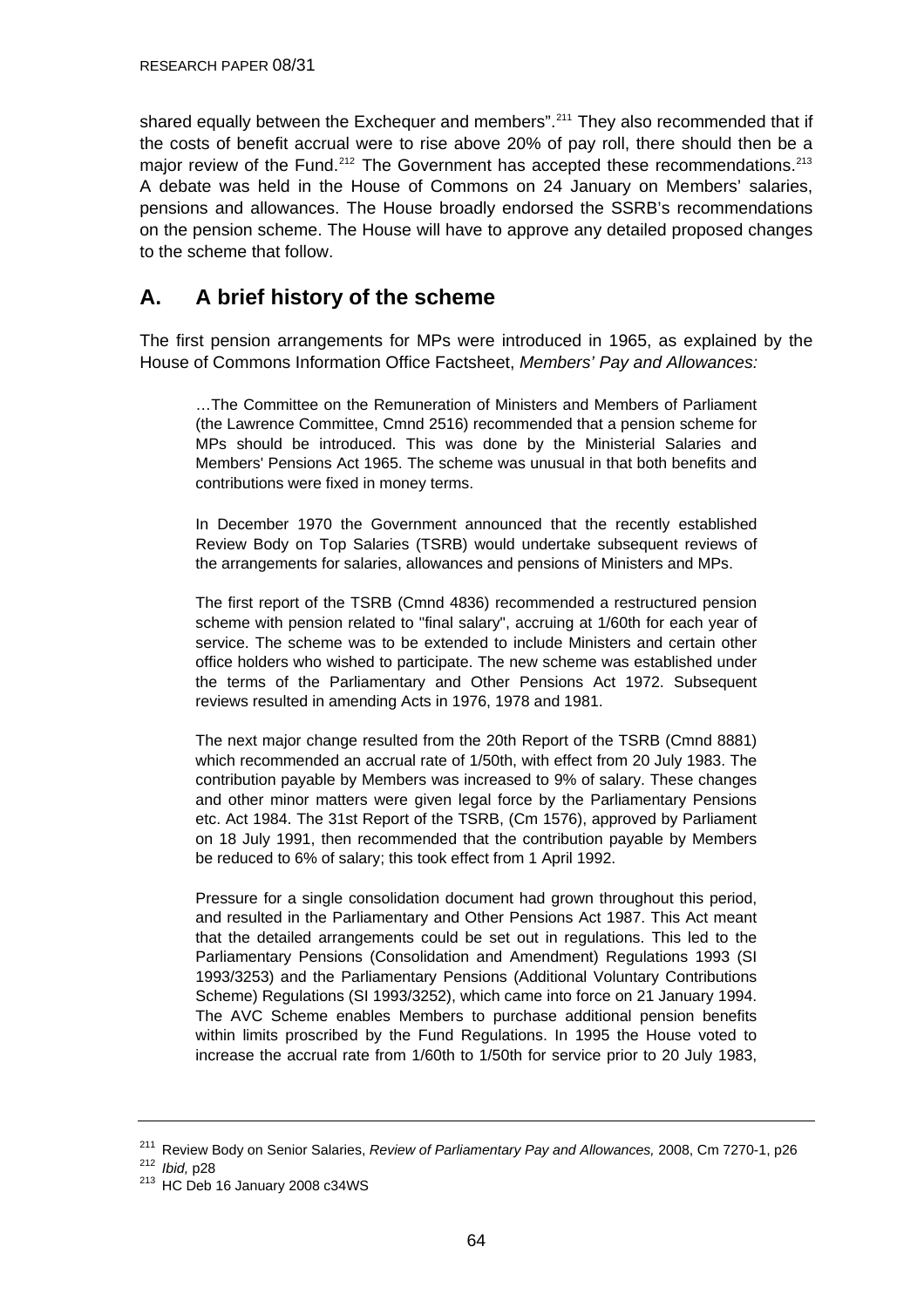shared equally between the Exchequer and members".[211] They also recommended that if the costs of benefit accrual were to rise above 20% of pay roll, there should then be a major review of the Fund.[212] The Government has accepted these recommendations.[213] A debate was held in the House of Commons on 24 January on Members' salaries, pensions and allowances. The House broadly endorsed the SSRB's recommendations on the pension scheme. The House will have to approve any detailed proposed changes to the scheme that follow.

## A. A brief history of the scheme

The first pension arrangements for MPs were introduced in 1965, as explained by the House of Commons Information Office Factsheet, *Members' Pay and Allowances:*

> …The Committee on the Remuneration of Ministers and Members of Parliament (the Lawrence Committee, Cmnd 2516) recommended that a pension scheme for MPs should be introduced. This was done by the Ministerial Salaries and Members' Pensions Act 1965. The scheme was unusual in that both benefits and contributions were fixed in money terms.
>
> In December 1970 the Government announced that the recently established Review Body on Top Salaries (TSRB) would undertake subsequent reviews of the arrangements for salaries, allowances and pensions of Ministers and MPs.
>
> The first report of the TSRB (Cmnd 4836) recommended a restructured pension scheme with pension related to "final salary", accruing at 1/60th for each year of service. The scheme was to be extended to include Ministers and certain other office holders who wished to participate. The new scheme was established under the terms of the Parliamentary and Other Pensions Act 1972. Subsequent reviews resulted in amending Acts in 1976, 1978 and 1981.
>
> The next major change resulted from the 20th Report of the TSRB (Cmnd 8881) which recommended an accrual rate of 1/50th, with effect from 20 July 1983. The contribution payable by Members was increased to 9% of salary. These changes and other minor matters were given legal force by the Parliamentary Pensions etc. Act 1984. The 31st Report of the TSRB, (Cm 1576), approved by Parliament on 18 July 1991, then recommended that the contribution payable by Members be reduced to 6% of salary; this took effect from 1 April 1992.
>
> Pressure for a single consolidation document had grown throughout this period, and resulted in the Parliamentary and Other Pensions Act 1987. This Act meant that the detailed arrangements could be set out in regulations. This led to the Parliamentary Pensions (Consolidation and Amendment) Regulations 1993 (SI 1993/3253) and the Parliamentary Pensions (Additional Voluntary Contributions Scheme) Regulations (SI 1993/3252), which came into force on 21 January 1994. The AVC Scheme enables Members to purchase additional pension benefits within limits proscribed by the Fund Regulations. In 1995 the House voted to increase the accrual rate from 1/60th to 1/50th for service prior to 20 July 1983,

---

[211] Review Body on Senior Salaries, *Review of Parliamentary Pay and Allowances,* 2008, Cm 7270-1, p26

[212] *Ibid,* p28

[213] HC Deb 16 January 2008 c34WS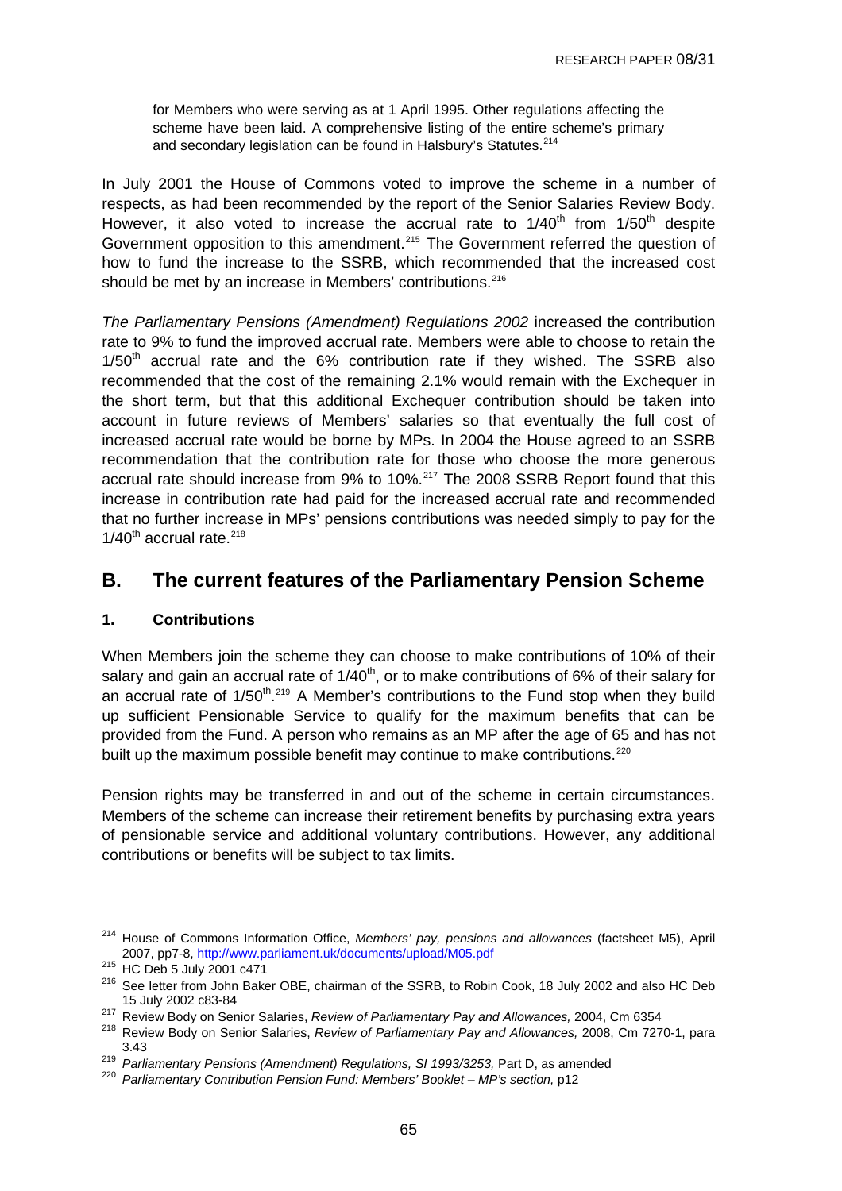for Members who were serving as at 1 April 1995. Other regulations affecting the scheme have been laid. A comprehensive listing of the entire scheme's primary and secondary legislation can be found in Halsbury's Statutes.[214]

In July 2001 the House of Commons voted to improve the scheme in a number of respects, as had been recommended by the report of the Senior Salaries Review Body. However, it also voted to increase the accrual rate to 1/40$^{th}$ from 1/50$^{th}$ despite Government opposition to this amendment.[215] The Government referred the question of how to fund the increase to the SSRB, which recommended that the increased cost should be met by an increase in Members' contributions.[216]

*The Parliamentary Pensions (Amendment) Regulations 2002* increased the contribution rate to 9% to fund the improved accrual rate. Members were able to choose to retain the 1/50$^{th}$ accrual rate and the 6% contribution rate if they wished. The SSRB also recommended that the cost of the remaining 2.1% would remain with the Exchequer in the short term, but that this additional Exchequer contribution should be taken into account in future reviews of Members' salaries so that eventually the full cost of increased accrual rate would be borne by MPs. In 2004 the House agreed to an SSRB recommendation that the contribution rate for those who choose the more generous accrual rate should increase from 9% to 10%.[217] The 2008 SSRB Report found that this increase in contribution rate had paid for the increased accrual rate and recommended that no further increase in MPs' pensions contributions was needed simply to pay for the 1/40$^{th}$ accrual rate.[218]

## B. The current features of the Parliamentary Pension Scheme

### 1. Contributions

When Members join the scheme they can choose to make contributions of 10% of their salary and gain an accrual rate of 1/40$^{th}$, or to make contributions of 6% of their salary for an accrual rate of 1/50$^{th}$.[219] A Member's contributions to the Fund stop when they build up sufficient Pensionable Service to qualify for the maximum benefits that can be provided from the Fund. A person who remains as an MP after the age of 65 and has not built up the maximum possible benefit may continue to make contributions.[220]

Pension rights may be transferred in and out of the scheme in certain circumstances. Members of the scheme can increase their retirement benefits by purchasing extra years of pensionable service and additional voluntary contributions. However, any additional contributions or benefits will be subject to tax limits.

---

[214] House of Commons Information Office, *Members' pay, pensions and allowances* (factsheet M5), April 2007, pp7-8, http://www.parliament.uk/documents/upload/M05.pdf

[215] HC Deb 5 July 2001 c471

[216] See letter from John Baker OBE, chairman of the SSRB, to Robin Cook, 18 July 2002 and also HC Deb 15 July 2002 c83-84

[217] Review Body on Senior Salaries, *Review of Parliamentary Pay and Allowances,* 2004, Cm 6354

[218] Review Body on Senior Salaries, *Review of Parliamentary Pay and Allowances,* 2008, Cm 7270-1, para 3.43

[219] *Parliamentary Pensions (Amendment) Regulations, SI 1993/3253,* Part D, as amended

[220] *Parliamentary Contribution Pension Fund: Members' Booklet – MP's section,* p12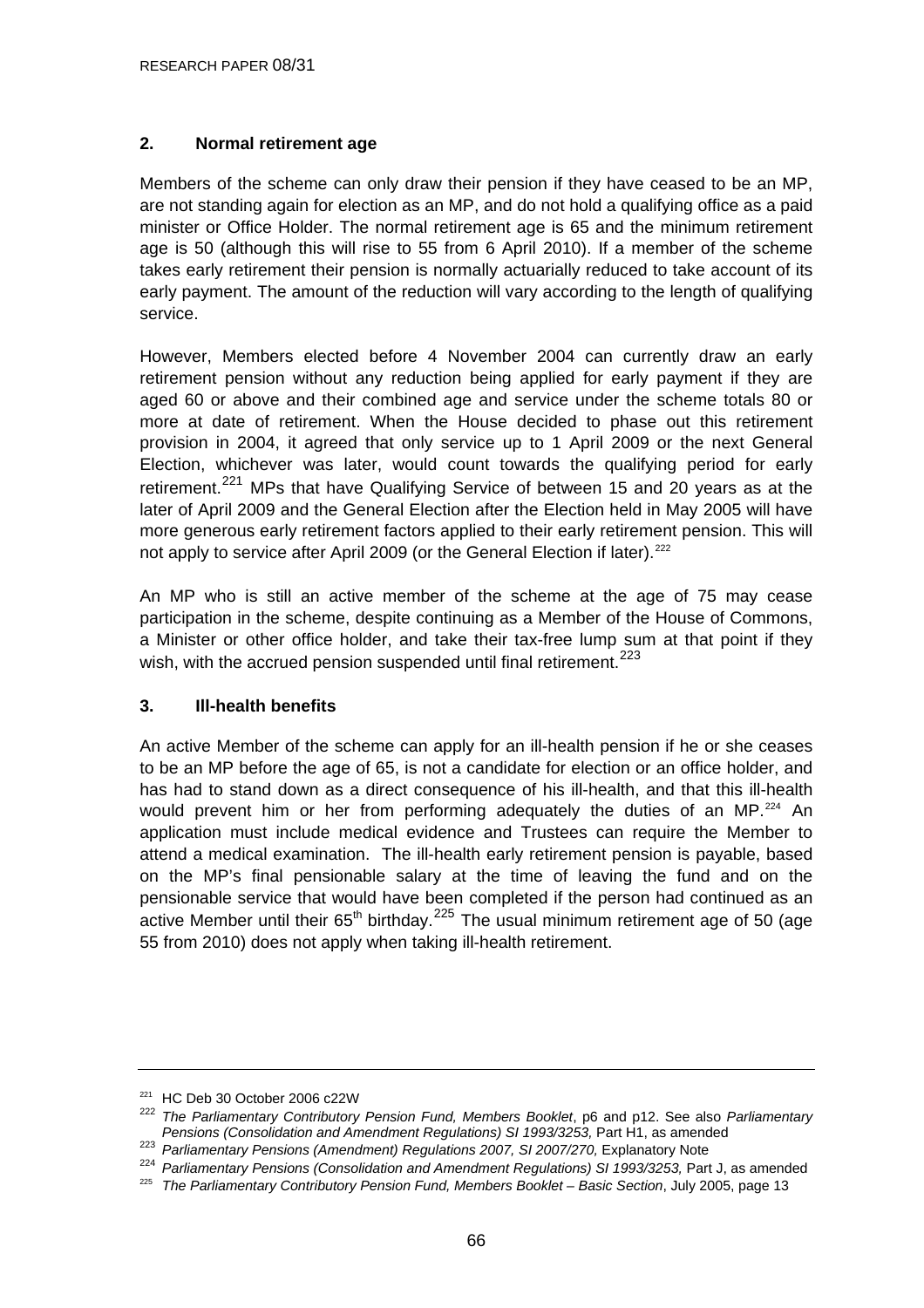## 2. Normal retirement age

Members of the scheme can only draw their pension if they have ceased to be an MP, are not standing again for election as an MP, and do not hold a qualifying office as a paid minister or Office Holder. The normal retirement age is 65 and the minimum retirement age is 50 (although this will rise to 55 from 6 April 2010). If a member of the scheme takes early retirement their pension is normally actuarially reduced to take account of its early payment. The amount of the reduction will vary according to the length of qualifying service.

However, Members elected before 4 November 2004 can currently draw an early retirement pension without any reduction being applied for early payment if they are aged 60 or above and their combined age and service under the scheme totals 80 or more at date of retirement. When the House decided to phase out this retirement provision in 2004, it agreed that only service up to 1 April 2009 or the next General Election, whichever was later, would count towards the qualifying period for early retirement.[221] MPs that have Qualifying Service of between 15 and 20 years as at the later of April 2009 and the General Election after the Election held in May 2005 will have more generous early retirement factors applied to their early retirement pension. This will not apply to service after April 2009 (or the General Election if later).[222]

An MP who is still an active member of the scheme at the age of 75 may cease participation in the scheme, despite continuing as a Member of the House of Commons, a Minister or other office holder, and take their tax-free lump sum at that point if they wish, with the accrued pension suspended until final retirement.[223]

## 3. Ill-health benefits

An active Member of the scheme can apply for an ill-health pension if he or she ceases to be an MP before the age of 65, is not a candidate for election or an office holder, and has had to stand down as a direct consequence of his ill-health, and that this ill-health would prevent him or her from performing adequately the duties of an MP.[224] An application must include medical evidence and Trustees can require the Member to attend a medical examination. The ill-health early retirement pension is payable, based on the MP's final pensionable salary at the time of leaving the fund and on the pensionable service that would have been completed if the person had continued as an active Member until their 65th birthday.[225] The usual minimum retirement age of 50 (age 55 from 2010) does not apply when taking ill-health retirement.

---

[221] HC Deb 30 October 2006 c22W

[222] *The Parliamentary Contributory Pension Fund, Members Booklet*, p6 and p12. See also *Parliamentary Pensions (Consolidation and Amendment Regulations) SI 1993/3253,* Part H1, as amended

[223] *Parliamentary Pensions (Amendment) Regulations 2007, SI 2007/270,* Explanatory Note

[224] *Parliamentary Pensions (Consolidation and Amendment Regulations) SI 1993/3253,* Part J, as amended

[225] *The Parliamentary Contributory Pension Fund, Members Booklet – Basic Section*, July 2005, page 13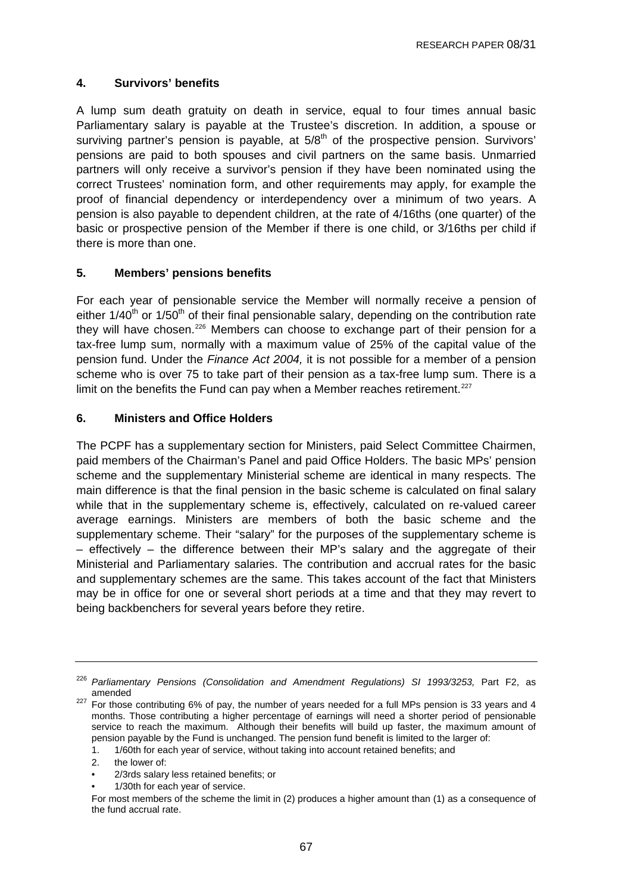## 4. Survivors' benefits

A lump sum death gratuity on death in service, equal to four times annual basic Parliamentary salary is payable at the Trustee's discretion. In addition, a spouse or surviving partner's pension is payable, at 5/8th of the prospective pension. Survivors' pensions are paid to both spouses and civil partners on the same basis. Unmarried partners will only receive a survivor's pension if they have been nominated using the correct Trustees' nomination form, and other requirements may apply, for example the proof of financial dependency or interdependency over a minimum of two years. A pension is also payable to dependent children, at the rate of 4/16ths (one quarter) of the basic or prospective pension of the Member if there is one child, or 3/16ths per child if there is more than one.

## 5. Members' pensions benefits

For each year of pensionable service the Member will normally receive a pension of either 1/40th or 1/50th of their final pensionable salary, depending on the contribution rate they will have chosen.[226] Members can choose to exchange part of their pension for a tax-free lump sum, normally with a maximum value of 25% of the capital value of the pension fund. Under the *Finance Act 2004,* it is not possible for a member of a pension scheme who is over 75 to take part of their pension as a tax-free lump sum. There is a limit on the benefits the Fund can pay when a Member reaches retirement.[227]

## 6. Ministers and Office Holders

The PCPF has a supplementary section for Ministers, paid Select Committee Chairmen, paid members of the Chairman's Panel and paid Office Holders. The basic MPs' pension scheme and the supplementary Ministerial scheme are identical in many respects. The main difference is that the final pension in the basic scheme is calculated on final salary while that in the supplementary scheme is, effectively, calculated on re-valued career average earnings. Ministers are members of both the basic scheme and the supplementary scheme. Their "salary" for the purposes of the supplementary scheme is – effectively – the difference between their MP's salary and the aggregate of their Ministerial and Parliamentary salaries. The contribution and accrual rates for the basic and supplementary schemes are the same. This takes account of the fact that Ministers may be in office for one or several short periods at a time and that they may revert to being backbenchers for several years before they retire.

---

[226] *Parliamentary Pensions (Consolidation and Amendment Regulations) SI 1993/3253,* Part F2, as amended

[227] For those contributing 6% of pay, the number of years needed for a full MPs pension is 33 years and 4 months. Those contributing a higher percentage of earnings will need a shorter period of pensionable service to reach the maximum. Although their benefits will build up faster, the maximum amount of pension payable by the Fund is unchanged. The pension fund benefit is limited to the larger of:

1. 1/60th for each year of service, without taking into account retained benefits; and
2. the lower of:

- 2/3rds salary less retained benefits; or
- 1/30th for each year of service.

For most members of the scheme the limit in (2) produces a higher amount than (1) as a consequence of the fund accrual rate.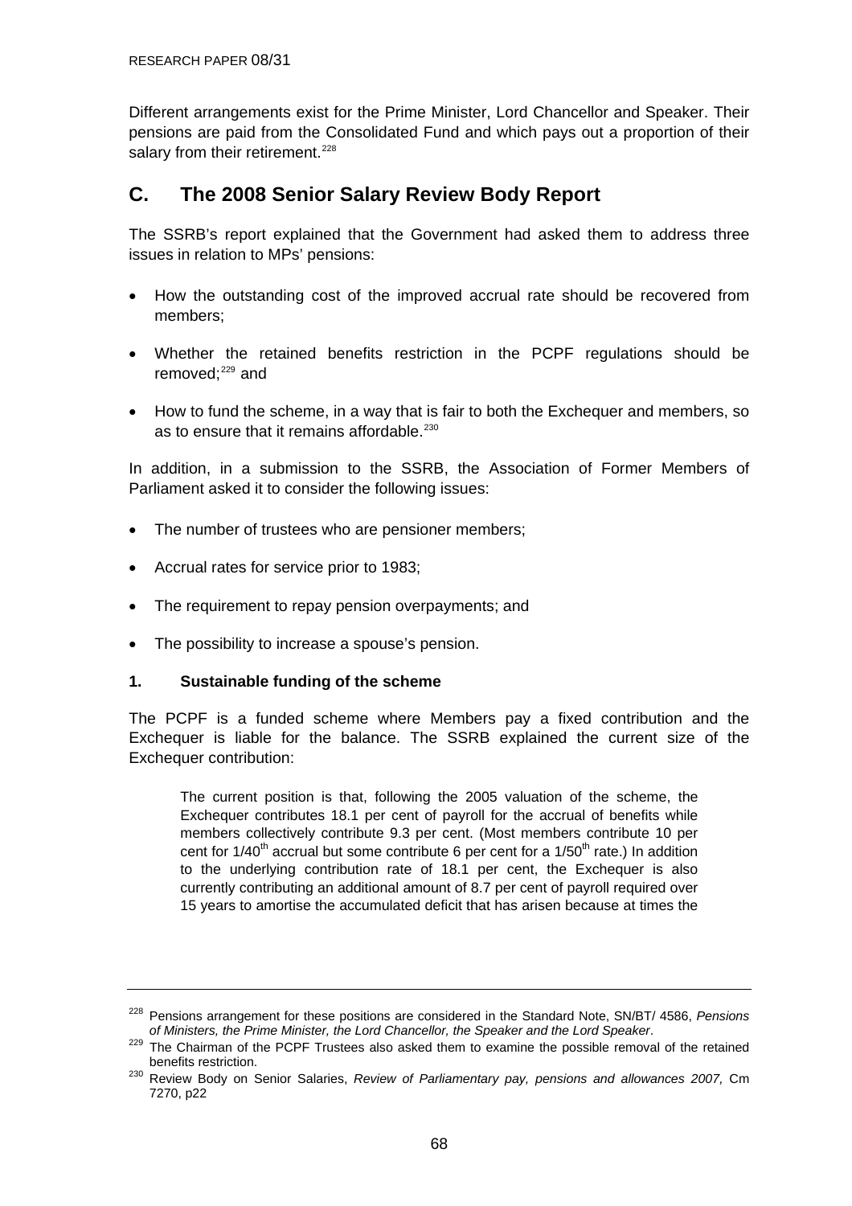Different arrangements exist for the Prime Minister, Lord Chancellor and Speaker. Their pensions are paid from the Consolidated Fund and which pays out a proportion of their salary from their retirement.[228]

## C. The 2008 Senior Salary Review Body Report

The SSRB's report explained that the Government had asked them to address three issues in relation to MPs' pensions:

- How the outstanding cost of the improved accrual rate should be recovered from members;
- Whether the retained benefits restriction in the PCPF regulations should be removed;[229] and
- How to fund the scheme, in a way that is fair to both the Exchequer and members, so as to ensure that it remains affordable.[230]

In addition, in a submission to the SSRB, the Association of Former Members of Parliament asked it to consider the following issues:

- The number of trustees who are pensioner members;
- Accrual rates for service prior to 1983;
- The requirement to repay pension overpayments; and
- The possibility to increase a spouse's pension.

### 1. Sustainable funding of the scheme

The PCPF is a funded scheme where Members pay a fixed contribution and the Exchequer is liable for the balance. The SSRB explained the current size of the Exchequer contribution:

> The current position is that, following the 2005 valuation of the scheme, the Exchequer contributes 18.1 per cent of payroll for the accrual of benefits while members collectively contribute 9.3 per cent. (Most members contribute 10 per cent for 1/40$^{th}$ accrual but some contribute 6 per cent for a 1/50$^{th}$ rate.) In addition to the underlying contribution rate of 18.1 per cent, the Exchequer is also currently contributing an additional amount of 8.7 per cent of payroll required over 15 years to amortise the accumulated deficit that has arisen because at times the

---

[228] Pensions arrangement for these positions are considered in the Standard Note, SN/BT/ 4586, *Pensions of Ministers, the Prime Minister, the Lord Chancellor, the Speaker and the Lord Speaker*.

[229] The Chairman of the PCPF Trustees also asked them to examine the possible removal of the retained benefits restriction.

[230] Review Body on Senior Salaries, *Review of Parliamentary pay, pensions and allowances 2007,* Cm 7270, p22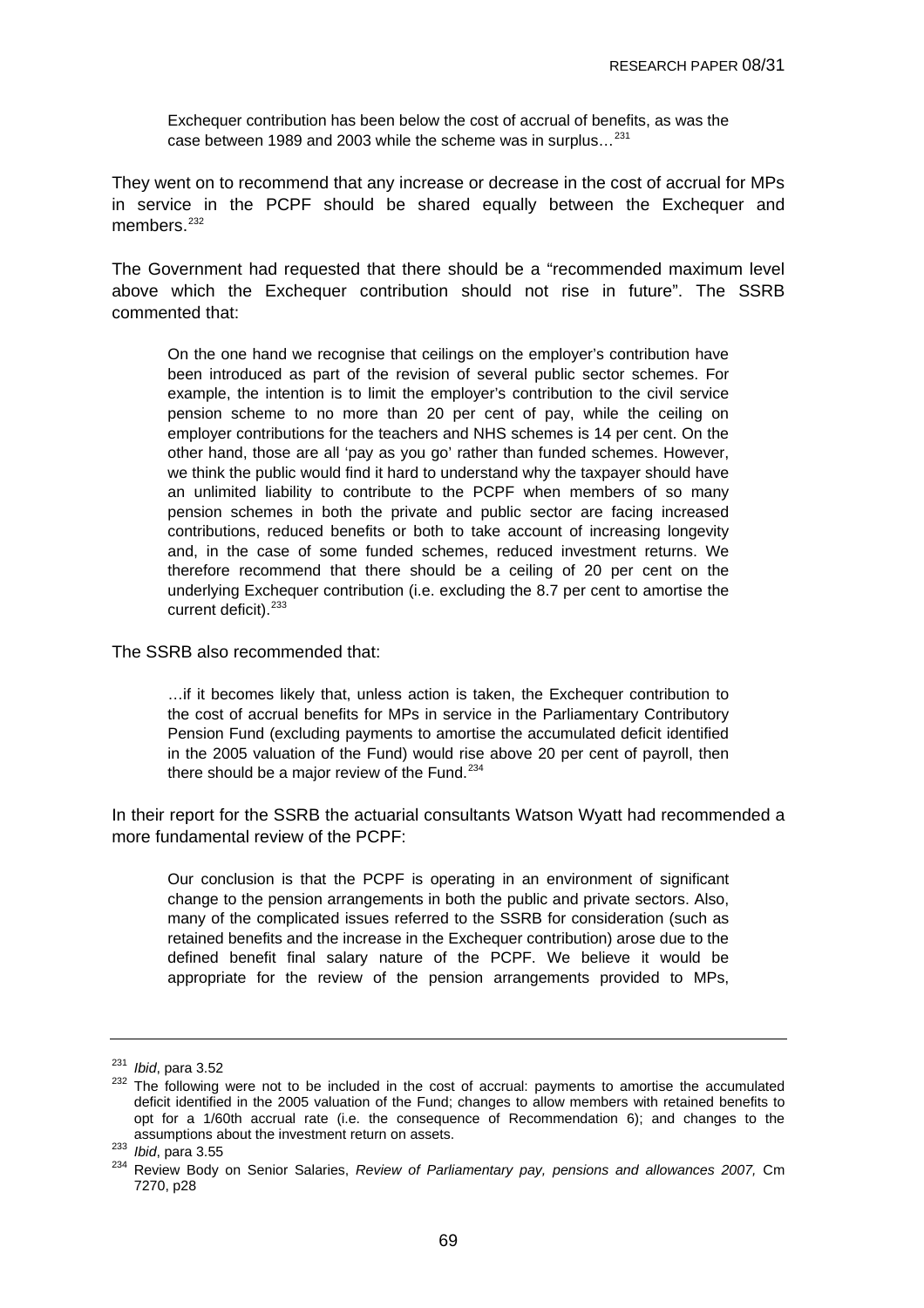> Exchequer contribution has been below the cost of accrual of benefits, as was the case between 1989 and 2003 while the scheme was in surplus…[231]

They went on to recommend that any increase or decrease in the cost of accrual for MPs in service in the PCPF should be shared equally between the Exchequer and members.[232]

The Government had requested that there should be a "recommended maximum level above which the Exchequer contribution should not rise in future". The SSRB commented that:

> On the one hand we recognise that ceilings on the employer's contribution have been introduced as part of the revision of several public sector schemes. For example, the intention is to limit the employer's contribution to the civil service pension scheme to no more than 20 per cent of pay, while the ceiling on employer contributions for the teachers and NHS schemes is 14 per cent. On the other hand, those are all 'pay as you go' rather than funded schemes. However, we think the public would find it hard to understand why the taxpayer should have an unlimited liability to contribute to the PCPF when members of so many pension schemes in both the private and public sector are facing increased contributions, reduced benefits or both to take account of increasing longevity and, in the case of some funded schemes, reduced investment returns. We therefore recommend that there should be a ceiling of 20 per cent on the underlying Exchequer contribution (i.e. excluding the 8.7 per cent to amortise the current deficit).[233]

The SSRB also recommended that:

> …if it becomes likely that, unless action is taken, the Exchequer contribution to the cost of accrual benefits for MPs in service in the Parliamentary Contributory Pension Fund (excluding payments to amortise the accumulated deficit identified in the 2005 valuation of the Fund) would rise above 20 per cent of payroll, then there should be a major review of the Fund.[234]

In their report for the SSRB the actuarial consultants Watson Wyatt had recommended a more fundamental review of the PCPF:

> Our conclusion is that the PCPF is operating in an environment of significant change to the pension arrangements in both the public and private sectors. Also, many of the complicated issues referred to the SSRB for consideration (such as retained benefits and the increase in the Exchequer contribution) arose due to the defined benefit final salary nature of the PCPF. We believe it would be appropriate for the review of the pension arrangements provided to MPs,

---

[231] *Ibid*, para 3.52

[232] The following were not to be included in the cost of accrual: payments to amortise the accumulated deficit identified in the 2005 valuation of the Fund; changes to allow members with retained benefits to opt for a 1/60th accrual rate (i.e. the consequence of Recommendation 6); and changes to the assumptions about the investment return on assets.

[233] *Ibid*, para 3.55

[234] Review Body on Senior Salaries, *Review of Parliamentary pay, pensions and allowances 2007,* Cm 7270, p28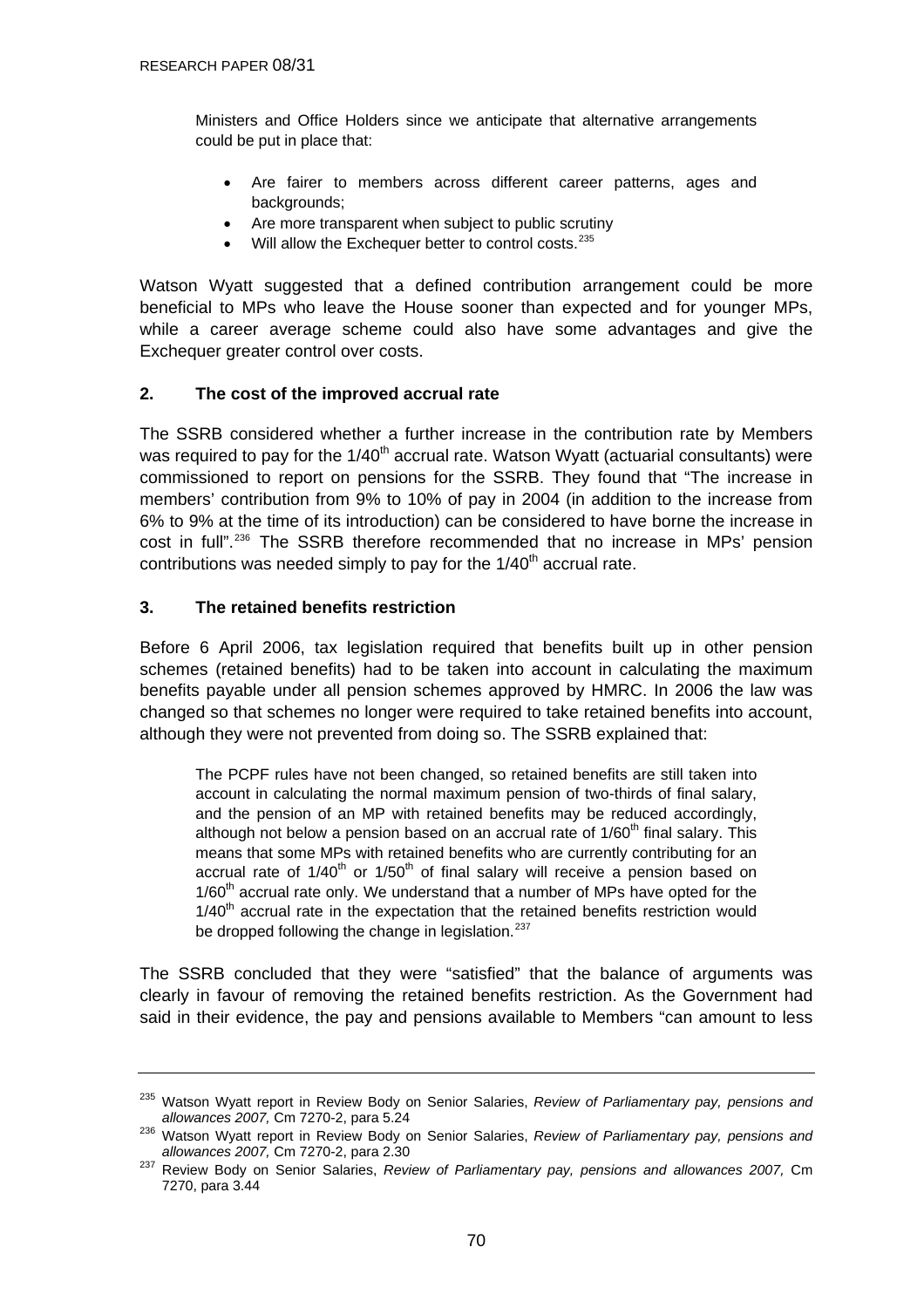> Ministers and Office Holders since we anticipate that alternative arrangements could be put in place that:
>
> - Are fairer to members across different career patterns, ages and backgrounds;
> - Are more transparent when subject to public scrutiny
> - Will allow the Exchequer better to control costs.[235]

Watson Wyatt suggested that a defined contribution arrangement could be more beneficial to MPs who leave the House sooner than expected and for younger MPs, while a career average scheme could also have some advantages and give the Exchequer greater control over costs.

### 2. The cost of the improved accrual rate

The SSRB considered whether a further increase in the contribution rate by Members was required to pay for the 1/40th accrual rate. Watson Wyatt (actuarial consultants) were commissioned to report on pensions for the SSRB. They found that "The increase in members' contribution from 9% to 10% of pay in 2004 (in addition to the increase from 6% to 9% at the time of its introduction) can be considered to have borne the increase in cost in full".[236] The SSRB therefore recommended that no increase in MPs' pension contributions was needed simply to pay for the 1/40th accrual rate.

### 3. The retained benefits restriction

Before 6 April 2006, tax legislation required that benefits built up in other pension schemes (retained benefits) had to be taken into account in calculating the maximum benefits payable under all pension schemes approved by HMRC. In 2006 the law was changed so that schemes no longer were required to take retained benefits into account, although they were not prevented from doing so. The SSRB explained that:

> The PCPF rules have not been changed, so retained benefits are still taken into account in calculating the normal maximum pension of two-thirds of final salary, and the pension of an MP with retained benefits may be reduced accordingly, although not below a pension based on an accrual rate of 1/60th final salary. This means that some MPs with retained benefits who are currently contributing for an accrual rate of 1/40th or 1/50th of final salary will receive a pension based on 1/60th accrual rate only. We understand that a number of MPs have opted for the 1/40th accrual rate in the expectation that the retained benefits restriction would be dropped following the change in legislation.[237]

The SSRB concluded that they were "satisfied" that the balance of arguments was clearly in favour of removing the retained benefits restriction. As the Government had said in their evidence, the pay and pensions available to Members "can amount to less

---

[235] Watson Wyatt report in Review Body on Senior Salaries, *Review of Parliamentary pay, pensions and allowances 2007,* Cm 7270-2, para 5.24

[236] Watson Wyatt report in Review Body on Senior Salaries, *Review of Parliamentary pay, pensions and allowances 2007,* Cm 7270-2, para 2.30

[237] Review Body on Senior Salaries, *Review of Parliamentary pay, pensions and allowances 2007,* Cm 7270, para 3.44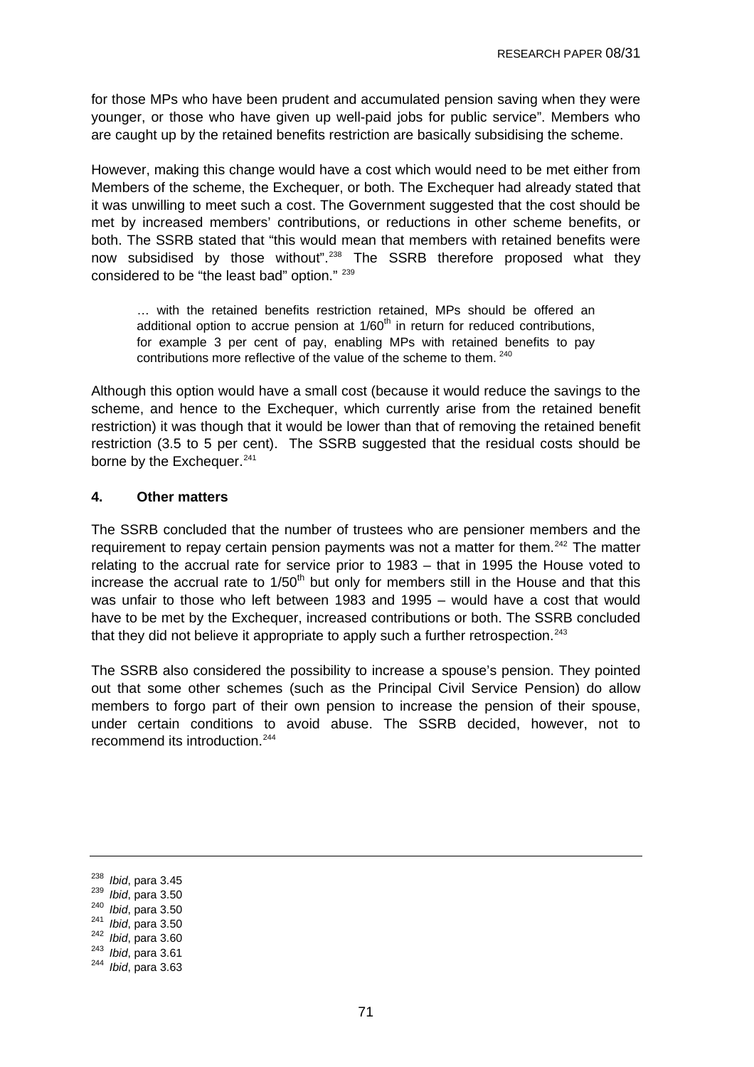for those MPs who have been prudent and accumulated pension saving when they were younger, or those who have given up well-paid jobs for public service". Members who are caught up by the retained benefits restriction are basically subsidising the scheme.

However, making this change would have a cost which would need to be met either from Members of the scheme, the Exchequer, or both. The Exchequer had already stated that it was unwilling to meet such a cost. The Government suggested that the cost should be met by increased members' contributions, or reductions in other scheme benefits, or both. The SSRB stated that "this would mean that members with retained benefits were now subsidised by those without".[238] The SSRB therefore proposed what they considered to be "the least bad" option." [239]

> … with the retained benefits restriction retained, MPs should be offered an additional option to accrue pension at 1/60th in return for reduced contributions, for example 3 per cent of pay, enabling MPs with retained benefits to pay contributions more reflective of the value of the scheme to them. [240]

Although this option would have a small cost (because it would reduce the savings to the scheme, and hence to the Exchequer, which currently arise from the retained benefit restriction) it was though that it would be lower than that of removing the retained benefit restriction (3.5 to 5 per cent). The SSRB suggested that the residual costs should be borne by the Exchequer.[241]

### 4. Other matters

The SSRB concluded that the number of trustees who are pensioner members and the requirement to repay certain pension payments was not a matter for them.[242] The matter relating to the accrual rate for service prior to 1983 – that in 1995 the House voted to increase the accrual rate to 1/50th but only for members still in the House and that this was unfair to those who left between 1983 and 1995 – would have a cost that would have to be met by the Exchequer, increased contributions or both. The SSRB concluded that they did not believe it appropriate to apply such a further retrospection.[243]

The SSRB also considered the possibility to increase a spouse's pension. They pointed out that some other schemes (such as the Principal Civil Service Pension) do allow members to forgo part of their own pension to increase the pension of their spouse, under certain conditions to avoid abuse. The SSRB decided, however, not to recommend its introduction.[244]

---

[238] *Ibid*, para 3.45
[239] *Ibid*, para 3.50
[240] *Ibid*, para 3.50
[241] *Ibid*, para 3.50
[242] *Ibid*, para 3.60
[243] *Ibid*, para 3.61
[244] *Ibid*, para 3.63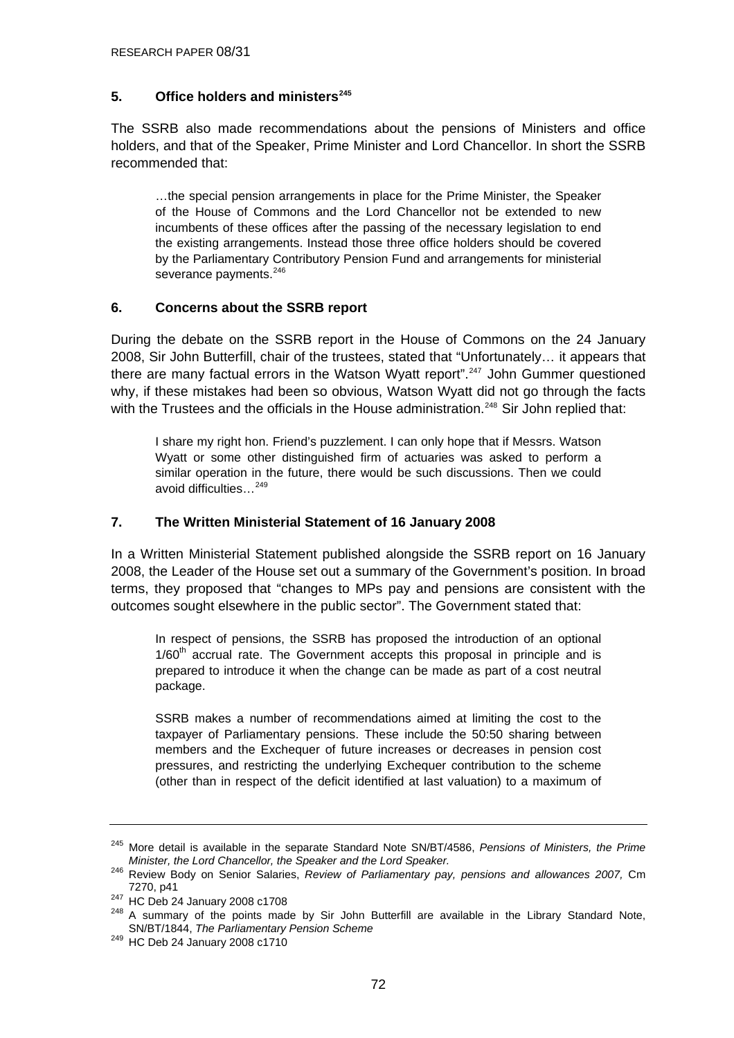## 5. Office holders and ministers[245]

The SSRB also made recommendations about the pensions of Ministers and office holders, and that of the Speaker, Prime Minister and Lord Chancellor. In short the SSRB recommended that:

> …the special pension arrangements in place for the Prime Minister, the Speaker of the House of Commons and the Lord Chancellor not be extended to new incumbents of these offices after the passing of the necessary legislation to end the existing arrangements. Instead those three office holders should be covered by the Parliamentary Contributory Pension Fund and arrangements for ministerial severance payments.[246]

## 6. Concerns about the SSRB report

During the debate on the SSRB report in the House of Commons on the 24 January 2008, Sir John Butterfill, chair of the trustees, stated that "Unfortunately… it appears that there are many factual errors in the Watson Wyatt report".[247] John Gummer questioned why, if these mistakes had been so obvious, Watson Wyatt did not go through the facts with the Trustees and the officials in the House administration.[248] Sir John replied that:

> I share my right hon. Friend's puzzlement. I can only hope that if Messrs. Watson Wyatt or some other distinguished firm of actuaries was asked to perform a similar operation in the future, there would be such discussions. Then we could avoid difficulties…[249]

## 7. The Written Ministerial Statement of 16 January 2008

In a Written Ministerial Statement published alongside the SSRB report on 16 January 2008, the Leader of the House set out a summary of the Government's position. In broad terms, they proposed that "changes to MPs pay and pensions are consistent with the outcomes sought elsewhere in the public sector". The Government stated that:

> In respect of pensions, the SSRB has proposed the introduction of an optional 1/60th accrual rate. The Government accepts this proposal in principle and is prepared to introduce it when the change can be made as part of a cost neutral package.
>
> SSRB makes a number of recommendations aimed at limiting the cost to the taxpayer of Parliamentary pensions. These include the 50:50 sharing between members and the Exchequer of future increases or decreases in pension cost pressures, and restricting the underlying Exchequer contribution to the scheme (other than in respect of the deficit identified at last valuation) to a maximum of

---

[245] More detail is available in the separate Standard Note SN/BT/4586, *Pensions of Ministers, the Prime Minister, the Lord Chancellor, the Speaker and the Lord Speaker.*

[246] Review Body on Senior Salaries, *Review of Parliamentary pay, pensions and allowances 2007,* Cm 7270, p41

[247] HC Deb 24 January 2008 c1708

[248] A summary of the points made by Sir John Butterfill are available in the Library Standard Note, SN/BT/1844, *The Parliamentary Pension Scheme*

[249] HC Deb 24 January 2008 c1710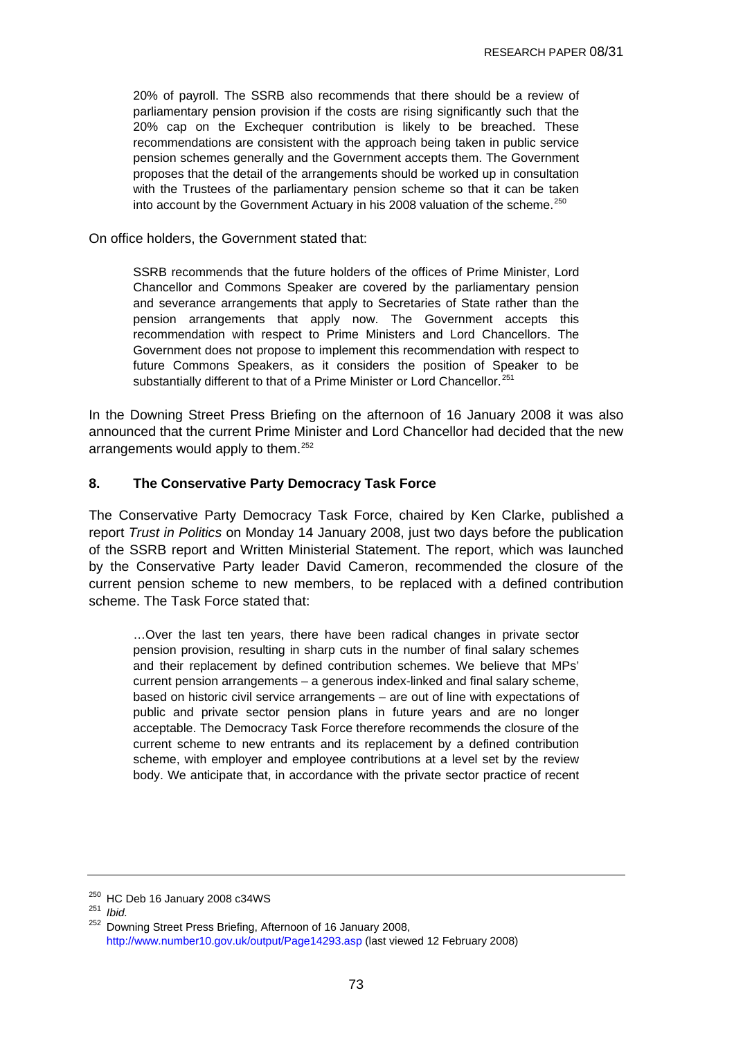> 20% of payroll. The SSRB also recommends that there should be a review of parliamentary pension provision if the costs are rising significantly such that the 20% cap on the Exchequer contribution is likely to be breached. These recommendations are consistent with the approach being taken in public service pension schemes generally and the Government accepts them. The Government proposes that the detail of the arrangements should be worked up in consultation with the Trustees of the parliamentary pension scheme so that it can be taken into account by the Government Actuary in his 2008 valuation of the scheme.[250]

On office holders, the Government stated that:

> SSRB recommends that the future holders of the offices of Prime Minister, Lord Chancellor and Commons Speaker are covered by the parliamentary pension and severance arrangements that apply to Secretaries of State rather than the pension arrangements that apply now. The Government accepts this recommendation with respect to Prime Ministers and Lord Chancellors. The Government does not propose to implement this recommendation with respect to future Commons Speakers, as it considers the position of Speaker to be substantially different to that of a Prime Minister or Lord Chancellor.[251]

In the Downing Street Press Briefing on the afternoon of 16 January 2008 it was also announced that the current Prime Minister and Lord Chancellor had decided that the new arrangements would apply to them.[252]

## 8. The Conservative Party Democracy Task Force

The Conservative Party Democracy Task Force, chaired by Ken Clarke, published a report *Trust in Politics* on Monday 14 January 2008, just two days before the publication of the SSRB report and Written Ministerial Statement. The report, which was launched by the Conservative Party leader David Cameron, recommended the closure of the current pension scheme to new members, to be replaced with a defined contribution scheme. The Task Force stated that:

> …Over the last ten years, there have been radical changes in private sector pension provision, resulting in sharp cuts in the number of final salary schemes and their replacement by defined contribution schemes. We believe that MPs' current pension arrangements – a generous index-linked and final salary scheme, based on historic civil service arrangements – are out of line with expectations of public and private sector pension plans in future years and are no longer acceptable. The Democracy Task Force therefore recommends the closure of the current scheme to new entrants and its replacement by a defined contribution scheme, with employer and employee contributions at a level set by the review body. We anticipate that, in accordance with the private sector practice of recent

---

[250] HC Deb 16 January 2008 c34WS

[251] *Ibid.*

[252] Downing Street Press Briefing, Afternoon of 16 January 2008, http://www.number10.gov.uk/output/Page14293.asp (last viewed 12 February 2008)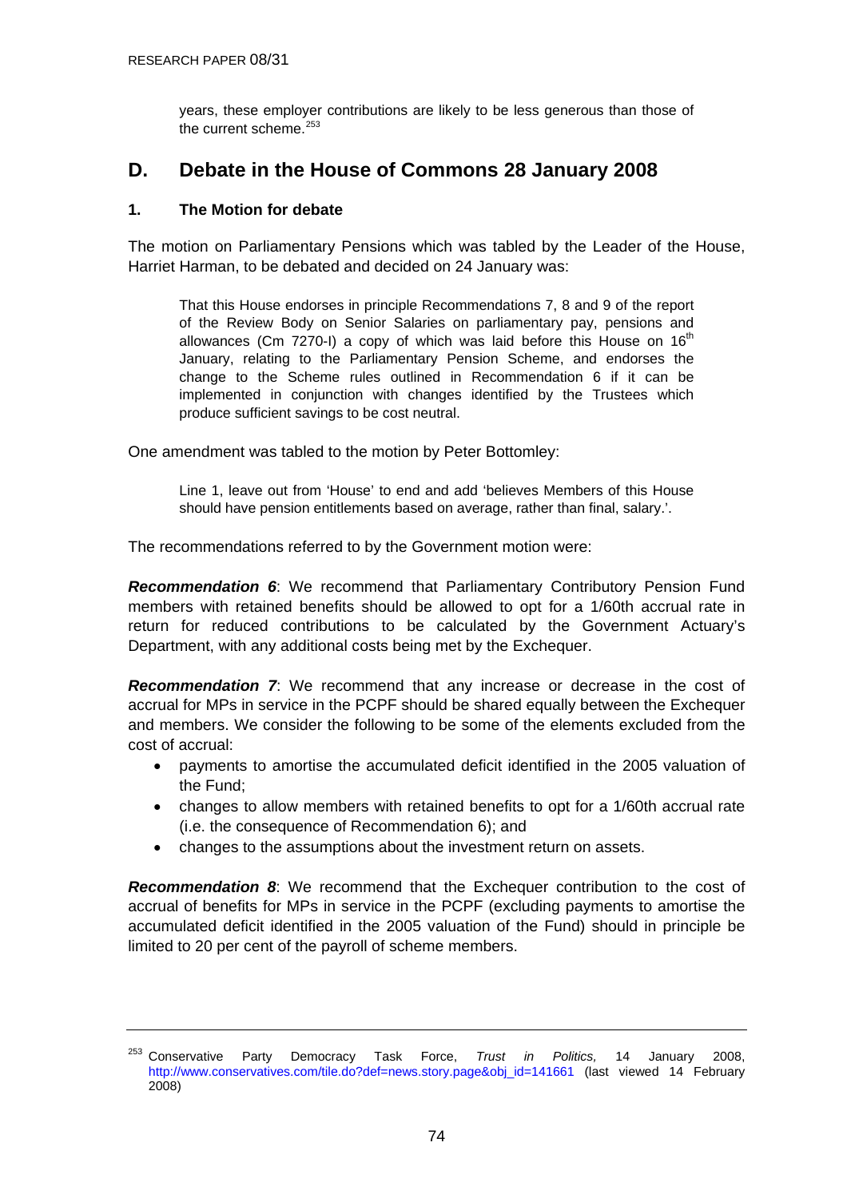years, these employer contributions are likely to be less generous than those of the current scheme.[253]

## D. Debate in the House of Commons 28 January 2008

### 1. The Motion for debate

The motion on Parliamentary Pensions which was tabled by the Leader of the House, Harriet Harman, to be debated and decided on 24 January was:

> That this House endorses in principle Recommendations 7, 8 and 9 of the report of the Review Body on Senior Salaries on parliamentary pay, pensions and allowances (Cm 7270-I) a copy of which was laid before this House on 16th January, relating to the Parliamentary Pension Scheme, and endorses the change to the Scheme rules outlined in Recommendation 6 if it can be implemented in conjunction with changes identified by the Trustees which produce sufficient savings to be cost neutral.

One amendment was tabled to the motion by Peter Bottomley:

> Line 1, leave out from 'House' to end and add 'believes Members of this House should have pension entitlements based on average, rather than final, salary.'.

The recommendations referred to by the Government motion were:

***Recommendation 6***: We recommend that Parliamentary Contributory Pension Fund members with retained benefits should be allowed to opt for a 1/60th accrual rate in return for reduced contributions to be calculated by the Government Actuary's Department, with any additional costs being met by the Exchequer.

***Recommendation 7***: We recommend that any increase or decrease in the cost of accrual for MPs in service in the PCPF should be shared equally between the Exchequer and members. We consider the following to be some of the elements excluded from the cost of accrual:

- payments to amortise the accumulated deficit identified in the 2005 valuation of the Fund;
- changes to allow members with retained benefits to opt for a 1/60th accrual rate (i.e. the consequence of Recommendation 6); and
- changes to the assumptions about the investment return on assets.

***Recommendation 8***: We recommend that the Exchequer contribution to the cost of accrual of benefits for MPs in service in the PCPF (excluding payments to amortise the accumulated deficit identified in the 2005 valuation of the Fund) should in principle be limited to 20 per cent of the payroll of scheme members.

---

[253] Conservative Party Democracy Task Force, *Trust in Politics,* 14 January 2008, http://www.conservatives.com/tile.do?def=news.story.page&obj_id=141661 (last viewed 14 February 2008)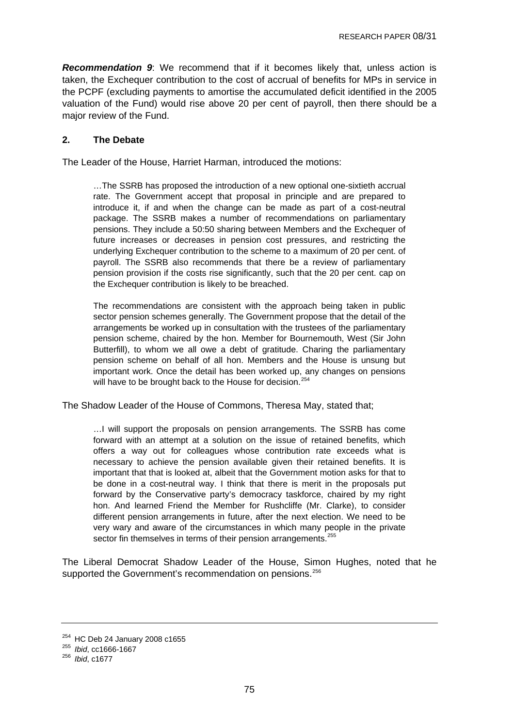***Recommendation 9***: We recommend that if it becomes likely that, unless action is taken, the Exchequer contribution to the cost of accrual of benefits for MPs in service in the PCPF (excluding payments to amortise the accumulated deficit identified in the 2005 valuation of the Fund) would rise above 20 per cent of payroll, then there should be a major review of the Fund.

## 2. The Debate

The Leader of the House, Harriet Harman, introduced the motions:

> …The SSRB has proposed the introduction of a new optional one-sixtieth accrual rate. The Government accept that proposal in principle and are prepared to introduce it, if and when the change can be made as part of a cost-neutral package. The SSRB makes a number of recommendations on parliamentary pensions. They include a 50:50 sharing between Members and the Exchequer of future increases or decreases in pension cost pressures, and restricting the underlying Exchequer contribution to the scheme to a maximum of 20 per cent. of payroll. The SSRB also recommends that there be a review of parliamentary pension provision if the costs rise significantly, such that the 20 per cent. cap on the Exchequer contribution is likely to be breached.
>
> The recommendations are consistent with the approach being taken in public sector pension schemes generally. The Government propose that the detail of the arrangements be worked up in consultation with the trustees of the parliamentary pension scheme, chaired by the hon. Member for Bournemouth, West (Sir John Butterfill), to whom we all owe a debt of gratitude. Charing the parliamentary pension scheme on behalf of all hon. Members and the House is unsung but important work. Once the detail has been worked up, any changes on pensions will have to be brought back to the House for decision.[254]

The Shadow Leader of the House of Commons, Theresa May, stated that;

> …I will support the proposals on pension arrangements. The SSRB has come forward with an attempt at a solution on the issue of retained benefits, which offers a way out for colleagues whose contribution rate exceeds what is necessary to achieve the pension available given their retained benefits. It is important that that is looked at, albeit that the Government motion asks for that to be done in a cost-neutral way. I think that there is merit in the proposals put forward by the Conservative party's democracy taskforce, chaired by my right hon. And learned Friend the Member for Rushcliffe (Mr. Clarke), to consider different pension arrangements in future, after the next election. We need to be very wary and aware of the circumstances in which many people in the private sector fin themselves in terms of their pension arrangements.[255]

The Liberal Democrat Shadow Leader of the House, Simon Hughes, noted that he supported the Government's recommendation on pensions.[256]

---

[254] HC Deb 24 January 2008 c1655
[255] *Ibid*, cc1666-1667
[256] *Ibid*, c1677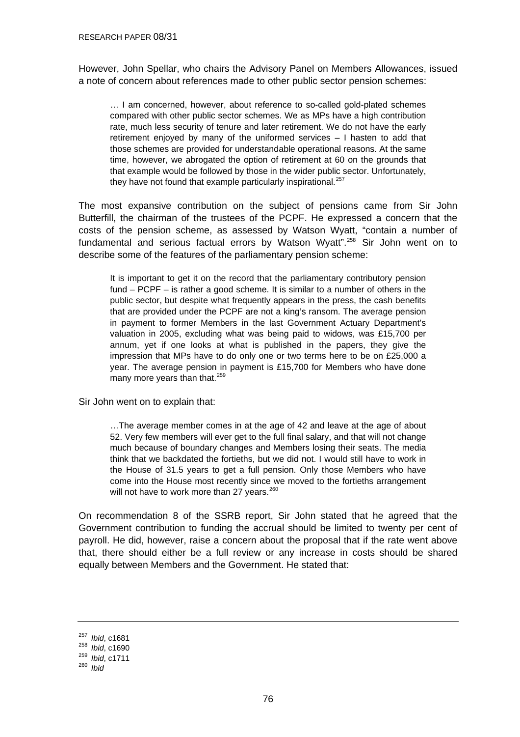However, John Spellar, who chairs the Advisory Panel on Members Allowances, issued a note of concern about references made to other public sector pension schemes:

> … I am concerned, however, about reference to so-called gold-plated schemes compared with other public sector schemes. We as MPs have a high contribution rate, much less security of tenure and later retirement. We do not have the early retirement enjoyed by many of the uniformed services – I hasten to add that those schemes are provided for understandable operational reasons. At the same time, however, we abrogated the option of retirement at 60 on the grounds that that example would be followed by those in the wider public sector. Unfortunately, they have not found that example particularly inspirational.[257]

The most expansive contribution on the subject of pensions came from Sir John Butterfill, the chairman of the trustees of the PCPF. He expressed a concern that the costs of the pension scheme, as assessed by Watson Wyatt, "contain a number of fundamental and serious factual errors by Watson Wyatt".[258] Sir John went on to describe some of the features of the parliamentary pension scheme:

> It is important to get it on the record that the parliamentary contributory pension fund – PCPF – is rather a good scheme. It is similar to a number of others in the public sector, but despite what frequently appears in the press, the cash benefits that are provided under the PCPF are not a king's ransom. The average pension in payment to former Members in the last Government Actuary Department's valuation in 2005, excluding what was being paid to widows, was £15,700 per annum, yet if one looks at what is published in the papers, they give the impression that MPs have to do only one or two terms here to be on £25,000 a year. The average pension in payment is £15,700 for Members who have done many more years than that.[259]

Sir John went on to explain that:

> …The average member comes in at the age of 42 and leave at the age of about 52. Very few members will ever get to the full final salary, and that will not change much because of boundary changes and Members losing their seats. The media think that we backdated the fortieths, but we did not. I would still have to work in the House of 31.5 years to get a full pension. Only those Members who have come into the House most recently since we moved to the fortieths arrangement will not have to work more than 27 years.[260]

On recommendation 8 of the SSRB report, Sir John stated that he agreed that the Government contribution to funding the accrual should be limited to twenty per cent of payroll. He did, however, raise a concern about the proposal that if the rate went above that, there should either be a full review or any increase in costs should be shared equally between Members and the Government. He stated that:

---

[257] *Ibid*, c1681
[258] *Ibid*, c1690
[259] *Ibid*, c1711
[260] *Ibid*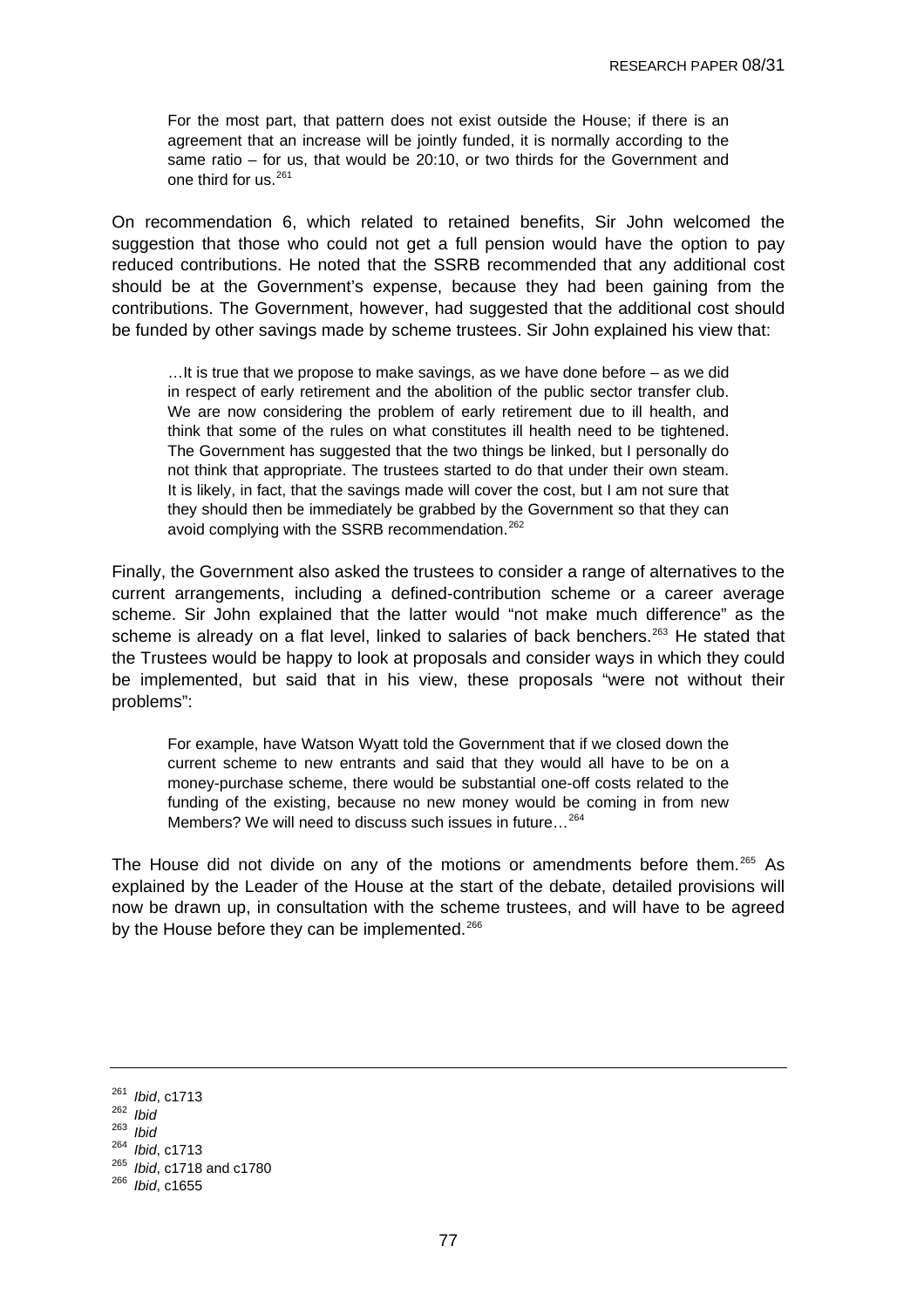> For the most part, that pattern does not exist outside the House; if there is an agreement that an increase will be jointly funded, it is normally according to the same ratio – for us, that would be 20:10, or two thirds for the Government and one third for us.[261]

On recommendation 6, which related to retained benefits, Sir John welcomed the suggestion that those who could not get a full pension would have the option to pay reduced contributions. He noted that the SSRB recommended that any additional cost should be at the Government's expense, because they had been gaining from the contributions. The Government, however, had suggested that the additional cost should be funded by other savings made by scheme trustees. Sir John explained his view that:

> …It is true that we propose to make savings, as we have done before – as we did in respect of early retirement and the abolition of the public sector transfer club. We are now considering the problem of early retirement due to ill health, and think that some of the rules on what constitutes ill health need to be tightened. The Government has suggested that the two things be linked, but I personally do not think that appropriate. The trustees started to do that under their own steam. It is likely, in fact, that the savings made will cover the cost, but I am not sure that they should then be immediately be grabbed by the Government so that they can avoid complying with the SSRB recommendation.[262]

Finally, the Government also asked the trustees to consider a range of alternatives to the current arrangements, including a defined-contribution scheme or a career average scheme. Sir John explained that the latter would "not make much difference" as the scheme is already on a flat level, linked to salaries of back benchers.[263] He stated that the Trustees would be happy to look at proposals and consider ways in which they could be implemented, but said that in his view, these proposals "were not without their problems":

> For example, have Watson Wyatt told the Government that if we closed down the current scheme to new entrants and said that they would all have to be on a money-purchase scheme, there would be substantial one-off costs related to the funding of the existing, because no new money would be coming in from new Members? We will need to discuss such issues in future…[264]

The House did not divide on any of the motions or amendments before them.[265] As explained by the Leader of the House at the start of the debate, detailed provisions will now be drawn up, in consultation with the scheme trustees, and will have to be agreed by the House before they can be implemented.[266]

---

[261] *Ibid*, c1713
[262] *Ibid*
[263] *Ibid*
[264] *Ibid*, c1713
[265] *Ibid*, c1718 and c1780
[266] *Ibid*, c1655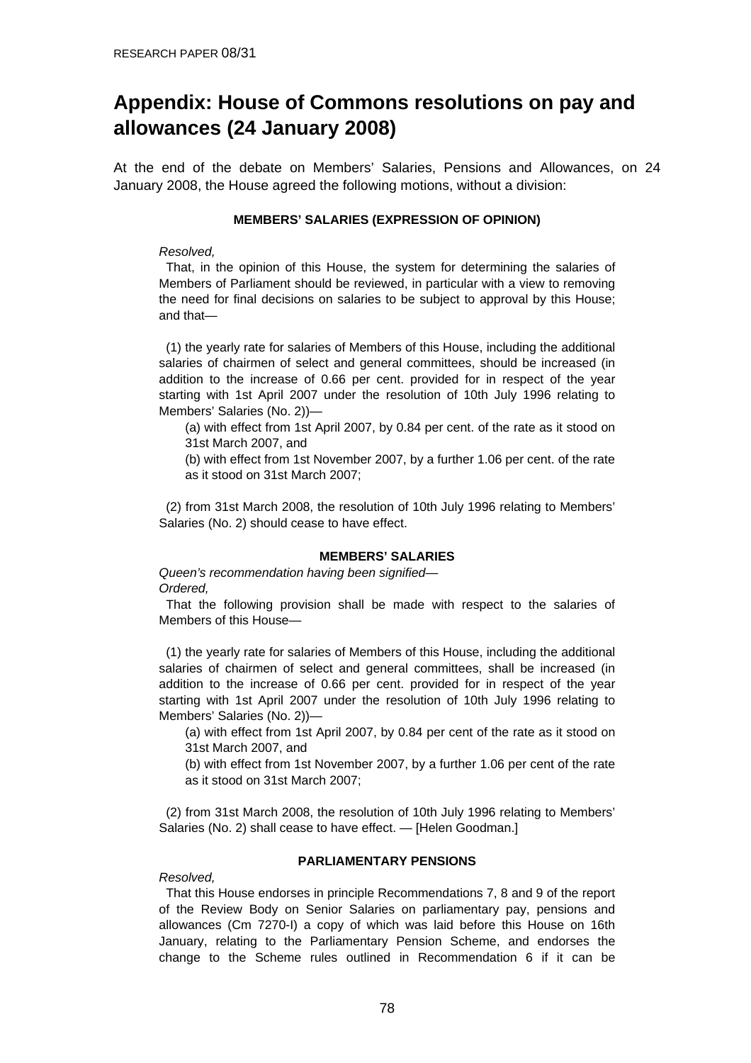# Appendix: House of Commons resolutions on pay and allowances (24 January 2008)

At the end of the debate on Members' Salaries, Pensions and Allowances, on 24 January 2008, the House agreed the following motions, without a division:

**MEMBERS' SALARIES (EXPRESSION OF OPINION)**

*Resolved,*

That, in the opinion of this House, the system for determining the salaries of Members of Parliament should be reviewed, in particular with a view to removing the need for final decisions on salaries to be subject to approval by this House; and that—

(1) the yearly rate for salaries of Members of this House, including the additional salaries of chairmen of select and general committees, should be increased (in addition to the increase of 0.66 per cent. provided for in respect of the year starting with 1st April 2007 under the resolution of 10th July 1996 relating to Members' Salaries (No. 2))—

(a) with effect from 1st April 2007, by 0.84 per cent. of the rate as it stood on 31st March 2007, and

(b) with effect from 1st November 2007, by a further 1.06 per cent. of the rate as it stood on 31st March 2007;

(2) from 31st March 2008, the resolution of 10th July 1996 relating to Members' Salaries (No. 2) should cease to have effect.

**MEMBERS' SALARIES**

*Queen's recommendation having been signified—*

*Ordered,*

That the following provision shall be made with respect to the salaries of Members of this House—

(1) the yearly rate for salaries of Members of this House, including the additional salaries of chairmen of select and general committees, shall be increased (in addition to the increase of 0.66 per cent. provided for in respect of the year starting with 1st April 2007 under the resolution of 10th July 1996 relating to Members' Salaries (No. 2))—

(a) with effect from 1st April 2007, by 0.84 per cent of the rate as it stood on 31st March 2007, and

(b) with effect from 1st November 2007, by a further 1.06 per cent of the rate as it stood on 31st March 2007;

(2) from 31st March 2008, the resolution of 10th July 1996 relating to Members' Salaries (No. 2) shall cease to have effect. — [Helen Goodman.]

**PARLIAMENTARY PENSIONS**

*Resolved,*

That this House endorses in principle Recommendations 7, 8 and 9 of the report of the Review Body on Senior Salaries on parliamentary pay, pensions and allowances (Cm 7270-I) a copy of which was laid before this House on 16th January, relating to the Parliamentary Pension Scheme, and endorses the change to the Scheme rules outlined in Recommendation 6 if it can be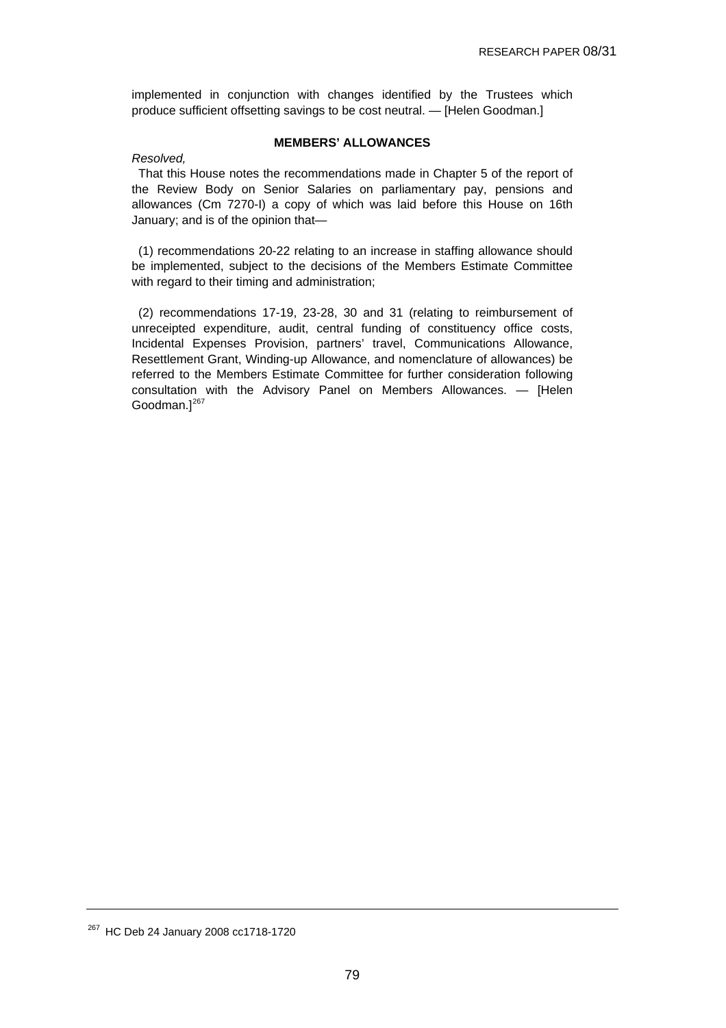implemented in conjunction with changes identified by the Trustees which produce sufficient offsetting savings to be cost neutral. — [Helen Goodman.]

**MEMBERS' ALLOWANCES**

*Resolved,*

That this House notes the recommendations made in Chapter 5 of the report of the Review Body on Senior Salaries on parliamentary pay, pensions and allowances (Cm 7270-I) a copy of which was laid before this House on 16th January; and is of the opinion that—

(1) recommendations 20-22 relating to an increase in staffing allowance should be implemented, subject to the decisions of the Members Estimate Committee with regard to their timing and administration;

(2) recommendations 17-19, 23-28, 30 and 31 (relating to reimbursement of unreceipted expenditure, audit, central funding of constituency office costs, Incidental Expenses Provision, partners' travel, Communications Allowance, Resettlement Grant, Winding-up Allowance, and nomenclature of allowances) be referred to the Members Estimate Committee for further consideration following consultation with the Advisory Panel on Members Allowances. — [Helen Goodman.][267]

---

[267] HC Deb 24 January 2008 cc1718-1720